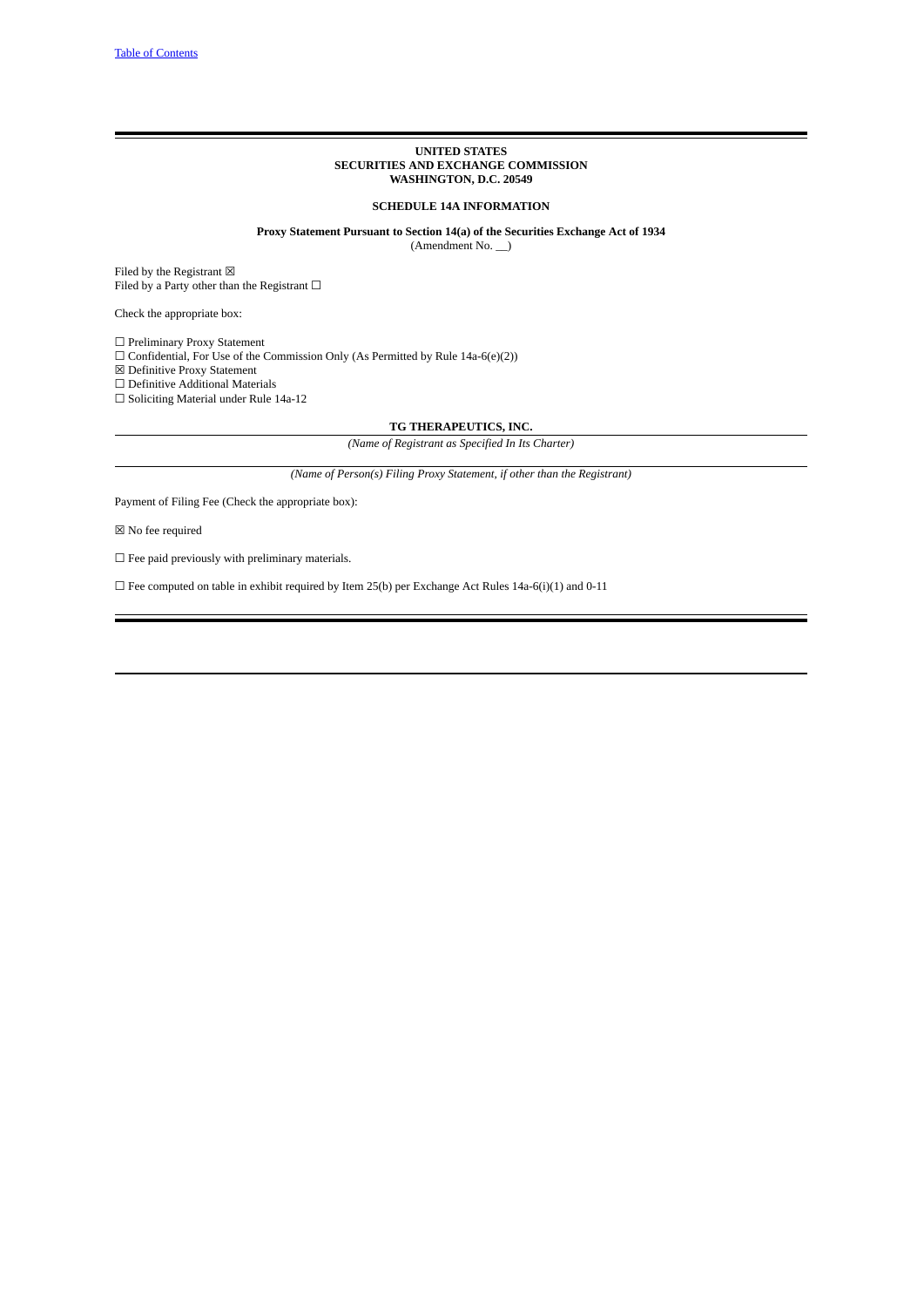[Table of Contents]

**UNITED STATES**
**SECURITIES AND EXCHANGE COMMISSION**
**WASHINGTON, D.C. 20549**

**SCHEDULE 14A INFORMATION**

**Proxy Statement Pursuant to Section 14(a) of the Securities Exchange Act of 1934**
(Amendment No. __)

Filed by the Registrant ☒
Filed by a Party other than the Registrant ☐

Check the appropriate box:

☐ Preliminary Proxy Statement
☐ Confidential, For Use of the Commission Only (As Permitted by Rule 14a-6(e)(2))
☒ Definitive Proxy Statement
☐ Definitive Additional Materials
☐ Soliciting Material under Rule 14a-12

**TG THERAPEUTICS, INC.**

*(Name of Registrant as Specified In Its Charter)*

*(Name of Person(s) Filing Proxy Statement, if other than the Registrant)*

Payment of Filing Fee (Check the appropriate box):

☒ No fee required

☐ Fee paid previously with preliminary materials.

☐ Fee computed on table in exhibit required by Item 25(b) per Exchange Act Rules 14a-6(i)(1) and 0-11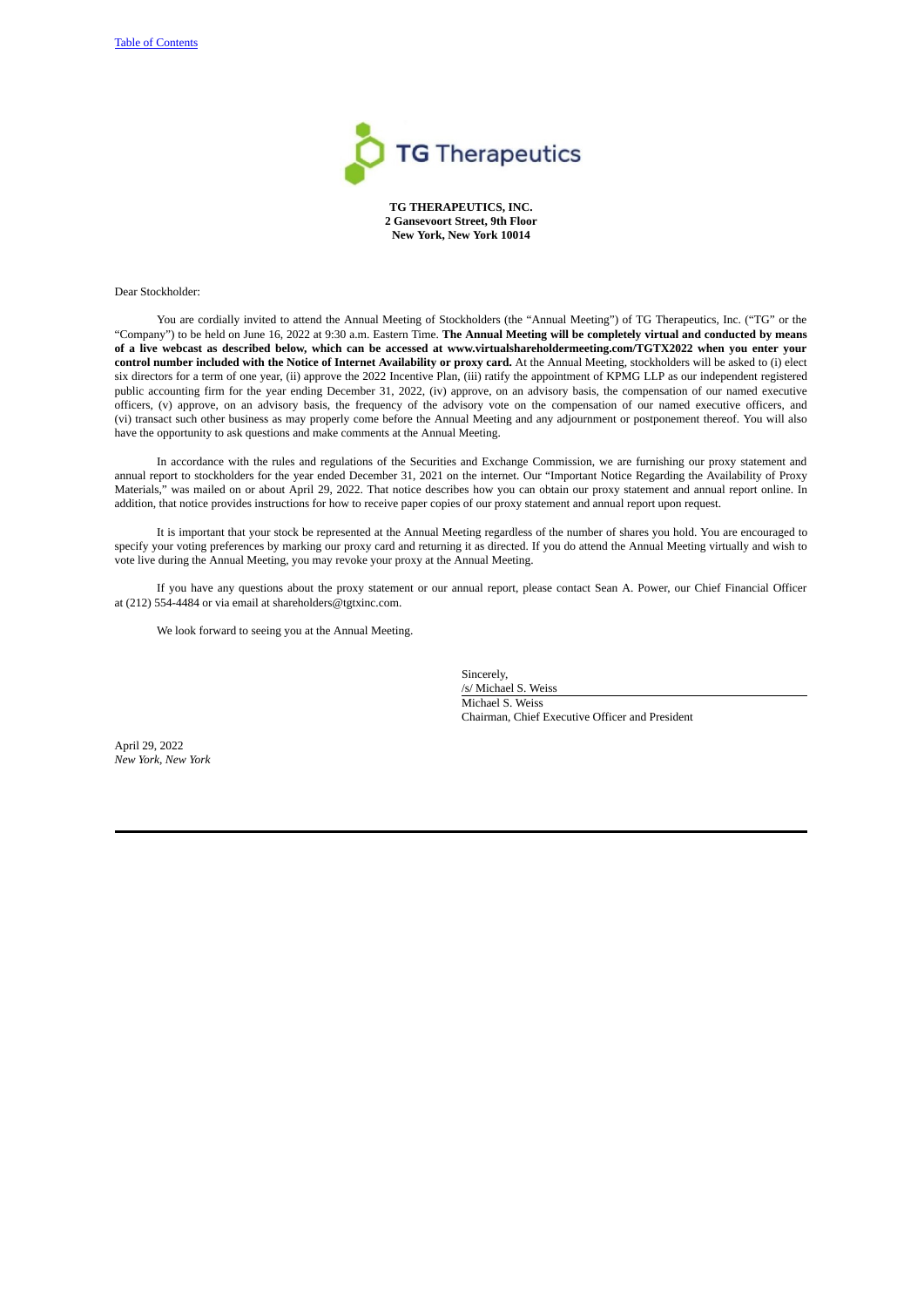[Table of Contents](#)

**TG THERAPEUTICS, INC.**
**2 Gansevoort Street, 9th Floor**
**New York, New York 10014**

Dear Stockholder:

You are cordially invited to attend the Annual Meeting of Stockholders (the "Annual Meeting") of TG Therapeutics, Inc. ("TG" or the "Company") to be held on June 16, 2022 at 9:30 a.m. Eastern Time. **The Annual Meeting will be completely virtual and conducted by means of a live webcast as described below, which can be accessed at www.virtualshareholdermeeting.com/TGTX2022 when you enter your control number included with the Notice of Internet Availability or proxy card.** At the Annual Meeting, stockholders will be asked to (i) elect six directors for a term of one year, (ii) approve the 2022 Incentive Plan, (iii) ratify the appointment of KPMG LLP as our independent registered public accounting firm for the year ending December 31, 2022, (iv) approve, on an advisory basis, the compensation of our named executive officers, (v) approve, on an advisory basis, the frequency of the advisory vote on the compensation of our named executive officers, and (vi) transact such other business as may properly come before the Annual Meeting and any adjournment or postponement thereof. You will also have the opportunity to ask questions and make comments at the Annual Meeting.

In accordance with the rules and regulations of the Securities and Exchange Commission, we are furnishing our proxy statement and annual report to stockholders for the year ended December 31, 2021 on the internet. Our "Important Notice Regarding the Availability of Proxy Materials," was mailed on or about April 29, 2022. That notice describes how you can obtain our proxy statement and annual report online. In addition, that notice provides instructions for how to receive paper copies of our proxy statement and annual report upon request.

It is important that your stock be represented at the Annual Meeting regardless of the number of shares you hold. You are encouraged to specify your voting preferences by marking our proxy card and returning it as directed. If you do attend the Annual Meeting virtually and wish to vote live during the Annual Meeting, you may revoke your proxy at the Annual Meeting.

If you have any questions about the proxy statement or our annual report, please contact Sean A. Power, our Chief Financial Officer at (212) 554-4484 or via email at shareholders@tgtxinc.com.

We look forward to seeing you at the Annual Meeting.

Sincerely,
/s/ Michael S. Weiss
Michael S. Weiss
Chairman, Chief Executive Officer and President

April 29, 2022
*New York, New York*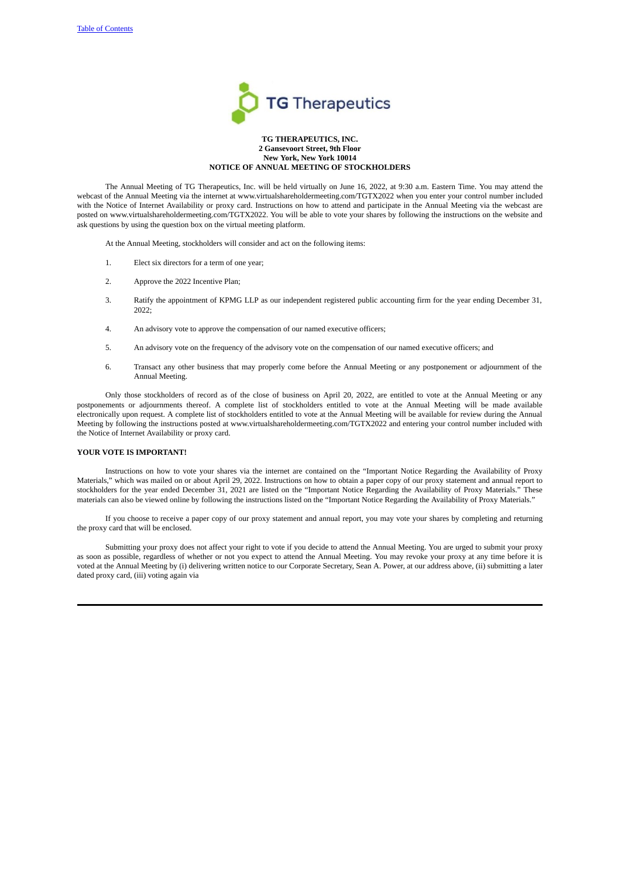**TG THERAPEUTICS, INC.**
**2 Gansevoort Street, 9th Floor**
**New York, New York 10014**
**NOTICE OF ANNUAL MEETING OF STOCKHOLDERS**

The Annual Meeting of TG Therapeutics, Inc. will be held virtually on June 16, 2022, at 9:30 a.m. Eastern Time. You may attend the webcast of the Annual Meeting via the internet at www.virtualshareholdermeeting.com/TGTX2022 when you enter your control number included with the Notice of Internet Availability or proxy card. Instructions on how to attend and participate in the Annual Meeting via the webcast are posted on www.virtualshareholdermeeting.com/TGTX2022. You will be able to vote your shares by following the instructions on the website and ask questions by using the question box on the virtual meeting platform.

At the Annual Meeting, stockholders will consider and act on the following items:

1. Elect six directors for a term of one year;

2. Approve the 2022 Incentive Plan;

3. Ratify the appointment of KPMG LLP as our independent registered public accounting firm for the year ending December 31, 2022;

4. An advisory vote to approve the compensation of our named executive officers;

5. An advisory vote on the frequency of the advisory vote on the compensation of our named executive officers; and

6. Transact any other business that may properly come before the Annual Meeting or any postponement or adjournment of the Annual Meeting.

Only those stockholders of record as of the close of business on April 20, 2022, are entitled to vote at the Annual Meeting or any postponements or adjournments thereof. A complete list of stockholders entitled to vote at the Annual Meeting will be made available electronically upon request. A complete list of stockholders entitled to vote at the Annual Meeting will be available for review during the Annual Meeting by following the instructions posted at www.virtualshareholdermeeting.com/TGTX2022 and entering your control number included with the Notice of Internet Availability or proxy card.

**YOUR VOTE IS IMPORTANT!**

Instructions on how to vote your shares via the internet are contained on the "Important Notice Regarding the Availability of Proxy Materials," which was mailed on or about April 29, 2022. Instructions on how to obtain a paper copy of our proxy statement and annual report to stockholders for the year ended December 31, 2021 are listed on the "Important Notice Regarding the Availability of Proxy Materials." These materials can also be viewed online by following the instructions listed on the "Important Notice Regarding the Availability of Proxy Materials."

If you choose to receive a paper copy of our proxy statement and annual report, you may vote your shares by completing and returning the proxy card that will be enclosed.

Submitting your proxy does not affect your right to vote if you decide to attend the Annual Meeting. You are urged to submit your proxy as soon as possible, regardless of whether or not you expect to attend the Annual Meeting. You may revoke your proxy at any time before it is voted at the Annual Meeting by (i) delivering written notice to our Corporate Secretary, Sean A. Power, at our address above, (ii) submitting a later dated proxy card, (iii) voting again via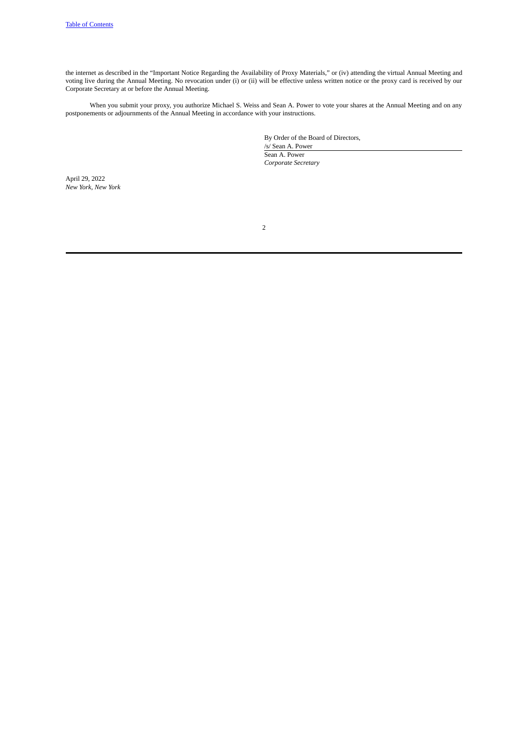the internet as described in the "Important Notice Regarding the Availability of Proxy Materials," or (iv) attending the virtual Annual Meeting and voting live during the Annual Meeting. No revocation under (i) or (ii) will be effective unless written notice or the proxy card is received by our Corporate Secretary at or before the Annual Meeting.

When you submit your proxy, you authorize Michael S. Weiss and Sean A. Power to vote your shares at the Annual Meeting and on any postponements or adjournments of the Annual Meeting in accordance with your instructions.

By Order of the Board of Directors,

/s/ Sean A. Power

Sean A. Power

*Corporate Secretary*

April 29, 2022

*New York, New York*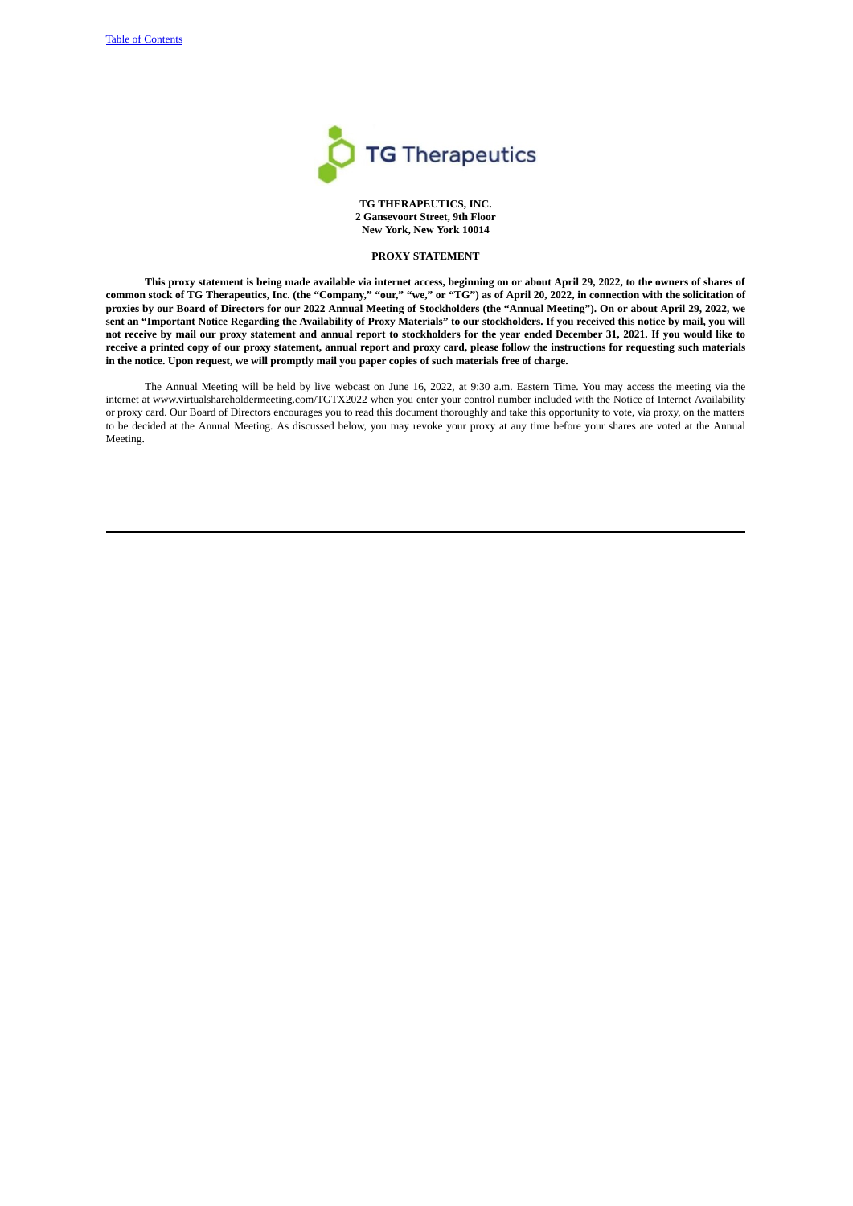**TG THERAPEUTICS, INC.**
**2 Gansevoort Street, 9th Floor**
**New York, New York 10014**

**PROXY STATEMENT**

**This proxy statement is being made available via internet access, beginning on or about April 29, 2022, to the owners of shares of common stock of TG Therapeutics, Inc. (the "Company," "our," "we," or "TG") as of April 20, 2022, in connection with the solicitation of proxies by our Board of Directors for our 2022 Annual Meeting of Stockholders (the "Annual Meeting"). On or about April 29, 2022, we sent an "Important Notice Regarding the Availability of Proxy Materials" to our stockholders. If you received this notice by mail, you will not receive by mail our proxy statement and annual report to stockholders for the year ended December 31, 2021. If you would like to receive a printed copy of our proxy statement, annual report and proxy card, please follow the instructions for requesting such materials in the notice. Upon request, we will promptly mail you paper copies of such materials free of charge.**

The Annual Meeting will be held by live webcast on June 16, 2022, at 9:30 a.m. Eastern Time. You may access the meeting via the internet at www.virtualshareholdermeeting.com/TGTX2022 when you enter your control number included with the Notice of Internet Availability or proxy card. Our Board of Directors encourages you to read this document thoroughly and take this opportunity to vote, via proxy, on the matters to be decided at the Annual Meeting. As discussed below, you may revoke your proxy at any time before your shares are voted at the Annual Meeting.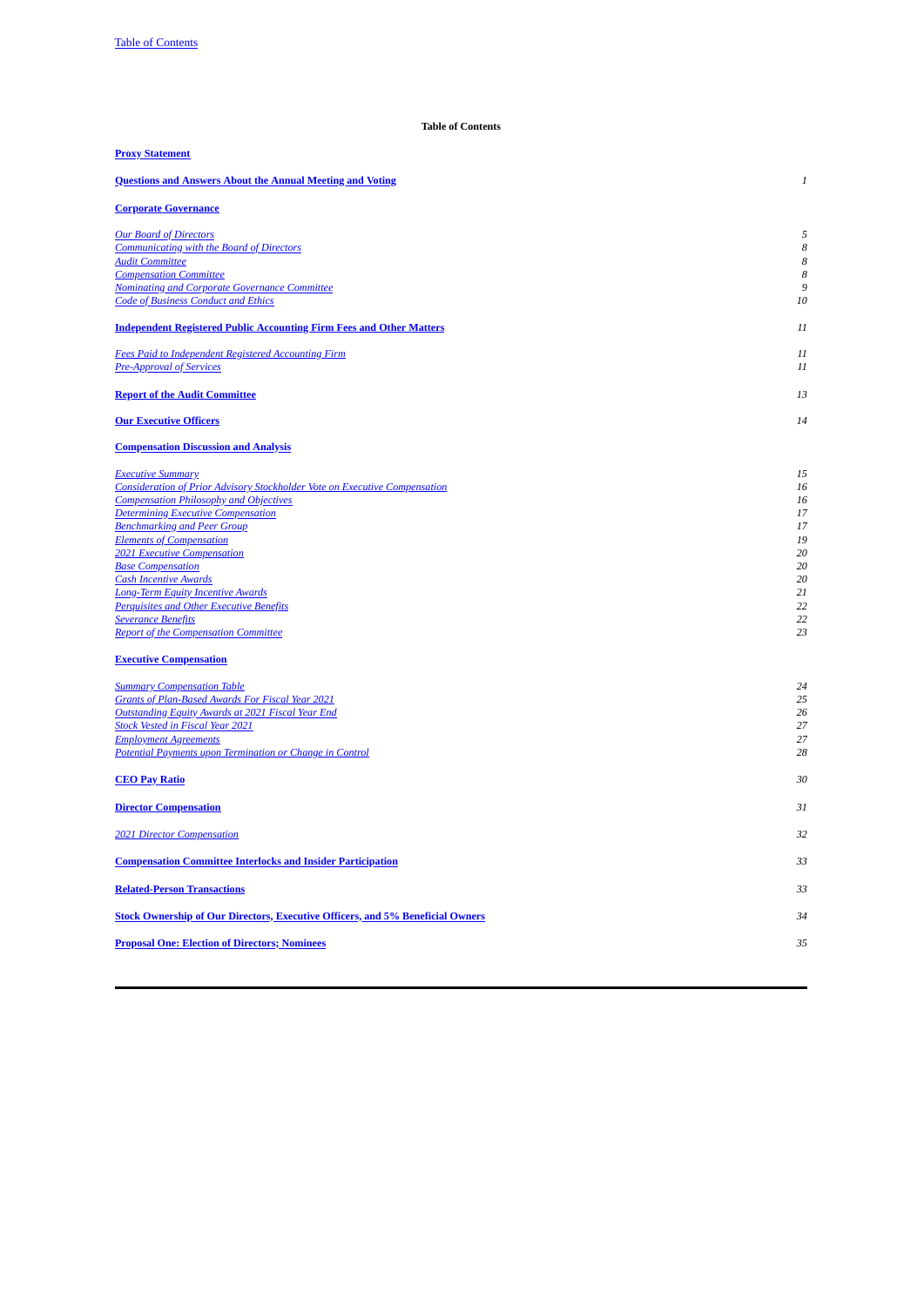**Table of Contents**

| | |
|---|---|
| **Proxy Statement** | |
| **Questions and Answers About the Annual Meeting and Voting** | *1* |
| **Corporate Governance** | |
| *Our Board of Directors* | *5* |
| *Communicating with the Board of Directors* | *8* |
| *Audit Committee* | *8* |
| *Compensation Committee* | *8* |
| *Nominating and Corporate Governance Committee* | *9* |
| *Code of Business Conduct and Ethics* | *10* |
| **Independent Registered Public Accounting Firm Fees and Other Matters** | *11* |
| *Fees Paid to Independent Registered Accounting Firm* | *11* |
| *Pre-Approval of Services* | *11* |
| **Report of the Audit Committee** | *13* |
| **Our Executive Officers** | *14* |
| **Compensation Discussion and Analysis** | |
| *Executive Summary* | *15* |
| *Consideration of Prior Advisory Stockholder Vote on Executive Compensation* | *16* |
| *Compensation Philosophy and Objectives* | *16* |
| *Determining Executive Compensation* | *17* |
| *Benchmarking and Peer Group* | *17* |
| *Elements of Compensation* | *19* |
| *2021 Executive Compensation* | *20* |
| *Base Compensation* | *20* |
| *Cash Incentive Awards* | *20* |
| *Long-Term Equity Incentive Awards* | *21* |
| *Perquisites and Other Executive Benefits* | *22* |
| *Severance Benefits* | *22* |
| *Report of the Compensation Committee* | *23* |
| **Executive Compensation** | |
| *Summary Compensation Table* | *24* |
| *Grants of Plan-Based Awards For Fiscal Year 2021* | *25* |
| *Outstanding Equity Awards at 2021 Fiscal Year End* | *26* |
| *Stock Vested in Fiscal Year 2021* | *27* |
| *Employment Agreements* | *27* |
| *Potential Payments upon Termination or Change in Control* | *28* |
| **CEO Pay Ratio** | *30* |
| **Director Compensation** | *31* |
| *2021 Director Compensation* | *32* |
| **Compensation Committee Interlocks and Insider Participation** | *33* |
| **Related-Person Transactions** | *33* |
| **Stock Ownership of Our Directors, Executive Officers, and 5% Beneficial Owners** | *34* |
| **Proposal One: Election of Directors; Nominees** | *35* |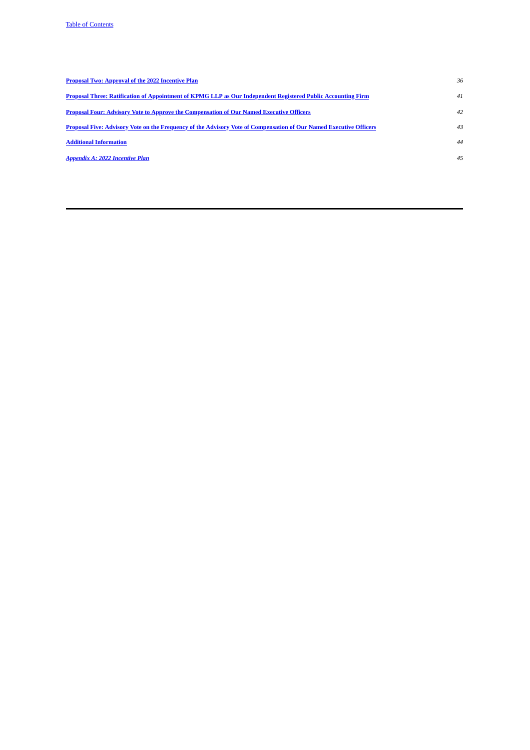| | |
|---|---|
| **Proposal Two: Approval of the 2022 Incentive Plan** | *36* |
| **Proposal Three: Ratification of Appointment of KPMG LLP as Our Independent Registered Public Accounting Firm** | *41* |
| **Proposal Four: Advisory Vote to Approve the Compensation of Our Named Executive Officers** | *42* |
| **Proposal Five: Advisory Vote on the Frequency of the Advisory Vote of Compensation of Our Named Executive Officers** | *43* |
| **Additional Information** | *44* |
| ***Appendix A: 2022 Incentive Plan*** | *45* |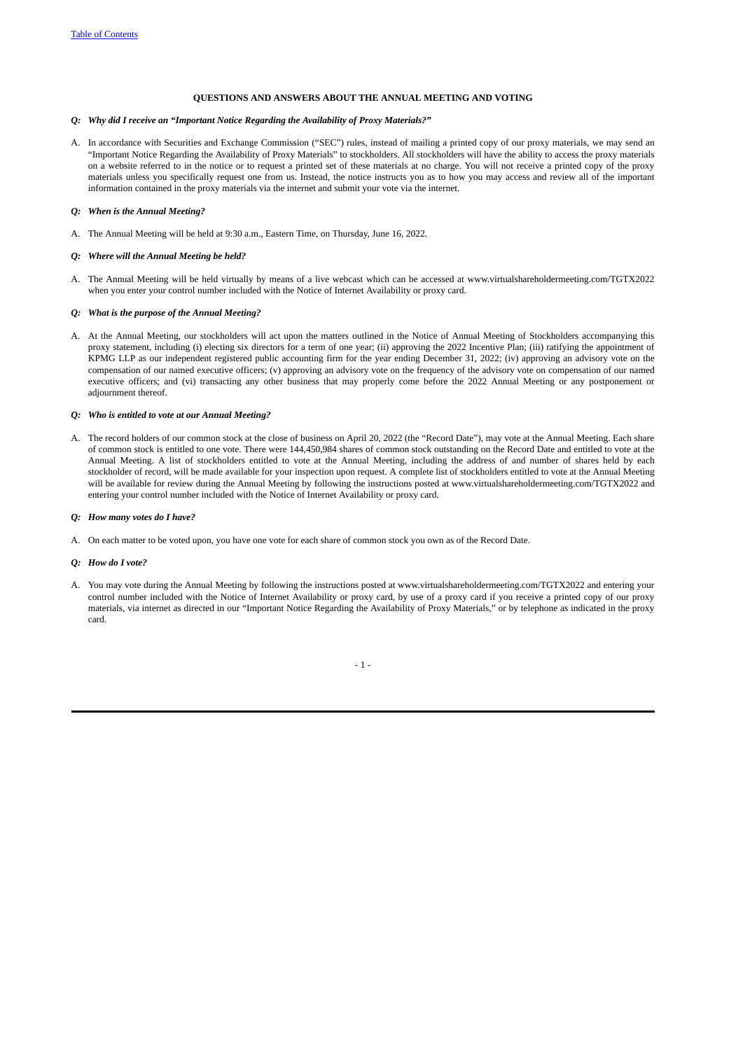**QUESTIONS AND ANSWERS ABOUT THE ANNUAL MEETING AND VOTING**

***Q: Why did I receive an "Important Notice Regarding the Availability of Proxy Materials?"***

A. In accordance with Securities and Exchange Commission ("SEC") rules, instead of mailing a printed copy of our proxy materials, we may send an "Important Notice Regarding the Availability of Proxy Materials" to stockholders. All stockholders will have the ability to access the proxy materials on a website referred to in the notice or to request a printed set of these materials at no charge. You will not receive a printed copy of the proxy materials unless you specifically request one from us. Instead, the notice instructs you as to how you may access and review all of the important information contained in the proxy materials via the internet and submit your vote via the internet.

***Q: When is the Annual Meeting?***

A. The Annual Meeting will be held at 9:30 a.m., Eastern Time, on Thursday, June 16, 2022.

***Q: Where will the Annual Meeting be held?***

A. The Annual Meeting will be held virtually by means of a live webcast which can be accessed at www.virtualshareholdermeeting.com/TGTX2022 when you enter your control number included with the Notice of Internet Availability or proxy card.

***Q: What is the purpose of the Annual Meeting?***

A. At the Annual Meeting, our stockholders will act upon the matters outlined in the Notice of Annual Meeting of Stockholders accompanying this proxy statement, including (i) electing six directors for a term of one year; (ii) approving the 2022 Incentive Plan; (iii) ratifying the appointment of KPMG LLP as our independent registered public accounting firm for the year ending December 31, 2022; (iv) approving an advisory vote on the compensation of our named executive officers; (v) approving an advisory vote on the frequency of the advisory vote on compensation of our named executive officers; and (vi) transacting any other business that may properly come before the 2022 Annual Meeting or any postponement or adjournment thereof.

***Q: Who is entitled to vote at our Annual Meeting?***

A. The record holders of our common stock at the close of business on April 20, 2022 (the "Record Date"), may vote at the Annual Meeting. Each share of common stock is entitled to one vote. There were 144,450,984 shares of common stock outstanding on the Record Date and entitled to vote at the Annual Meeting. A list of stockholders entitled to vote at the Annual Meeting, including the address of and number of shares held by each stockholder of record, will be made available for your inspection upon request. A complete list of stockholders entitled to vote at the Annual Meeting will be available for review during the Annual Meeting by following the instructions posted at www.virtualshareholdermeeting.com/TGTX2022 and entering your control number included with the Notice of Internet Availability or proxy card.

***Q: How many votes do I have?***

A. On each matter to be voted upon, you have one vote for each share of common stock you own as of the Record Date.

***Q: How do I vote?***

A. You may vote during the Annual Meeting by following the instructions posted at www.virtualshareholdermeeting.com/TGTX2022 and entering your control number included with the Notice of Internet Availability or proxy card, by use of a proxy card if you receive a printed copy of our proxy materials, via internet as directed in our "Important Notice Regarding the Availability of Proxy Materials," or by telephone as indicated in the proxy card.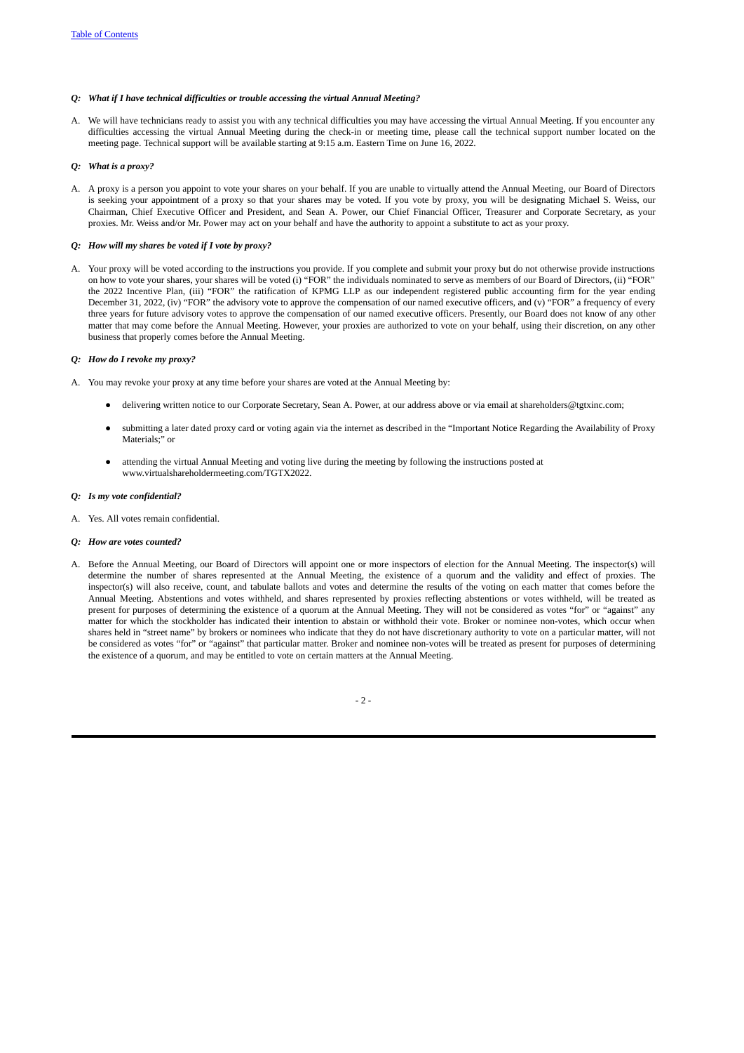***Q: What if I have technical difficulties or trouble accessing the virtual Annual Meeting?***

A. We will have technicians ready to assist you with any technical difficulties you may have accessing the virtual Annual Meeting. If you encounter any difficulties accessing the virtual Annual Meeting during the check-in or meeting time, please call the technical support number located on the meeting page. Technical support will be available starting at 9:15 a.m. Eastern Time on June 16, 2022.

***Q: What is a proxy?***

A. A proxy is a person you appoint to vote your shares on your behalf. If you are unable to virtually attend the Annual Meeting, our Board of Directors is seeking your appointment of a proxy so that your shares may be voted. If you vote by proxy, you will be designating Michael S. Weiss, our Chairman, Chief Executive Officer and President, and Sean A. Power, our Chief Financial Officer, Treasurer and Corporate Secretary, as your proxies. Mr. Weiss and/or Mr. Power may act on your behalf and have the authority to appoint a substitute to act as your proxy.

***Q: How will my shares be voted if I vote by proxy?***

A. Your proxy will be voted according to the instructions you provide. If you complete and submit your proxy but do not otherwise provide instructions on how to vote your shares, your shares will be voted (i) "FOR" the individuals nominated to serve as members of our Board of Directors, (ii) "FOR" the 2022 Incentive Plan, (iii) "FOR" the ratification of KPMG LLP as our independent registered public accounting firm for the year ending December 31, 2022, (iv) "FOR" the advisory vote to approve the compensation of our named executive officers, and (v) "FOR" a frequency of every three years for future advisory votes to approve the compensation of our named executive officers. Presently, our Board does not know of any other matter that may come before the Annual Meeting. However, your proxies are authorized to vote on your behalf, using their discretion, on any other business that properly comes before the Annual Meeting.

***Q: How do I revoke my proxy?***

A. You may revoke your proxy at any time before your shares are voted at the Annual Meeting by:

- delivering written notice to our Corporate Secretary, Sean A. Power, at our address above or via email at shareholders@tgtxinc.com;
- submitting a later dated proxy card or voting again via the internet as described in the "Important Notice Regarding the Availability of Proxy Materials;" or
- attending the virtual Annual Meeting and voting live during the meeting by following the instructions posted at www.virtualshareholdermeeting.com/TGTX2022.

***Q: Is my vote confidential?***

A. Yes. All votes remain confidential.

***Q: How are votes counted?***

A. Before the Annual Meeting, our Board of Directors will appoint one or more inspectors of election for the Annual Meeting. The inspector(s) will determine the number of shares represented at the Annual Meeting, the existence of a quorum and the validity and effect of proxies. The inspector(s) will also receive, count, and tabulate ballots and votes and determine the results of the voting on each matter that comes before the Annual Meeting. Abstentions and votes withheld, and shares represented by proxies reflecting abstentions or votes withheld, will be treated as present for purposes of determining the existence of a quorum at the Annual Meeting. They will not be considered as votes "for" or "against" any matter for which the stockholder has indicated their intention to abstain or withhold their vote. Broker or nominee non-votes, which occur when shares held in "street name" by brokers or nominees who indicate that they do not have discretionary authority to vote on a particular matter, will not be considered as votes "for" or "against" that particular matter. Broker and nominee non-votes will be treated as present for purposes of determining the existence of a quorum, and may be entitled to vote on certain matters at the Annual Meeting.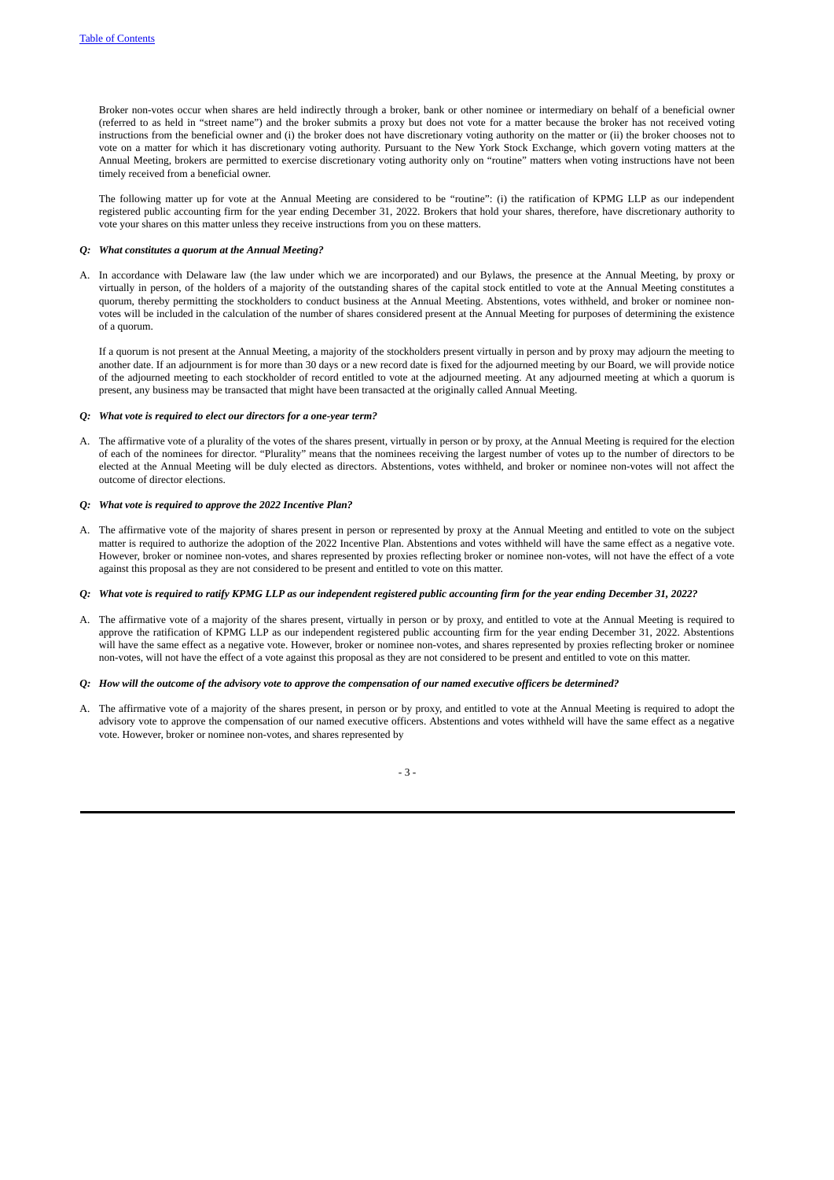Broker non-votes occur when shares are held indirectly through a broker, bank or other nominee or intermediary on behalf of a beneficial owner (referred to as held in "street name") and the broker submits a proxy but does not vote for a matter because the broker has not received voting instructions from the beneficial owner and (i) the broker does not have discretionary voting authority on the matter or (ii) the broker chooses not to vote on a matter for which it has discretionary voting authority. Pursuant to the New York Stock Exchange, which govern voting matters at the Annual Meeting, brokers are permitted to exercise discretionary voting authority only on "routine" matters when voting instructions have not been timely received from a beneficial owner.

The following matter up for vote at the Annual Meeting are considered to be "routine": (i) the ratification of KPMG LLP as our independent registered public accounting firm for the year ending December 31, 2022. Brokers that hold your shares, therefore, have discretionary authority to vote your shares on this matter unless they receive instructions from you on these matters.

***Q: What constitutes a quorum at the Annual Meeting?***

A. In accordance with Delaware law (the law under which we are incorporated) and our Bylaws, the presence at the Annual Meeting, by proxy or virtually in person, of the holders of a majority of the outstanding shares of the capital stock entitled to vote at the Annual Meeting constitutes a quorum, thereby permitting the stockholders to conduct business at the Annual Meeting. Abstentions, votes withheld, and broker or nominee non-votes will be included in the calculation of the number of shares considered present at the Annual Meeting for purposes of determining the existence of a quorum.

If a quorum is not present at the Annual Meeting, a majority of the stockholders present virtually in person and by proxy may adjourn the meeting to another date. If an adjournment is for more than 30 days or a new record date is fixed for the adjourned meeting by our Board, we will provide notice of the adjourned meeting to each stockholder of record entitled to vote at the adjourned meeting. At any adjourned meeting at which a quorum is present, any business may be transacted that might have been transacted at the originally called Annual Meeting.

***Q: What vote is required to elect our directors for a one-year term?***

A. The affirmative vote of a plurality of the votes of the shares present, virtually in person or by proxy, at the Annual Meeting is required for the election of each of the nominees for director. "Plurality" means that the nominees receiving the largest number of votes up to the number of directors to be elected at the Annual Meeting will be duly elected as directors. Abstentions, votes withheld, and broker or nominee non-votes will not affect the outcome of director elections.

***Q: What vote is required to approve the 2022 Incentive Plan?***

A. The affirmative vote of the majority of shares present in person or represented by proxy at the Annual Meeting and entitled to vote on the subject matter is required to authorize the adoption of the 2022 Incentive Plan. Abstentions and votes withheld will have the same effect as a negative vote. However, broker or nominee non-votes, and shares represented by proxies reflecting broker or nominee non-votes, will not have the effect of a vote against this proposal as they are not considered to be present and entitled to vote on this matter.

***Q: What vote is required to ratify KPMG LLP as our independent registered public accounting firm for the year ending December 31, 2022?***

A. The affirmative vote of a majority of the shares present, virtually in person or by proxy, and entitled to vote at the Annual Meeting is required to approve the ratification of KPMG LLP as our independent registered public accounting firm for the year ending December 31, 2022. Abstentions will have the same effect as a negative vote. However, broker or nominee non-votes, and shares represented by proxies reflecting broker or nominee non-votes, will not have the effect of a vote against this proposal as they are not considered to be present and entitled to vote on this matter.

***Q: How will the outcome of the advisory vote to approve the compensation of our named executive officers be determined?***

A. The affirmative vote of a majority of the shares present, in person or by proxy, and entitled to vote at the Annual Meeting is required to adopt the advisory vote to approve the compensation of our named executive officers. Abstentions and votes withheld will have the same effect as a negative vote. However, broker or nominee non-votes, and shares represented by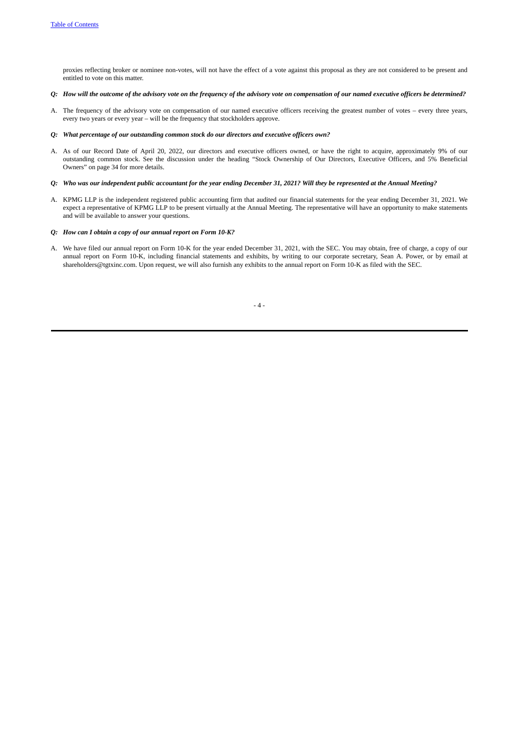proxies reflecting broker or nominee non-votes, will not have the effect of a vote against this proposal as they are not considered to be present and entitled to vote on this matter.

***Q: How will the outcome of the advisory vote on the frequency of the advisory vote on compensation of our named executive officers be determined?***

A. The frequency of the advisory vote on compensation of our named executive officers receiving the greatest number of votes – every three years, every two years or every year – will be the frequency that stockholders approve.

***Q: What percentage of our outstanding common stock do our directors and executive officers own?***

A. As of our Record Date of April 20, 2022, our directors and executive officers owned, or have the right to acquire, approximately 9% of our outstanding common stock. See the discussion under the heading "Stock Ownership of Our Directors, Executive Officers, and 5% Beneficial Owners" on page 34 for more details.

***Q: Who was our independent public accountant for the year ending December 31, 2021? Will they be represented at the Annual Meeting?***

A. KPMG LLP is the independent registered public accounting firm that audited our financial statements for the year ending December 31, 2021. We expect a representative of KPMG LLP to be present virtually at the Annual Meeting. The representative will have an opportunity to make statements and will be available to answer your questions.

***Q: How can I obtain a copy of our annual report on Form 10-K?***

A. We have filed our annual report on Form 10-K for the year ended December 31, 2021, with the SEC. You may obtain, free of charge, a copy of our annual report on Form 10-K, including financial statements and exhibits, by writing to our corporate secretary, Sean A. Power, or by email at shareholders@tgtxinc.com. Upon request, we will also furnish any exhibits to the annual report on Form 10-K as filed with the SEC.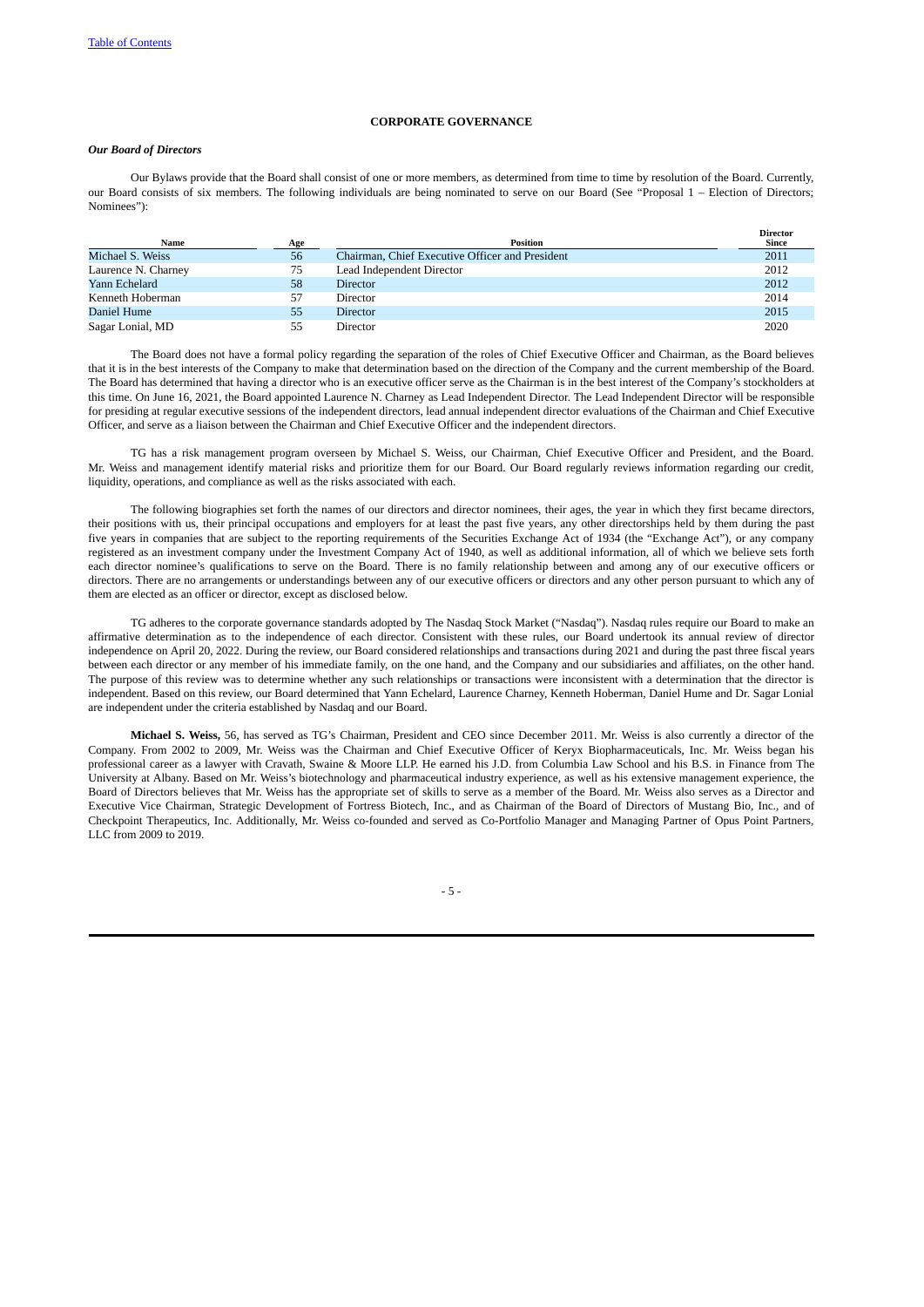## CORPORATE GOVERNANCE

### *Our Board of Directors*

Our Bylaws provide that the Board shall consist of one or more members, as determined from time to time by resolution of the Board. Currently, our Board consists of six members. The following individuals are being nominated to serve on our Board (See "Proposal 1 – Election of Directors; Nominees"):

| Name | Age | Position | Director Since |
|---|---|---|---|
| Michael S. Weiss | 56 | Chairman, Chief Executive Officer and President | 2011 |
| Laurence N. Charney | 75 | Lead Independent Director | 2012 |
| Yann Echelard | 58 | Director | 2012 |
| Kenneth Hoberman | 57 | Director | 2014 |
| Daniel Hume | 55 | Director | 2015 |
| Sagar Lonial, MD | 55 | Director | 2020 |

The Board does not have a formal policy regarding the separation of the roles of Chief Executive Officer and Chairman, as the Board believes that it is in the best interests of the Company to make that determination based on the direction of the Company and the current membership of the Board. The Board has determined that having a director who is an executive officer serve as the Chairman is in the best interest of the Company's stockholders at this time. On June 16, 2021, the Board appointed Laurence N. Charney as Lead Independent Director. The Lead Independent Director will be responsible for presiding at regular executive sessions of the independent directors, lead annual independent director evaluations of the Chairman and Chief Executive Officer, and serve as a liaison between the Chairman and Chief Executive Officer and the independent directors.

TG has a risk management program overseen by Michael S. Weiss, our Chairman, Chief Executive Officer and President, and the Board. Mr. Weiss and management identify material risks and prioritize them for our Board. Our Board regularly reviews information regarding our credit, liquidity, operations, and compliance as well as the risks associated with each.

The following biographies set forth the names of our directors and director nominees, their ages, the year in which they first became directors, their positions with us, their principal occupations and employers for at least the past five years, any other directorships held by them during the past five years in companies that are subject to the reporting requirements of the Securities Exchange Act of 1934 (the "Exchange Act"), or any company registered as an investment company under the Investment Company Act of 1940, as well as additional information, all of which we believe sets forth each director nominee's qualifications to serve on the Board. There is no family relationship between and among any of our executive officers or directors. There are no arrangements or understandings between any of our executive officers or directors and any other person pursuant to which any of them are elected as an officer or director, except as disclosed below.

TG adheres to the corporate governance standards adopted by The Nasdaq Stock Market ("Nasdaq"). Nasdaq rules require our Board to make an affirmative determination as to the independence of each director. Consistent with these rules, our Board undertook its annual review of director independence on April 20, 2022. During the review, our Board considered relationships and transactions during 2021 and during the past three fiscal years between each director or any member of his immediate family, on the one hand, and the Company and our subsidiaries and affiliates, on the other hand. The purpose of this review was to determine whether any such relationships or transactions were inconsistent with a determination that the director is independent. Based on this review, our Board determined that Yann Echelard, Laurence Charney, Kenneth Hoberman, Daniel Hume and Dr. Sagar Lonial are independent under the criteria established by Nasdaq and our Board.

**Michael S. Weiss,** 56, has served as TG's Chairman, President and CEO since December 2011. Mr. Weiss is also currently a director of the Company. From 2002 to 2009, Mr. Weiss was the Chairman and Chief Executive Officer of Keryx Biopharmaceuticals, Inc. Mr. Weiss began his professional career as a lawyer with Cravath, Swaine & Moore LLP. He earned his J.D. from Columbia Law School and his B.S. in Finance from The University at Albany. Based on Mr. Weiss's biotechnology and pharmaceutical industry experience, as well as his extensive management experience, the Board of Directors believes that Mr. Weiss has the appropriate set of skills to serve as a member of the Board. Mr. Weiss also serves as a Director and Executive Vice Chairman, Strategic Development of Fortress Biotech, Inc., and as Chairman of the Board of Directors of Mustang Bio, Inc., and of Checkpoint Therapeutics, Inc. Additionally, Mr. Weiss co-founded and served as Co-Portfolio Manager and Managing Partner of Opus Point Partners, LLC from 2009 to 2019.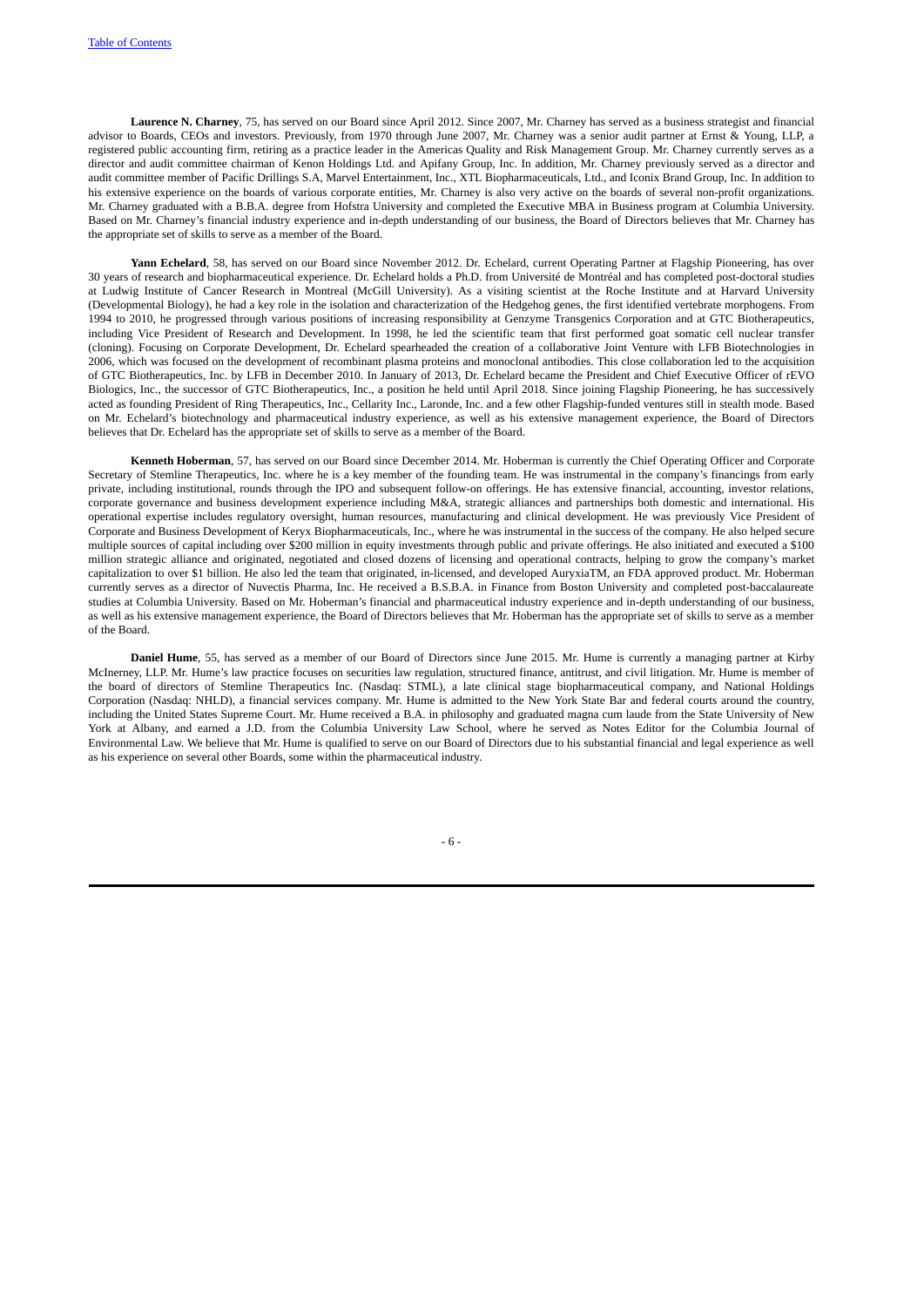**Laurence N. Charney**, 75, has served on our Board since April 2012. Since 2007, Mr. Charney has served as a business strategist and financial advisor to Boards, CEOs and investors. Previously, from 1970 through June 2007, Mr. Charney was a senior audit partner at Ernst & Young, LLP, a registered public accounting firm, retiring as a practice leader in the Americas Quality and Risk Management Group. Mr. Charney currently serves as a director and audit committee chairman of Kenon Holdings Ltd. and Apifany Group, Inc. In addition, Mr. Charney previously served as a director and audit committee member of Pacific Drillings S.A, Marvel Entertainment, Inc., XTL Biopharmaceuticals, Ltd., and Iconix Brand Group, Inc. In addition to his extensive experience on the boards of various corporate entities, Mr. Charney is also very active on the boards of several non-profit organizations. Mr. Charney graduated with a B.B.A. degree from Hofstra University and completed the Executive MBA in Business program at Columbia University. Based on Mr. Charney's financial industry experience and in-depth understanding of our business, the Board of Directors believes that Mr. Charney has the appropriate set of skills to serve as a member of the Board.

**Yann Echelard**, 58, has served on our Board since November 2012. Dr. Echelard, current Operating Partner at Flagship Pioneering, has over 30 years of research and biopharmaceutical experience. Dr. Echelard holds a Ph.D. from Université de Montréal and has completed post-doctoral studies at Ludwig Institute of Cancer Research in Montreal (McGill University). As a visiting scientist at the Roche Institute and at Harvard University (Developmental Biology), he had a key role in the isolation and characterization of the Hedgehog genes, the first identified vertebrate morphogens. From 1994 to 2010, he progressed through various positions of increasing responsibility at Genzyme Transgenics Corporation and at GTC Biotherapeutics, including Vice President of Research and Development. In 1998, he led the scientific team that first performed goat somatic cell nuclear transfer (cloning). Focusing on Corporate Development, Dr. Echelard spearheaded the creation of a collaborative Joint Venture with LFB Biotechnologies in 2006, which was focused on the development of recombinant plasma proteins and monoclonal antibodies. This close collaboration led to the acquisition of GTC Biotherapeutics, Inc. by LFB in December 2010. In January of 2013, Dr. Echelard became the President and Chief Executive Officer of rEVO Biologics, Inc., the successor of GTC Biotherapeutics, Inc., a position he held until April 2018. Since joining Flagship Pioneering, he has successively acted as founding President of Ring Therapeutics, Inc., Cellarity Inc., Laronde, Inc. and a few other Flagship-funded ventures still in stealth mode. Based on Mr. Echelard's biotechnology and pharmaceutical industry experience, as well as his extensive management experience, the Board of Directors believes that Dr. Echelard has the appropriate set of skills to serve as a member of the Board.

**Kenneth Hoberman**, 57, has served on our Board since December 2014. Mr. Hoberman is currently the Chief Operating Officer and Corporate Secretary of Stemline Therapeutics, Inc. where he is a key member of the founding team. He was instrumental in the company's financings from early private, including institutional, rounds through the IPO and subsequent follow-on offerings. He has extensive financial, accounting, investor relations, corporate governance and business development experience including M&A, strategic alliances and partnerships both domestic and international. His operational expertise includes regulatory oversight, human resources, manufacturing and clinical development. He was previously Vice President of Corporate and Business Development of Keryx Biopharmaceuticals, Inc., where he was instrumental in the success of the company. He also helped secure multiple sources of capital including over $200 million in equity investments through public and private offerings. He also initiated and executed a $100 million strategic alliance and originated, negotiated and closed dozens of licensing and operational contracts, helping to grow the company's market capitalization to over $1 billion. He also led the team that originated, in-licensed, and developed AuryxiaTM, an FDA approved product. Mr. Hoberman currently serves as a director of Nuvectis Pharma, Inc. He received a B.S.B.A. in Finance from Boston University and completed post-baccalaureate studies at Columbia University. Based on Mr. Hoberman's financial and pharmaceutical industry experience and in-depth understanding of our business, as well as his extensive management experience, the Board of Directors believes that Mr. Hoberman has the appropriate set of skills to serve as a member of the Board.

**Daniel Hume**, 55, has served as a member of our Board of Directors since June 2015. Mr. Hume is currently a managing partner at Kirby McInerney, LLP. Mr. Hume's law practice focuses on securities law regulation, structured finance, antitrust, and civil litigation. Mr. Hume is member of the board of directors of Stemline Therapeutics Inc. (Nasdaq: STML), a late clinical stage biopharmaceutical company, and National Holdings Corporation (Nasdaq: NHLD), a financial services company. Mr. Hume is admitted to the New York State Bar and federal courts around the country, including the United States Supreme Court. Mr. Hume received a B.A. in philosophy and graduated magna cum laude from the State University of New York at Albany, and earned a J.D. from the Columbia University Law School, where he served as Notes Editor for the Columbia Journal of Environmental Law. We believe that Mr. Hume is qualified to serve on our Board of Directors due to his substantial financial and legal experience as well as his experience on several other Boards, some within the pharmaceutical industry.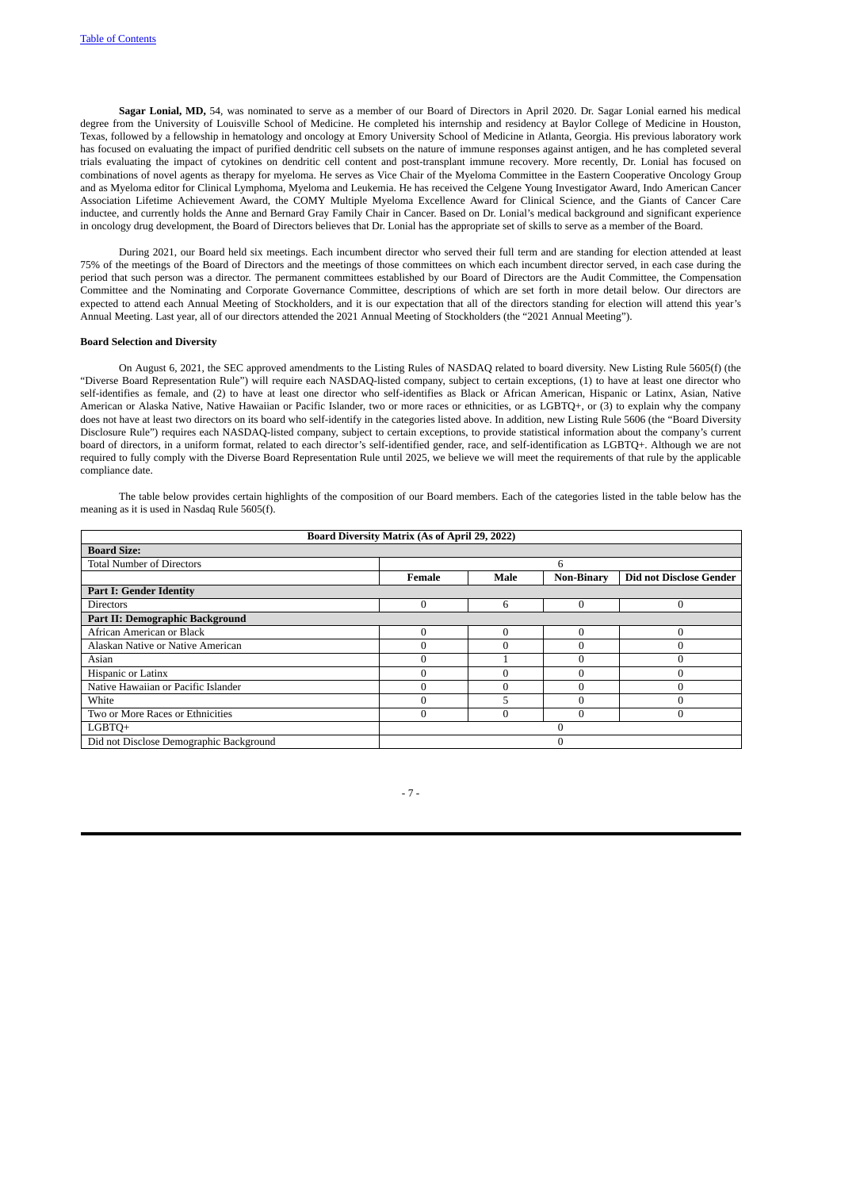**Sagar Lonial, MD,** 54, was nominated to serve as a member of our Board of Directors in April 2020. Dr. Sagar Lonial earned his medical degree from the University of Louisville School of Medicine. He completed his internship and residency at Baylor College of Medicine in Houston, Texas, followed by a fellowship in hematology and oncology at Emory University School of Medicine in Atlanta, Georgia. His previous laboratory work has focused on evaluating the impact of purified dendritic cell subsets on the nature of immune responses against antigen, and he has completed several trials evaluating the impact of cytokines on dendritic cell content and post-transplant immune recovery. More recently, Dr. Lonial has focused on combinations of novel agents as therapy for myeloma. He serves as Vice Chair of the Myeloma Committee in the Eastern Cooperative Oncology Group and as Myeloma editor for Clinical Lymphoma, Myeloma and Leukemia. He has received the Celgene Young Investigator Award, Indo American Cancer Association Lifetime Achievement Award, the COMY Multiple Myeloma Excellence Award for Clinical Science, and the Giants of Cancer Care inductee, and currently holds the Anne and Bernard Gray Family Chair in Cancer. Based on Dr. Lonial's medical background and significant experience in oncology drug development, the Board of Directors believes that Dr. Lonial has the appropriate set of skills to serve as a member of the Board.

During 2021, our Board held six meetings. Each incumbent director who served their full term and are standing for election attended at least 75% of the meetings of the Board of Directors and the meetings of those committees on which each incumbent director served, in each case during the period that such person was a director. The permanent committees established by our Board of Directors are the Audit Committee, the Compensation Committee and the Nominating and Corporate Governance Committee, descriptions of which are set forth in more detail below. Our directors are expected to attend each Annual Meeting of Stockholders, and it is our expectation that all of the directors standing for election will attend this year's Annual Meeting. Last year, all of our directors attended the 2021 Annual Meeting of Stockholders (the "2021 Annual Meeting").

**Board Selection and Diversity**

On August 6, 2021, the SEC approved amendments to the Listing Rules of NASDAQ related to board diversity. New Listing Rule 5605(f) (the "Diverse Board Representation Rule") will require each NASDAQ-listed company, subject to certain exceptions, (1) to have at least one director who self-identifies as female, and (2) to have at least one director who self-identifies as Black or African American, Hispanic or Latinx, Asian, Native American or Alaska Native, Native Hawaiian or Pacific Islander, two or more races or ethnicities, or as LGBTQ+, or (3) to explain why the company does not have at least two directors on its board who self-identify in the categories listed above. In addition, new Listing Rule 5606 (the "Board Diversity Disclosure Rule") requires each NASDAQ-listed company, subject to certain exceptions, to provide statistical information about the company's current board of directors, in a uniform format, related to each director's self-identified gender, race, and self-identification as LGBTQ+. Although we are not required to fully comply with the Diverse Board Representation Rule until 2025, we believe we will meet the requirements of that rule by the applicable compliance date.

The table below provides certain highlights of the composition of our Board members. Each of the categories listed in the table below has the meaning as it is used in Nasdaq Rule 5605(f).

| Board Diversity Matrix (As of April 29, 2022) | | | | |
|---|---|---|---|---|
| **Board Size:** | | | | |
| Total Number of Directors | 6 | | | |
| | **Female** | **Male** | **Non-Binary** | **Did not Disclose Gender** |
| **Part I: Gender Identity** | | | | |
| Directors | 0 | 6 | 0 | 0 |
| **Part II: Demographic Background** | | | | |
| African American or Black | 0 | 0 | 0 | 0 |
| Alaskan Native or Native American | 0 | 0 | 0 | 0 |
| Asian | 0 | 1 | 0 | 0 |
| Hispanic or Latinx | 0 | 0 | 0 | 0 |
| Native Hawaiian or Pacific Islander | 0 | 0 | 0 | 0 |
| White | 0 | 5 | 0 | 0 |
| Two or More Races or Ethnicities | 0 | 0 | 0 | 0 |
| LGBTQ+ | 0 | | | |
| Did not Disclose Demographic Background | 0 | | | |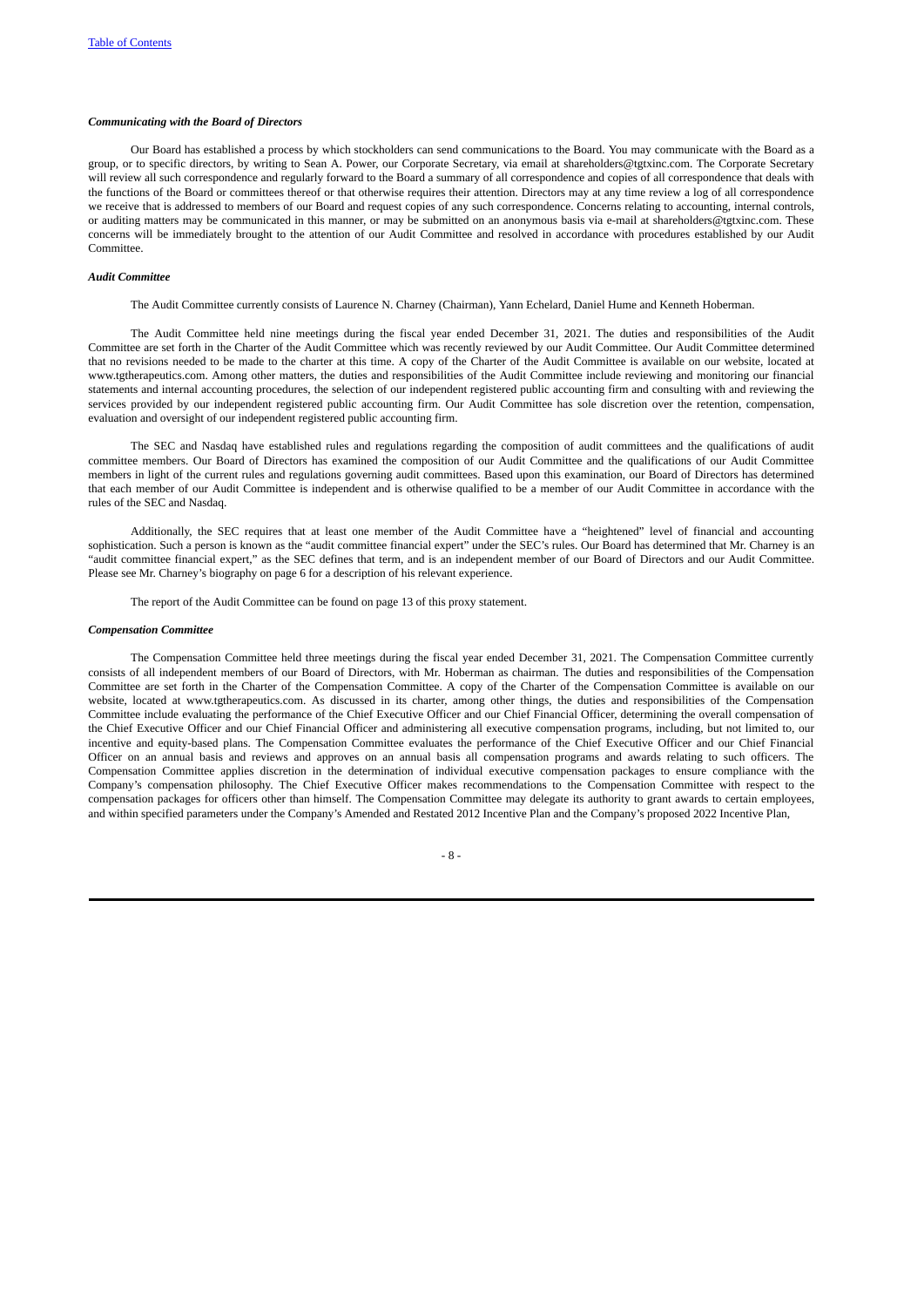### *Communicating with the Board of Directors*

Our Board has established a process by which stockholders can send communications to the Board. You may communicate with the Board as a group, or to specific directors, by writing to Sean A. Power, our Corporate Secretary, via email at shareholders@tgtxinc.com. The Corporate Secretary will review all such correspondence and regularly forward to the Board a summary of all correspondence and copies of all correspondence that deals with the functions of the Board or committees thereof or that otherwise requires their attention. Directors may at any time review a log of all correspondence we receive that is addressed to members of our Board and request copies of any such correspondence. Concerns relating to accounting, internal controls, or auditing matters may be communicated in this manner, or may be submitted on an anonymous basis via e-mail at shareholders@tgtxinc.com. These concerns will be immediately brought to the attention of our Audit Committee and resolved in accordance with procedures established by our Audit Committee.

### *Audit Committee*

The Audit Committee currently consists of Laurence N. Charney (Chairman), Yann Echelard, Daniel Hume and Kenneth Hoberman.

The Audit Committee held nine meetings during the fiscal year ended December 31, 2021. The duties and responsibilities of the Audit Committee are set forth in the Charter of the Audit Committee which was recently reviewed by our Audit Committee. Our Audit Committee determined that no revisions needed to be made to the charter at this time. A copy of the Charter of the Audit Committee is available on our website, located at www.tgtherapeutics.com. Among other matters, the duties and responsibilities of the Audit Committee include reviewing and monitoring our financial statements and internal accounting procedures, the selection of our independent registered public accounting firm and consulting with and reviewing the services provided by our independent registered public accounting firm. Our Audit Committee has sole discretion over the retention, compensation, evaluation and oversight of our independent registered public accounting firm.

The SEC and Nasdaq have established rules and regulations regarding the composition of audit committees and the qualifications of audit committee members. Our Board of Directors has examined the composition of our Audit Committee and the qualifications of our Audit Committee members in light of the current rules and regulations governing audit committees. Based upon this examination, our Board of Directors has determined that each member of our Audit Committee is independent and is otherwise qualified to be a member of our Audit Committee in accordance with the rules of the SEC and Nasdaq.

Additionally, the SEC requires that at least one member of the Audit Committee have a "heightened" level of financial and accounting sophistication. Such a person is known as the "audit committee financial expert" under the SEC's rules. Our Board has determined that Mr. Charney is an "audit committee financial expert," as the SEC defines that term, and is an independent member of our Board of Directors and our Audit Committee. Please see Mr. Charney's biography on page 6 for a description of his relevant experience.

The report of the Audit Committee can be found on page 13 of this proxy statement.

### *Compensation Committee*

The Compensation Committee held three meetings during the fiscal year ended December 31, 2021. The Compensation Committee currently consists of all independent members of our Board of Directors, with Mr. Hoberman as chairman. The duties and responsibilities of the Compensation Committee are set forth in the Charter of the Compensation Committee. A copy of the Charter of the Compensation Committee is available on our website, located at www.tgtherapeutics.com. As discussed in its charter, among other things, the duties and responsibilities of the Compensation Committee include evaluating the performance of the Chief Executive Officer and our Chief Financial Officer, determining the overall compensation of the Chief Executive Officer and our Chief Financial Officer and administering all executive compensation programs, including, but not limited to, our incentive and equity-based plans. The Compensation Committee evaluates the performance of the Chief Executive Officer and our Chief Financial Officer on an annual basis and reviews and approves on an annual basis all compensation programs and awards relating to such officers. The Compensation Committee applies discretion in the determination of individual executive compensation packages to ensure compliance with the Company's compensation philosophy. The Chief Executive Officer makes recommendations to the Compensation Committee with respect to the compensation packages for officers other than himself. The Compensation Committee may delegate its authority to grant awards to certain employees, and within specified parameters under the Company's Amended and Restated 2012 Incentive Plan and the Company's proposed 2022 Incentive Plan,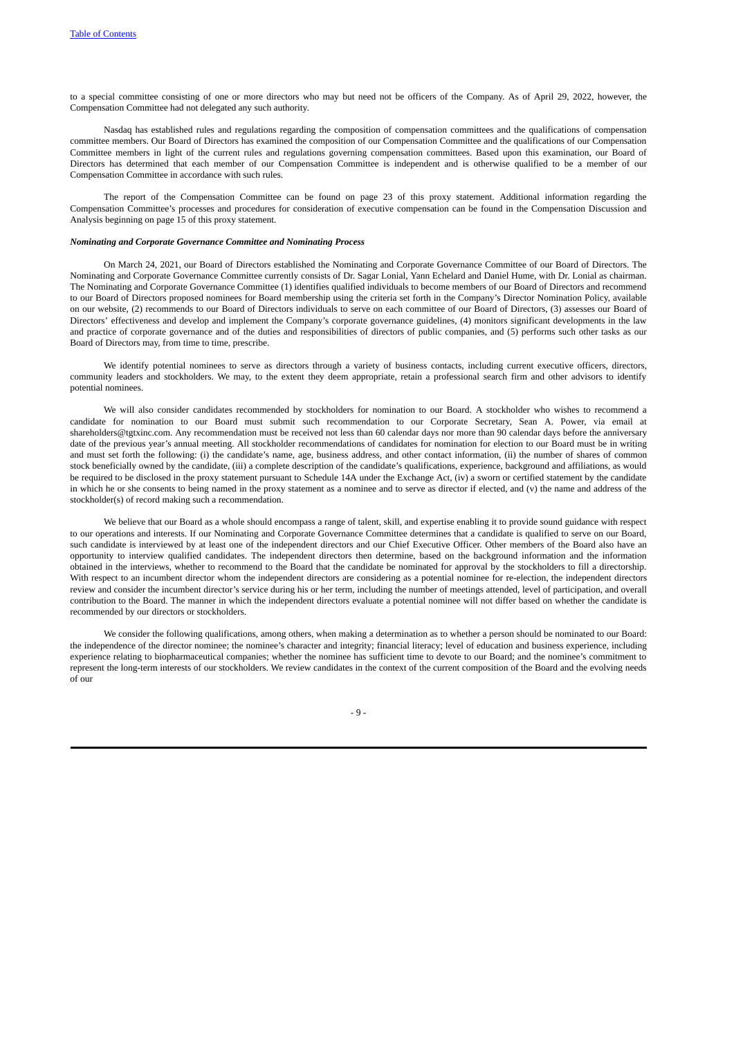to a special committee consisting of one or more directors who may but need not be officers of the Company. As of April 29, 2022, however, the Compensation Committee had not delegated any such authority.

Nasdaq has established rules and regulations regarding the composition of compensation committees and the qualifications of compensation committee members. Our Board of Directors has examined the composition of our Compensation Committee and the qualifications of our Compensation Committee members in light of the current rules and regulations governing compensation committees. Based upon this examination, our Board of Directors has determined that each member of our Compensation Committee is independent and is otherwise qualified to be a member of our Compensation Committee in accordance with such rules.

The report of the Compensation Committee can be found on page 23 of this proxy statement. Additional information regarding the Compensation Committee's processes and procedures for consideration of executive compensation can be found in the Compensation Discussion and Analysis beginning on page 15 of this proxy statement.

***Nominating and Corporate Governance Committee and Nominating Process***

On March 24, 2021, our Board of Directors established the Nominating and Corporate Governance Committee of our Board of Directors. The Nominating and Corporate Governance Committee currently consists of Dr. Sagar Lonial, Yann Echelard and Daniel Hume, with Dr. Lonial as chairman. The Nominating and Corporate Governance Committee (1) identifies qualified individuals to become members of our Board of Directors and recommend to our Board of Directors proposed nominees for Board membership using the criteria set forth in the Company's Director Nomination Policy, available on our website, (2) recommends to our Board of Directors individuals to serve on each committee of our Board of Directors, (3) assesses our Board of Directors' effectiveness and develop and implement the Company's corporate governance guidelines, (4) monitors significant developments in the law and practice of corporate governance and of the duties and responsibilities of directors of public companies, and (5) performs such other tasks as our Board of Directors may, from time to time, prescribe.

We identify potential nominees to serve as directors through a variety of business contacts, including current executive officers, directors, community leaders and stockholders. We may, to the extent they deem appropriate, retain a professional search firm and other advisors to identify potential nominees.

We will also consider candidates recommended by stockholders for nomination to our Board. A stockholder who wishes to recommend a candidate for nomination to our Board must submit such recommendation to our Corporate Secretary, Sean A. Power, via email at shareholders@tgtxinc.com. Any recommendation must be received not less than 60 calendar days nor more than 90 calendar days before the anniversary date of the previous year's annual meeting. All stockholder recommendations of candidates for nomination for election to our Board must be in writing and must set forth the following: (i) the candidate's name, age, business address, and other contact information, (ii) the number of shares of common stock beneficially owned by the candidate, (iii) a complete description of the candidate's qualifications, experience, background and affiliations, as would be required to be disclosed in the proxy statement pursuant to Schedule 14A under the Exchange Act, (iv) a sworn or certified statement by the candidate in which he or she consents to being named in the proxy statement as a nominee and to serve as director if elected, and (v) the name and address of the stockholder(s) of record making such a recommendation.

We believe that our Board as a whole should encompass a range of talent, skill, and expertise enabling it to provide sound guidance with respect to our operations and interests. If our Nominating and Corporate Governance Committee determines that a candidate is qualified to serve on our Board, such candidate is interviewed by at least one of the independent directors and our Chief Executive Officer. Other members of the Board also have an opportunity to interview qualified candidates. The independent directors then determine, based on the background information and the information obtained in the interviews, whether to recommend to the Board that the candidate be nominated for approval by the stockholders to fill a directorship. With respect to an incumbent director whom the independent directors are considering as a potential nominee for re-election, the independent directors review and consider the incumbent director's service during his or her term, including the number of meetings attended, level of participation, and overall contribution to the Board. The manner in which the independent directors evaluate a potential nominee will not differ based on whether the candidate is recommended by our directors or stockholders.

We consider the following qualifications, among others, when making a determination as to whether a person should be nominated to our Board: the independence of the director nominee; the nominee's character and integrity; financial literacy; level of education and business experience, including experience relating to biopharmaceutical companies; whether the nominee has sufficient time to devote to our Board; and the nominee's commitment to represent the long-term interests of our stockholders. We review candidates in the context of the current composition of the Board and the evolving needs of our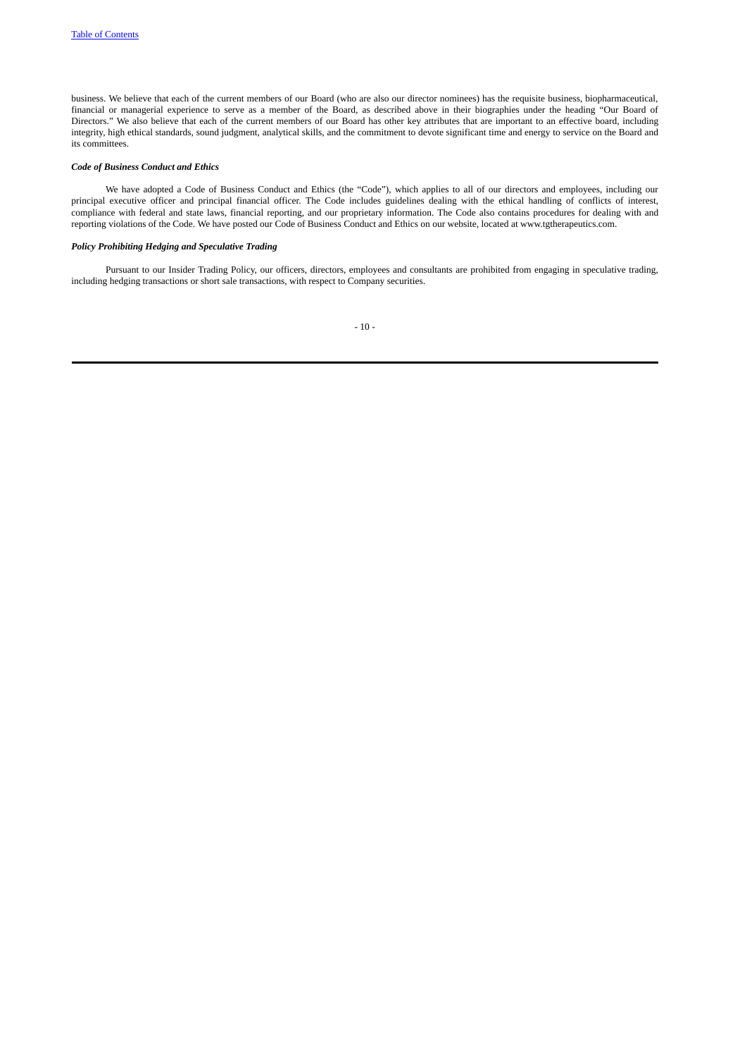business. We believe that each of the current members of our Board (who are also our director nominees) has the requisite business, biopharmaceutical, financial or managerial experience to serve as a member of the Board, as described above in their biographies under the heading "Our Board of Directors." We also believe that each of the current members of our Board has other key attributes that are important to an effective board, including integrity, high ethical standards, sound judgment, analytical skills, and the commitment to devote significant time and energy to service on the Board and its committees.

***Code of Business Conduct and Ethics***

We have adopted a Code of Business Conduct and Ethics (the "Code"), which applies to all of our directors and employees, including our principal executive officer and principal financial officer. The Code includes guidelines dealing with the ethical handling of conflicts of interest, compliance with federal and state laws, financial reporting, and our proprietary information. The Code also contains procedures for dealing with and reporting violations of the Code. We have posted our Code of Business Conduct and Ethics on our website, located at www.tgtherapeutics.com.

***Policy Prohibiting Hedging and Speculative Trading***

Pursuant to our Insider Trading Policy, our officers, directors, employees and consultants are prohibited from engaging in speculative trading, including hedging transactions or short sale transactions, with respect to Company securities.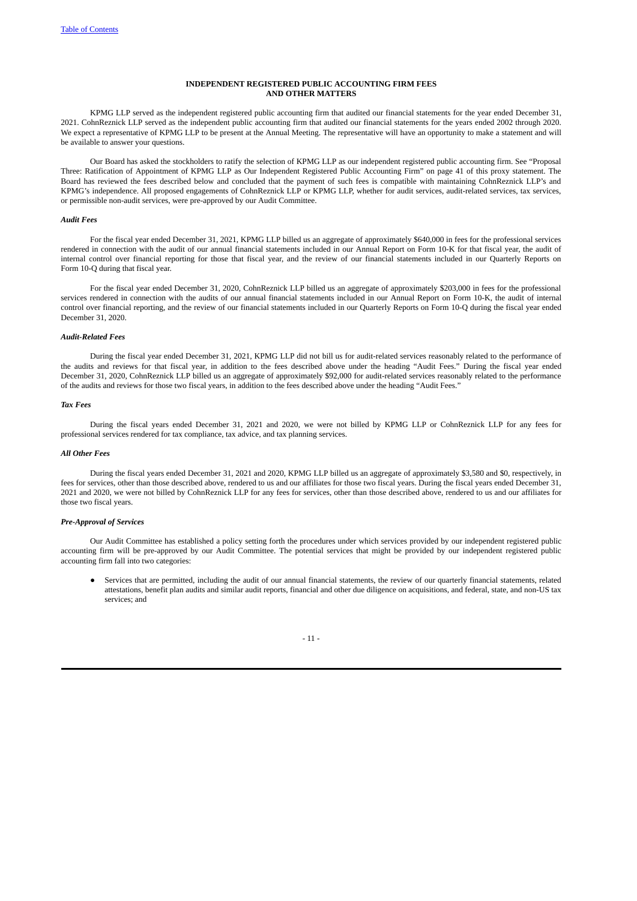## INDEPENDENT REGISTERED PUBLIC ACCOUNTING FIRM FEES AND OTHER MATTERS

KPMG LLP served as the independent registered public accounting firm that audited our financial statements for the year ended December 31, 2021. CohnReznick LLP served as the independent public accounting firm that audited our financial statements for the years ended 2002 through 2020. We expect a representative of KPMG LLP to be present at the Annual Meeting. The representative will have an opportunity to make a statement and will be available to answer your questions.

Our Board has asked the stockholders to ratify the selection of KPMG LLP as our independent registered public accounting firm. See "Proposal Three: Ratification of Appointment of KPMG LLP as Our Independent Registered Public Accounting Firm" on page 41 of this proxy statement. The Board has reviewed the fees described below and concluded that the payment of such fees is compatible with maintaining CohnReznick LLP's and KPMG's independence. All proposed engagements of CohnReznick LLP or KPMG LLP, whether for audit services, audit-related services, tax services, or permissible non-audit services, were pre-approved by our Audit Committee.

### *Audit Fees*

For the fiscal year ended December 31, 2021, KPMG LLP billed us an aggregate of approximately $640,000 in fees for the professional services rendered in connection with the audit of our annual financial statements included in our Annual Report on Form 10-K for that fiscal year, the audit of internal control over financial reporting for those that fiscal year, and the review of our financial statements included in our Quarterly Reports on Form 10-Q during that fiscal year.

For the fiscal year ended December 31, 2020, CohnReznick LLP billed us an aggregate of approximately $203,000 in fees for the professional services rendered in connection with the audits of our annual financial statements included in our Annual Report on Form 10-K, the audit of internal control over financial reporting, and the review of our financial statements included in our Quarterly Reports on Form 10-Q during the fiscal year ended December 31, 2020.

### *Audit-Related Fees*

During the fiscal year ended December 31, 2021, KPMG LLP did not bill us for audit-related services reasonably related to the performance of the audits and reviews for that fiscal year, in addition to the fees described above under the heading "Audit Fees." During the fiscal year ended December 31, 2020, CohnReznick LLP billed us an aggregate of approximately $92,000 for audit-related services reasonably related to the performance of the audits and reviews for those two fiscal years, in addition to the fees described above under the heading "Audit Fees."

### *Tax Fees*

During the fiscal years ended December 31, 2021 and 2020, we were not billed by KPMG LLP or CohnReznick LLP for any fees for professional services rendered for tax compliance, tax advice, and tax planning services.

### *All Other Fees*

During the fiscal years ended December 31, 2021 and 2020, KPMG LLP billed us an aggregate of approximately $3,580 and $0, respectively, in fees for services, other than those described above, rendered to us and our affiliates for those two fiscal years. During the fiscal years ended December 31, 2021 and 2020, we were not billed by CohnReznick LLP for any fees for services, other than those described above, rendered to us and our affiliates for those two fiscal years.

### *Pre-Approval of Services*

Our Audit Committee has established a policy setting forth the procedures under which services provided by our independent registered public accounting firm will be pre-approved by our Audit Committee. The potential services that might be provided by our independent registered public accounting firm fall into two categories:

- Services that are permitted, including the audit of our annual financial statements, the review of our quarterly financial statements, related attestations, benefit plan audits and similar audit reports, financial and other due diligence on acquisitions, and federal, state, and non-US tax services; and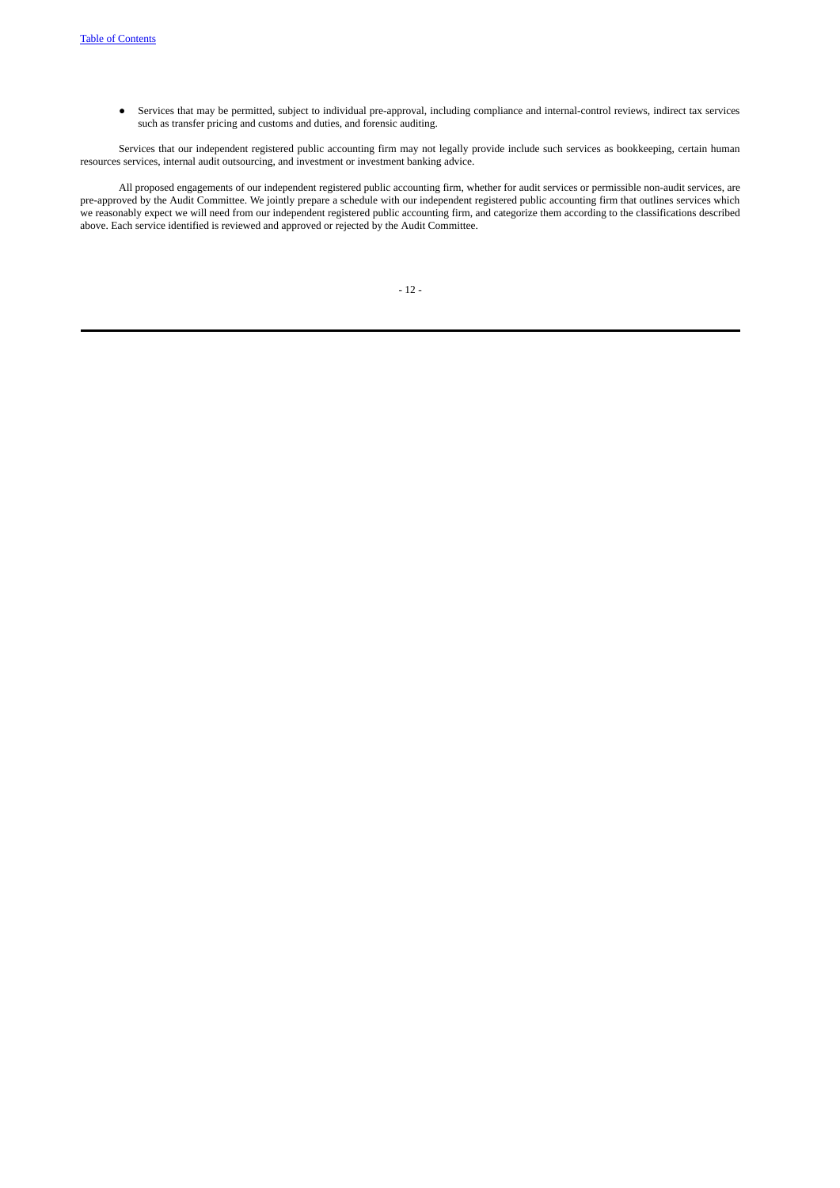- Services that may be permitted, subject to individual pre-approval, including compliance and internal-control reviews, indirect tax services such as transfer pricing and customs and duties, and forensic auditing.

Services that our independent registered public accounting firm may not legally provide include such services as bookkeeping, certain human resources services, internal audit outsourcing, and investment or investment banking advice.

All proposed engagements of our independent registered public accounting firm, whether for audit services or permissible non-audit services, are pre-approved by the Audit Committee. We jointly prepare a schedule with our independent registered public accounting firm that outlines services which we reasonably expect we will need from our independent registered public accounting firm, and categorize them according to the classifications described above. Each service identified is reviewed and approved or rejected by the Audit Committee.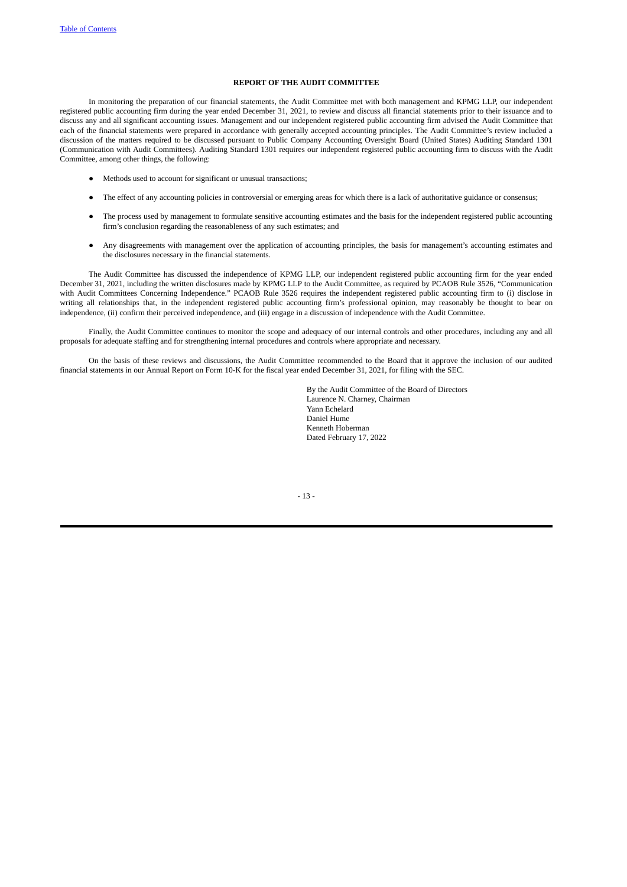## REPORT OF THE AUDIT COMMITTEE

In monitoring the preparation of our financial statements, the Audit Committee met with both management and KPMG LLP, our independent registered public accounting firm during the year ended December 31, 2021, to review and discuss all financial statements prior to their issuance and to discuss any and all significant accounting issues. Management and our independent registered public accounting firm advised the Audit Committee that each of the financial statements were prepared in accordance with generally accepted accounting principles. The Audit Committee's review included a discussion of the matters required to be discussed pursuant to Public Company Accounting Oversight Board (United States) Auditing Standard 1301 (Communication with Audit Committees). Auditing Standard 1301 requires our independent registered public accounting firm to discuss with the Audit Committee, among other things, the following:

- Methods used to account for significant or unusual transactions;
- The effect of any accounting policies in controversial or emerging areas for which there is a lack of authoritative guidance or consensus;
- The process used by management to formulate sensitive accounting estimates and the basis for the independent registered public accounting firm's conclusion regarding the reasonableness of any such estimates; and
- Any disagreements with management over the application of accounting principles, the basis for management's accounting estimates and the disclosures necessary in the financial statements.

The Audit Committee has discussed the independence of KPMG LLP, our independent registered public accounting firm for the year ended December 31, 2021, including the written disclosures made by KPMG LLP to the Audit Committee, as required by PCAOB Rule 3526, "Communication with Audit Committees Concerning Independence." PCAOB Rule 3526 requires the independent registered public accounting firm to (i) disclose in writing all relationships that, in the independent registered public accounting firm's professional opinion, may reasonably be thought to bear on independence, (ii) confirm their perceived independence, and (iii) engage in a discussion of independence with the Audit Committee.

Finally, the Audit Committee continues to monitor the scope and adequacy of our internal controls and other procedures, including any and all proposals for adequate staffing and for strengthening internal procedures and controls where appropriate and necessary.

On the basis of these reviews and discussions, the Audit Committee recommended to the Board that it approve the inclusion of our audited financial statements in our Annual Report on Form 10-K for the fiscal year ended December 31, 2021, for filing with the SEC.

By the Audit Committee of the Board of Directors
Laurence N. Charney, Chairman
Yann Echelard
Daniel Hume
Kenneth Hoberman
Dated February 17, 2022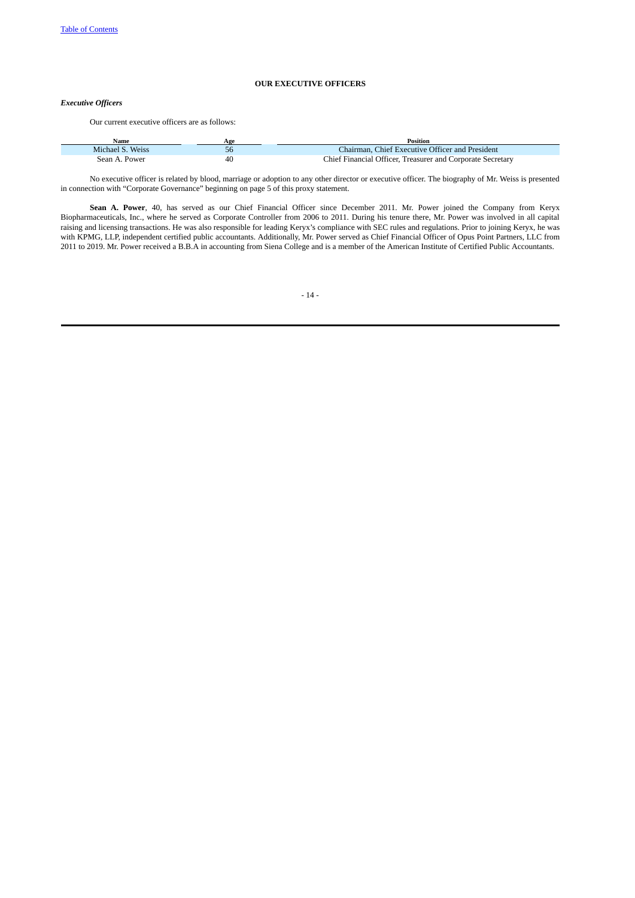## OUR EXECUTIVE OFFICERS

### *Executive Officers*

Our current executive officers are as follows:

| Name | Age | Position |
|---|---|---|
| Michael S. Weiss | 56 | Chairman, Chief Executive Officer and President |
| Sean A. Power | 40 | Chief Financial Officer, Treasurer and Corporate Secretary |

No executive officer is related by blood, marriage or adoption to any other director or executive officer. The biography of Mr. Weiss is presented in connection with "Corporate Governance" beginning on page 5 of this proxy statement.

**Sean A. Power**, 40, has served as our Chief Financial Officer since December 2011. Mr. Power joined the Company from Keryx Biopharmaceuticals, Inc., where he served as Corporate Controller from 2006 to 2011. During his tenure there, Mr. Power was involved in all capital raising and licensing transactions. He was also responsible for leading Keryx's compliance with SEC rules and regulations. Prior to joining Keryx, he was with KPMG, LLP, independent certified public accountants. Additionally, Mr. Power served as Chief Financial Officer of Opus Point Partners, LLC from 2011 to 2019. Mr. Power received a B.B.A in accounting from Siena College and is a member of the American Institute of Certified Public Accountants.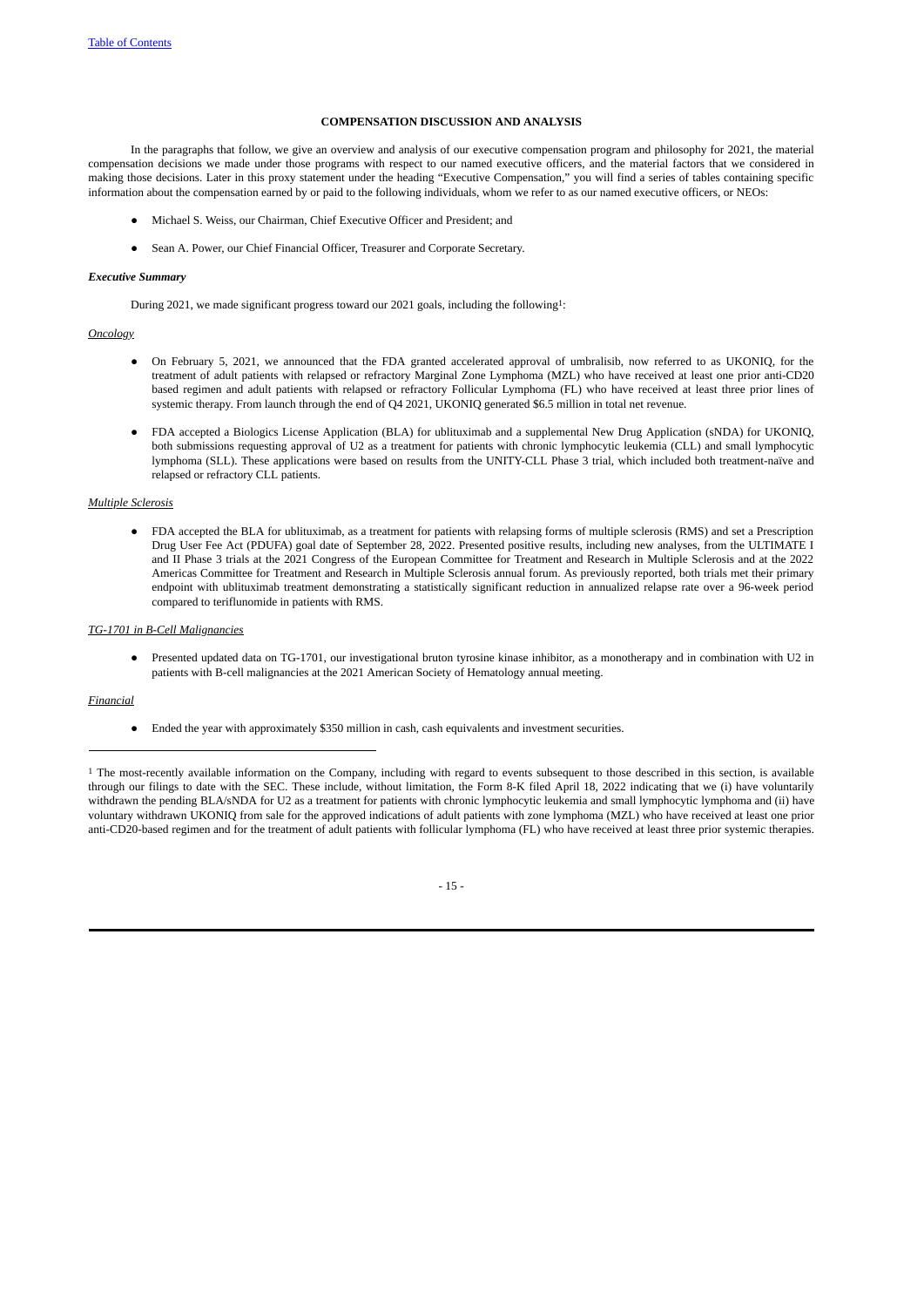## COMPENSATION DISCUSSION AND ANALYSIS

In the paragraphs that follow, we give an overview and analysis of our executive compensation program and philosophy for 2021, the material compensation decisions we made under those programs with respect to our named executive officers, and the material factors that we considered in making those decisions. Later in this proxy statement under the heading "Executive Compensation," you will find a series of tables containing specific information about the compensation earned by or paid to the following individuals, whom we refer to as our named executive officers, or NEOs:

- Michael S. Weiss, our Chairman, Chief Executive Officer and President; and
- Sean A. Power, our Chief Financial Officer, Treasurer and Corporate Secretary.

***Executive Summary***

During 2021, we made significant progress toward our 2021 goals, including the following[1]:

*Oncology*

- On February 5, 2021, we announced that the FDA granted accelerated approval of umbralisib, now referred to as UKONIQ, for the treatment of adult patients with relapsed or refractory Marginal Zone Lymphoma (MZL) who have received at least one prior anti-CD20 based regimen and adult patients with relapsed or refractory Follicular Lymphoma (FL) who have received at least three prior lines of systemic therapy. From launch through the end of Q4 2021, UKONIQ generated $6.5 million in total net revenue.
- FDA accepted a Biologics License Application (BLA) for ublituximab and a supplemental New Drug Application (sNDA) for UKONIQ, both submissions requesting approval of U2 as a treatment for patients with chronic lymphocytic leukemia (CLL) and small lymphocytic lymphoma (SLL). These applications were based on results from the UNITY-CLL Phase 3 trial, which included both treatment-naïve and relapsed or refractory CLL patients.

*Multiple Sclerosis*

- FDA accepted the BLA for ublituximab, as a treatment for patients with relapsing forms of multiple sclerosis (RMS) and set a Prescription Drug User Fee Act (PDUFA) goal date of September 28, 2022. Presented positive results, including new analyses, from the ULTIMATE I and II Phase 3 trials at the 2021 Congress of the European Committee for Treatment and Research in Multiple Sclerosis and at the 2022 Americas Committee for Treatment and Research in Multiple Sclerosis annual forum. As previously reported, both trials met their primary endpoint with ublituximab treatment demonstrating a statistically significant reduction in annualized relapse rate over a 96-week period compared to teriflunomide in patients with RMS.

*TG-1701 in B-Cell Malignancies*

- Presented updated data on TG-1701, our investigational bruton tyrosine kinase inhibitor, as a monotherapy and in combination with U2 in patients with B-cell malignancies at the 2021 American Society of Hematology annual meeting.

*Financial*

- Ended the year with approximately $350 million in cash, cash equivalents and investment securities.

---

[1] The most-recently available information on the Company, including with regard to events subsequent to those described in this section, is available through our filings to date with the SEC. These include, without limitation, the Form 8-K filed April 18, 2022 indicating that we (i) have voluntarily withdrawn the pending BLA/sNDA for U2 as a treatment for patients with chronic lymphocytic leukemia and small lymphocytic lymphoma and (ii) have voluntary withdrawn UKONIQ from sale for the approved indications of adult patients with zone lymphoma (MZL) who have received at least one prior anti-CD20-based regimen and for the treatment of adult patients with follicular lymphoma (FL) who have received at least three prior systemic therapies.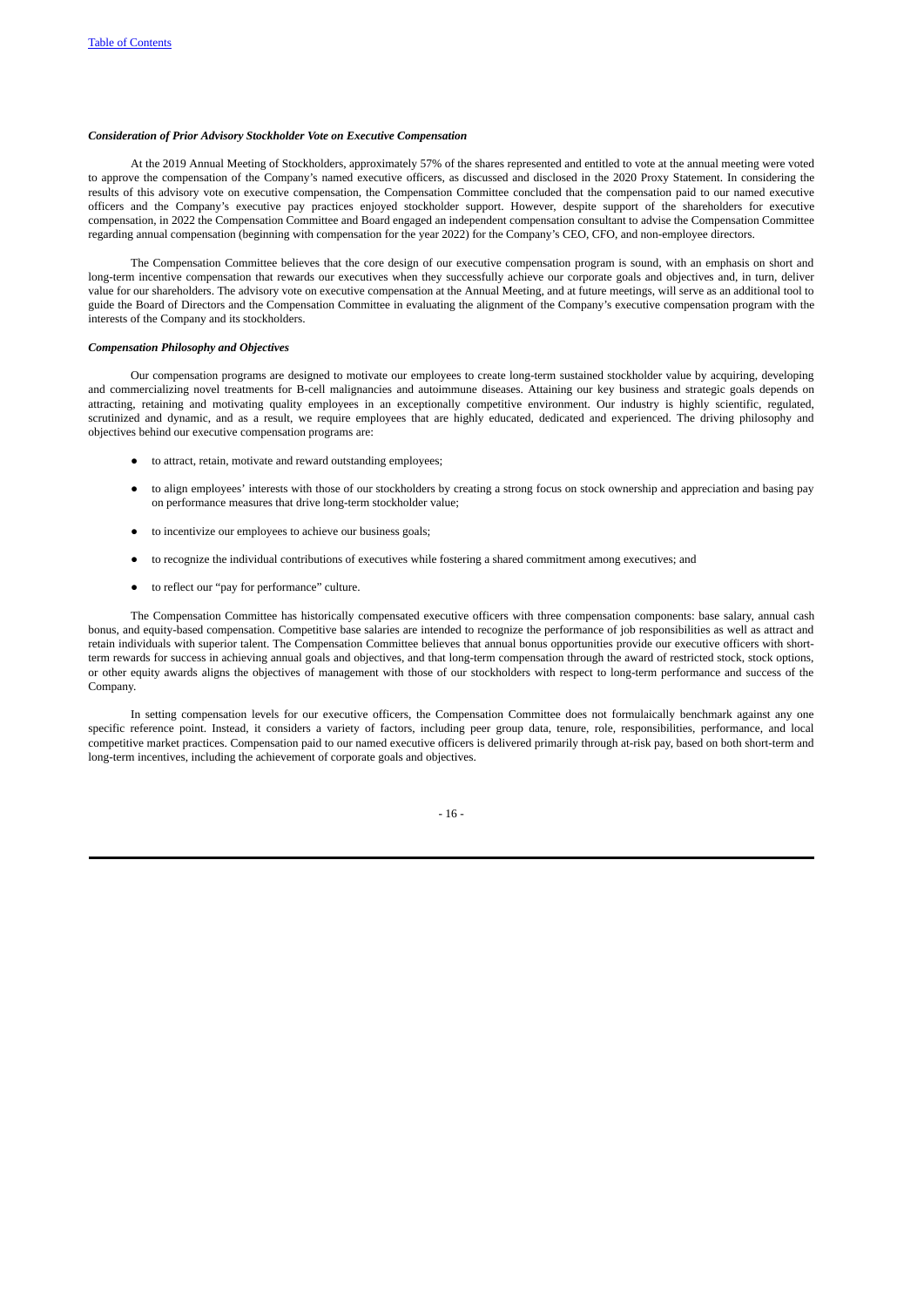***Consideration of Prior Advisory Stockholder Vote on Executive Compensation***

At the 2019 Annual Meeting of Stockholders, approximately 57% of the shares represented and entitled to vote at the annual meeting were voted to approve the compensation of the Company's named executive officers, as discussed and disclosed in the 2020 Proxy Statement. In considering the results of this advisory vote on executive compensation, the Compensation Committee concluded that the compensation paid to our named executive officers and the Company's executive pay practices enjoyed stockholder support. However, despite support of the shareholders for executive compensation, in 2022 the Compensation Committee and Board engaged an independent compensation consultant to advise the Compensation Committee regarding annual compensation (beginning with compensation for the year 2022) for the Company's CEO, CFO, and non-employee directors.

The Compensation Committee believes that the core design of our executive compensation program is sound, with an emphasis on short and long-term incentive compensation that rewards our executives when they successfully achieve our corporate goals and objectives and, in turn, deliver value for our shareholders. The advisory vote on executive compensation at the Annual Meeting, and at future meetings, will serve as an additional tool to guide the Board of Directors and the Compensation Committee in evaluating the alignment of the Company's executive compensation program with the interests of the Company and its stockholders.

***Compensation Philosophy and Objectives***

Our compensation programs are designed to motivate our employees to create long-term sustained stockholder value by acquiring, developing and commercializing novel treatments for B-cell malignancies and autoimmune diseases. Attaining our key business and strategic goals depends on attracting, retaining and motivating quality employees in an exceptionally competitive environment. Our industry is highly scientific, regulated, scrutinized and dynamic, and as a result, we require employees that are highly educated, dedicated and experienced. The driving philosophy and objectives behind our executive compensation programs are:

- to attract, retain, motivate and reward outstanding employees;
- to align employees' interests with those of our stockholders by creating a strong focus on stock ownership and appreciation and basing pay on performance measures that drive long-term stockholder value;
- to incentivize our employees to achieve our business goals;
- to recognize the individual contributions of executives while fostering a shared commitment among executives; and
- to reflect our "pay for performance" culture.

The Compensation Committee has historically compensated executive officers with three compensation components: base salary, annual cash bonus, and equity-based compensation. Competitive base salaries are intended to recognize the performance of job responsibilities as well as attract and retain individuals with superior talent. The Compensation Committee believes that annual bonus opportunities provide our executive officers with short-term rewards for success in achieving annual goals and objectives, and that long-term compensation through the award of restricted stock, stock options, or other equity awards aligns the objectives of management with those of our stockholders with respect to long-term performance and success of the Company.

In setting compensation levels for our executive officers, the Compensation Committee does not formulaically benchmark against any one specific reference point. Instead, it considers a variety of factors, including peer group data, tenure, role, responsibilities, performance, and local competitive market practices. Compensation paid to our named executive officers is delivered primarily through at-risk pay, based on both short-term and long-term incentives, including the achievement of corporate goals and objectives.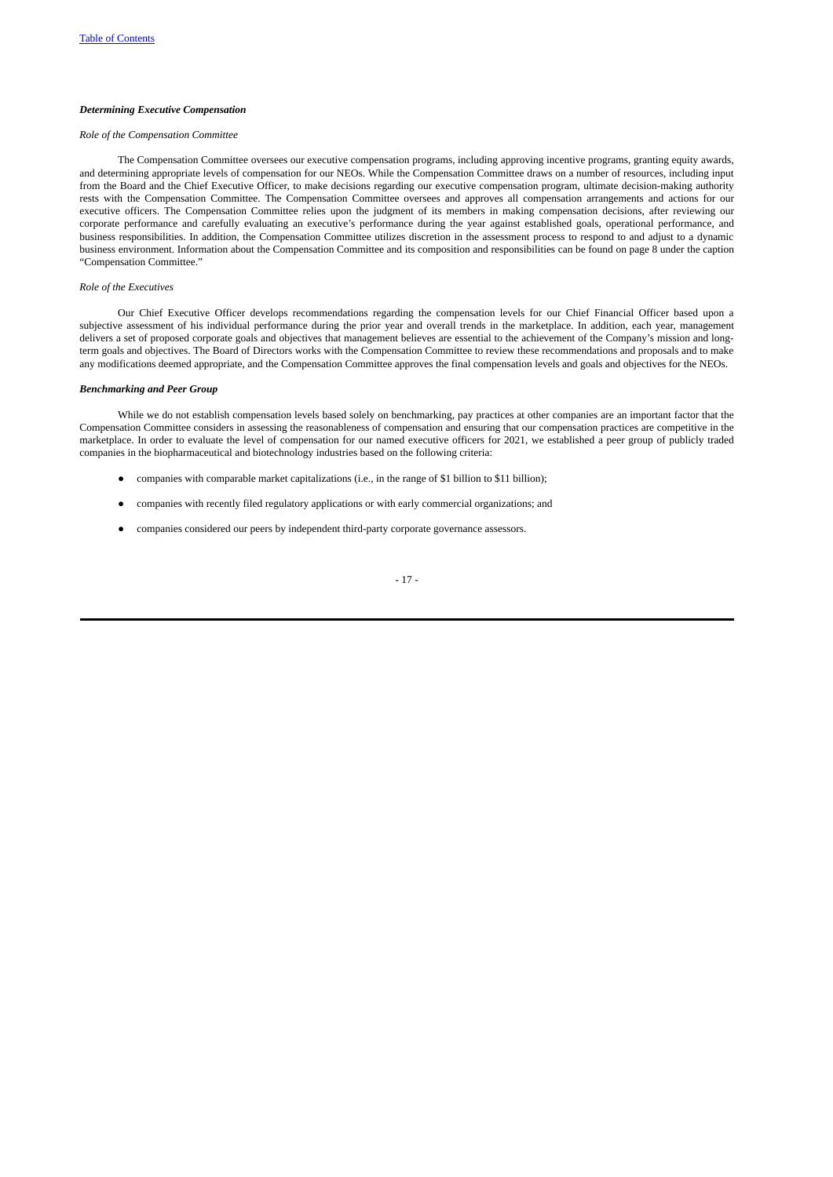***Determining Executive Compensation***

*Role of the Compensation Committee*

The Compensation Committee oversees our executive compensation programs, including approving incentive programs, granting equity awards, and determining appropriate levels of compensation for our NEOs. While the Compensation Committee draws on a number of resources, including input from the Board and the Chief Executive Officer, to make decisions regarding our executive compensation program, ultimate decision-making authority rests with the Compensation Committee. The Compensation Committee oversees and approves all compensation arrangements and actions for our executive officers. The Compensation Committee relies upon the judgment of its members in making compensation decisions, after reviewing our corporate performance and carefully evaluating an executive's performance during the year against established goals, operational performance, and business responsibilities. In addition, the Compensation Committee utilizes discretion in the assessment process to respond to and adjust to a dynamic business environment. Information about the Compensation Committee and its composition and responsibilities can be found on page 8 under the caption "Compensation Committee."

*Role of the Executives*

Our Chief Executive Officer develops recommendations regarding the compensation levels for our Chief Financial Officer based upon a subjective assessment of his individual performance during the prior year and overall trends in the marketplace. In addition, each year, management delivers a set of proposed corporate goals and objectives that management believes are essential to the achievement of the Company's mission and long-term goals and objectives. The Board of Directors works with the Compensation Committee to review these recommendations and proposals and to make any modifications deemed appropriate, and the Compensation Committee approves the final compensation levels and goals and objectives for the NEOs.

***Benchmarking and Peer Group***

While we do not establish compensation levels based solely on benchmarking, pay practices at other companies are an important factor that the Compensation Committee considers in assessing the reasonableness of compensation and ensuring that our compensation practices are competitive in the marketplace. In order to evaluate the level of compensation for our named executive officers for 2021, we established a peer group of publicly traded companies in the biopharmaceutical and biotechnology industries based on the following criteria:

- companies with comparable market capitalizations (i.e., in the range of $1 billion to $11 billion);
- companies with recently filed regulatory applications or with early commercial organizations; and
- companies considered our peers by independent third-party corporate governance assessors.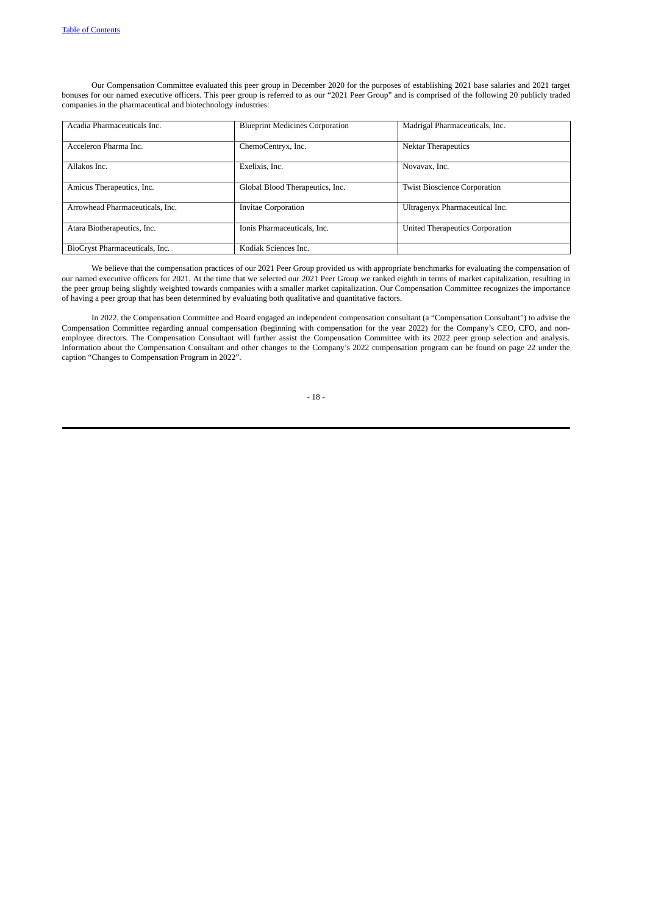Our Compensation Committee evaluated this peer group in December 2020 for the purposes of establishing 2021 base salaries and 2021 target bonuses for our named executive officers. This peer group is referred to as our "2021 Peer Group" and is comprised of the following 20 publicly traded companies in the pharmaceutical and biotechnology industries:

| | | |
|---|---|---|
| Acadia Pharmaceuticals Inc. | Blueprint Medicines Corporation | Madrigal Pharmaceuticals, Inc. |
| Acceleron Pharma Inc. | ChemoCentryx, Inc. | Nektar Therapeutics |
| Allakos Inc. | Exelixis, Inc. | Novavax, Inc. |
| Amicus Therapeutics, Inc. | Global Blood Therapeutics, Inc. | Twist Bioscience Corporation |
| Arrowhead Pharmaceuticals, Inc. | Invitae Corporation | Ultragenyx Pharmaceutical Inc. |
| Atara Biotherapeutics, Inc. | Ionis Pharmaceuticals, Inc. | United Therapeutics Corporation |
| BioCryst Pharmaceuticals, Inc. | Kodiak Sciences Inc. | |

We believe that the compensation practices of our 2021 Peer Group provided us with appropriate benchmarks for evaluating the compensation of our named executive officers for 2021. At the time that we selected our 2021 Peer Group we ranked eighth in terms of market capitalization, resulting in the peer group being slightly weighted towards companies with a smaller market capitalization. Our Compensation Committee recognizes the importance of having a peer group that has been determined by evaluating both qualitative and quantitative factors.

In 2022, the Compensation Committee and Board engaged an independent compensation consultant (a "Compensation Consultant") to advise the Compensation Committee regarding annual compensation (beginning with compensation for the year 2022) for the Company's CEO, CFO, and non-employee directors. The Compensation Consultant will further assist the Compensation Committee with its 2022 peer group selection and analysis. Information about the Compensation Consultant and other changes to the Company's 2022 compensation program can be found on page 22 under the caption "Changes to Compensation Program in 2022".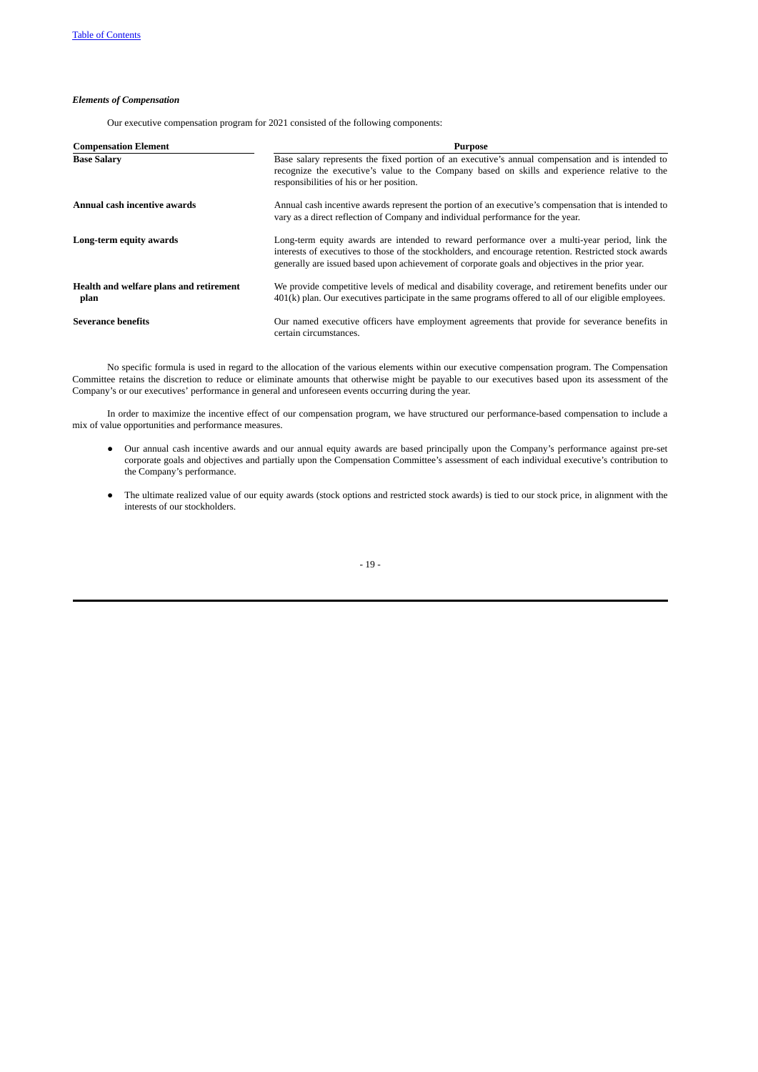*Elements of Compensation*

Our executive compensation program for 2021 consisted of the following components:

| Compensation Element | Purpose |
|---|---|
| **Base Salary** | Base salary represents the fixed portion of an executive's annual compensation and is intended to recognize the executive's value to the Company based on skills and experience relative to the responsibilities of his or her position. |
| **Annual cash incentive awards** | Annual cash incentive awards represent the portion of an executive's compensation that is intended to vary as a direct reflection of Company and individual performance for the year. |
| **Long-term equity awards** | Long-term equity awards are intended to reward performance over a multi-year period, link the interests of executives to those of the stockholders, and encourage retention. Restricted stock awards generally are issued based upon achievement of corporate goals and objectives in the prior year. |
| **Health and welfare plans and retirement plan** | We provide competitive levels of medical and disability coverage, and retirement benefits under our 401(k) plan. Our executives participate in the same programs offered to all of our eligible employees. |
| **Severance benefits** | Our named executive officers have employment agreements that provide for severance benefits in certain circumstances. |

No specific formula is used in regard to the allocation of the various elements within our executive compensation program. The Compensation Committee retains the discretion to reduce or eliminate amounts that otherwise might be payable to our executives based upon its assessment of the Company's or our executives' performance in general and unforeseen events occurring during the year.

In order to maximize the incentive effect of our compensation program, we have structured our performance-based compensation to include a mix of value opportunities and performance measures.

- Our annual cash incentive awards and our annual equity awards are based principally upon the Company's performance against pre-set corporate goals and objectives and partially upon the Compensation Committee's assessment of each individual executive's contribution to the Company's performance.
- The ultimate realized value of our equity awards (stock options and restricted stock awards) is tied to our stock price, in alignment with the interests of our stockholders.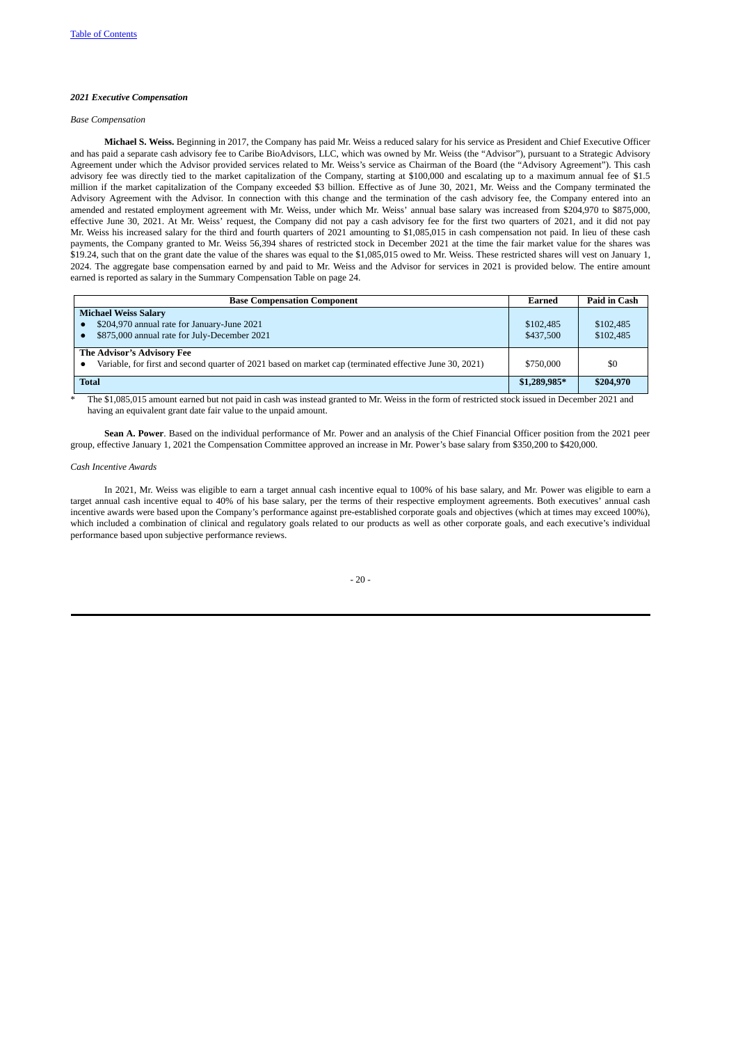[Table of Contents](#)

***2021 Executive Compensation***

*Base Compensation*

**Michael S. Weiss.** Beginning in 2017, the Company has paid Mr. Weiss a reduced salary for his service as President and Chief Executive Officer and has paid a separate cash advisory fee to Caribe BioAdvisors, LLC, which was owned by Mr. Weiss (the "Advisor"), pursuant to a Strategic Advisory Agreement under which the Advisor provided services related to Mr. Weiss's service as Chairman of the Board (the "Advisory Agreement"). This cash advisory fee was directly tied to the market capitalization of the Company, starting at $100,000 and escalating up to a maximum annual fee of $1.5 million if the market capitalization of the Company exceeded $3 billion. Effective as of June 30, 2021, Mr. Weiss and the Company terminated the Advisory Agreement with the Advisor. In connection with this change and the termination of the cash advisory fee, the Company entered into an amended and restated employment agreement with Mr. Weiss, under which Mr. Weiss' annual base salary was increased from $204,970 to $875,000, effective June 30, 2021. At Mr. Weiss' request, the Company did not pay a cash advisory fee for the first two quarters of 2021, and it did not pay Mr. Weiss his increased salary for the third and fourth quarters of 2021 amounting to $1,085,015 in cash compensation not paid. In lieu of these cash payments, the Company granted to Mr. Weiss 56,394 shares of restricted stock in December 2021 at the time the fair market value for the shares was $19.24, such that on the grant date the value of the shares was equal to the $1,085,015 owed to Mr. Weiss. These restricted shares will vest on January 1, 2024. The aggregate base compensation earned by and paid to Mr. Weiss and the Advisor for services in 2021 is provided below. The entire amount earned is reported as salary in the Summary Compensation Table on page 24.

| Base Compensation Component | Earned | Paid in Cash |
|---|---|---|
| **Michael Weiss Salary** | | |
| ● $204,970 annual rate for January-June 2021 | $102,485 | $102,485 |
| ● $875,000 annual rate for July-December 2021 | $437,500 | $102,485 |
| **The Advisor's Advisory Fee** | | |
| ● Variable, for first and second quarter of 2021 based on market cap (terminated effective June 30, 2021) | $750,000 | $0 |
| **Total** | **$1,289,985*** | **$204,970** |

\* The $1,085,015 amount earned but not paid in cash was instead granted to Mr. Weiss in the form of restricted stock issued in December 2021 and having an equivalent grant date fair value to the unpaid amount.

**Sean A. Power**. Based on the individual performance of Mr. Power and an analysis of the Chief Financial Officer position from the 2021 peer group, effective January 1, 2021 the Compensation Committee approved an increase in Mr. Power's base salary from $350,200 to $420,000.

*Cash Incentive Awards*

In 2021, Mr. Weiss was eligible to earn a target annual cash incentive equal to 100% of his base salary, and Mr. Power was eligible to earn a target annual cash incentive equal to 40% of his base salary, per the terms of their respective employment agreements. Both executives' annual cash incentive awards were based upon the Company's performance against pre-established corporate goals and objectives (which at times may exceed 100%), which included a combination of clinical and regulatory goals related to our products as well as other corporate goals, and each executive's individual performance based upon subjective performance reviews.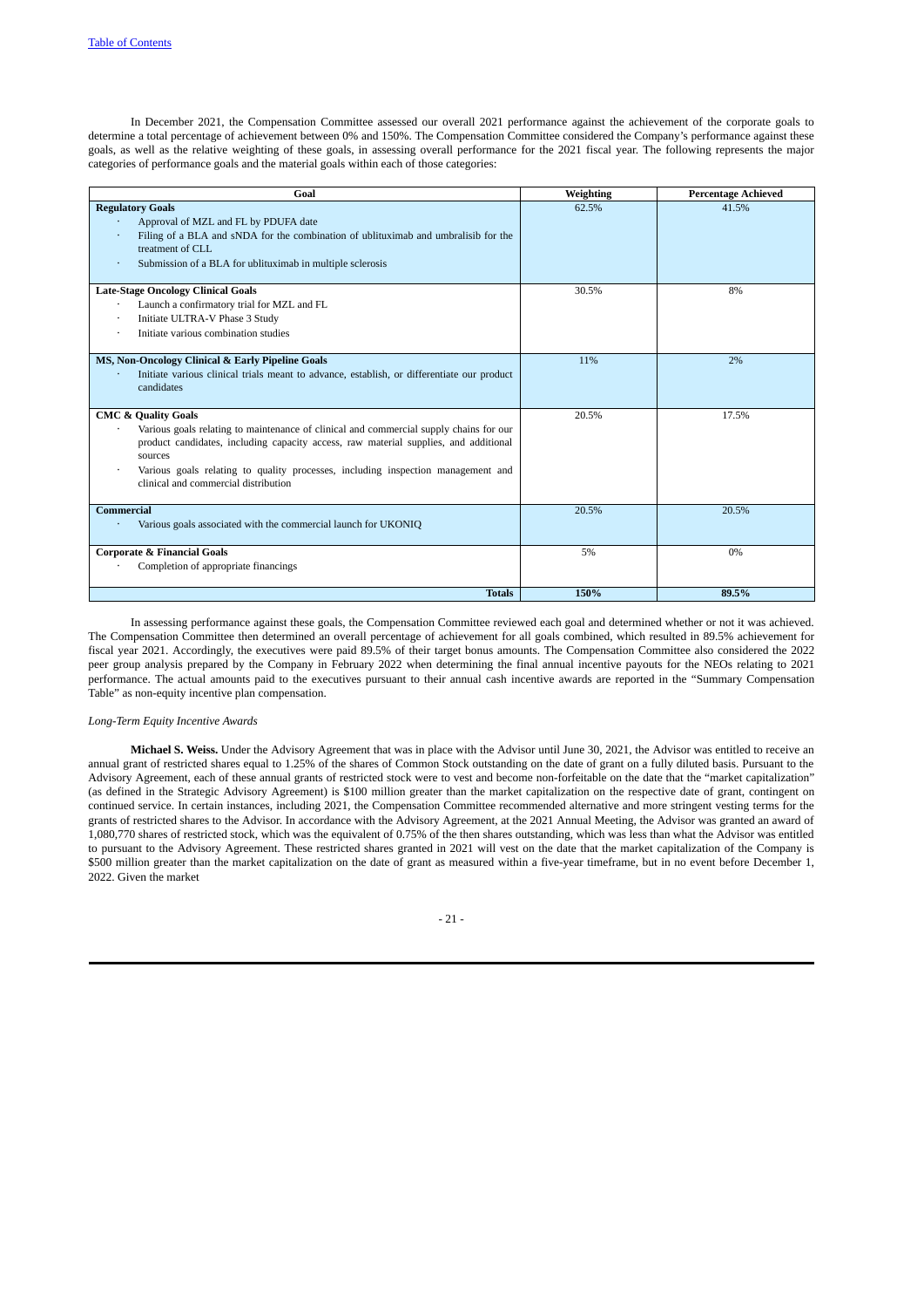In December 2021, the Compensation Committee assessed our overall 2021 performance against the achievement of the corporate goals to determine a total percentage of achievement between 0% and 150%. The Compensation Committee considered the Company's performance against these goals, as well as the relative weighting of these goals, in assessing overall performance for the 2021 fiscal year. The following represents the major categories of performance goals and the material goals within each of those categories:

| Goal | Weighting | Percentage Achieved |
|---|---|---|
| **Regulatory Goals**<br>· Approval of MZL and FL by PDUFA date<br>· Filing of a BLA and sNDA for the combination of ublituximab and umbralisib for the treatment of CLL<br>· Submission of a BLA for ublituximab in multiple sclerosis | 62.5% | 41.5% |
| **Late-Stage Oncology Clinical Goals**<br>· Launch a confirmatory trial for MZL and FL<br>· Initiate ULTRA-V Phase 3 Study<br>· Initiate various combination studies | 30.5% | 8% |
| **MS, Non-Oncology Clinical & Early Pipeline Goals**<br>· Initiate various clinical trials meant to advance, establish, or differentiate our product candidates | 11% | 2% |
| **CMC & Quality Goals**<br>· Various goals relating to maintenance of clinical and commercial supply chains for our product candidates, including capacity access, raw material supplies, and additional sources<br>· Various goals relating to quality processes, including inspection management and clinical and commercial distribution | 20.5% | 17.5% |
| **Commercial**<br>· Various goals associated with the commercial launch for UKONIQ | 20.5% | 20.5% |
| **Corporate & Financial Goals**<br>· Completion of appropriate financings | 5% | 0% |
| **Totals** | **150%** | **89.5%** |

In assessing performance against these goals, the Compensation Committee reviewed each goal and determined whether or not it was achieved. The Compensation Committee then determined an overall percentage of achievement for all goals combined, which resulted in 89.5% achievement for fiscal year 2021. Accordingly, the executives were paid 89.5% of their target bonus amounts. The Compensation Committee also considered the 2022 peer group analysis prepared by the Company in February 2022 when determining the final annual incentive payouts for the NEOs relating to 2021 performance. The actual amounts paid to the executives pursuant to their annual cash incentive awards are reported in the "Summary Compensation Table" as non-equity incentive plan compensation.

*Long-Term Equity Incentive Awards*

**Michael S. Weiss.** Under the Advisory Agreement that was in place with the Advisor until June 30, 2021, the Advisor was entitled to receive an annual grant of restricted shares equal to 1.25% of the shares of Common Stock outstanding on the date of grant on a fully diluted basis. Pursuant to the Advisory Agreement, each of these annual grants of restricted stock were to vest and become non-forfeitable on the date that the "market capitalization" (as defined in the Strategic Advisory Agreement) is $100 million greater than the market capitalization on the respective date of grant, contingent on continued service. In certain instances, including 2021, the Compensation Committee recommended alternative and more stringent vesting terms for the grants of restricted shares to the Advisor. In accordance with the Advisory Agreement, at the 2021 Annual Meeting, the Advisor was granted an award of 1,080,770 shares of restricted stock, which was the equivalent of 0.75% of the then shares outstanding, which was less than what the Advisor was entitled to pursuant to the Advisory Agreement. These restricted shares granted in 2021 will vest on the date that the market capitalization of the Company is $500 million greater than the market capitalization on the date of grant as measured within a five-year timeframe, but in no event before December 1, 2022. Given the market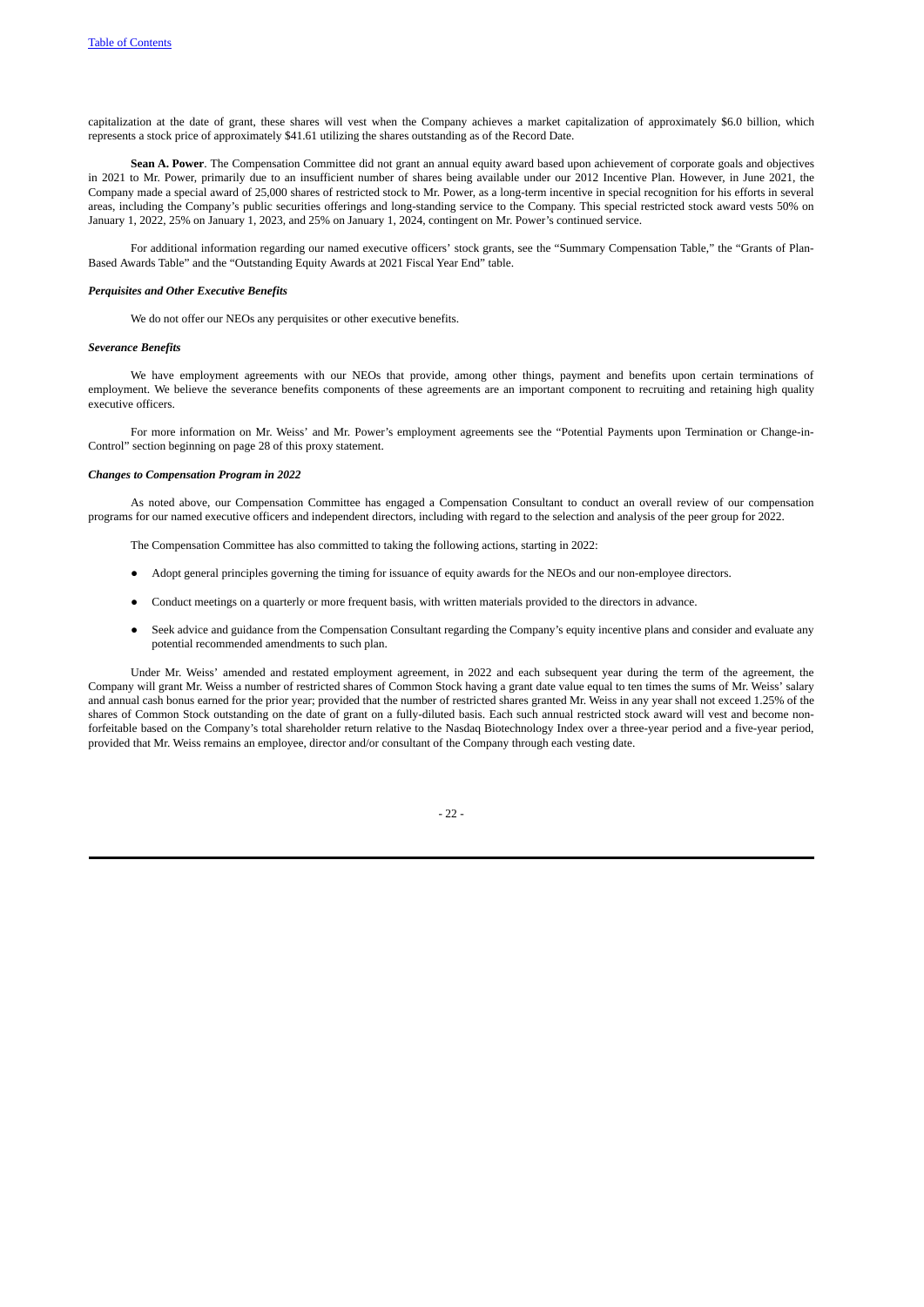capitalization at the date of grant, these shares will vest when the Company achieves a market capitalization of approximately $6.0 billion, which represents a stock price of approximately $41.61 utilizing the shares outstanding as of the Record Date.

**Sean A. Power**. The Compensation Committee did not grant an annual equity award based upon achievement of corporate goals and objectives in 2021 to Mr. Power, primarily due to an insufficient number of shares being available under our 2012 Incentive Plan. However, in June 2021, the Company made a special award of 25,000 shares of restricted stock to Mr. Power, as a long-term incentive in special recognition for his efforts in several areas, including the Company's public securities offerings and long-standing service to the Company. This special restricted stock award vests 50% on January 1, 2022, 25% on January 1, 2023, and 25% on January 1, 2024, contingent on Mr. Power's continued service.

For additional information regarding our named executive officers' stock grants, see the "Summary Compensation Table," the "Grants of Plan-Based Awards Table" and the "Outstanding Equity Awards at 2021 Fiscal Year End" table.

***Perquisites and Other Executive Benefits***

We do not offer our NEOs any perquisites or other executive benefits.

***Severance Benefits***

We have employment agreements with our NEOs that provide, among other things, payment and benefits upon certain terminations of employment. We believe the severance benefits components of these agreements are an important component to recruiting and retaining high quality executive officers.

For more information on Mr. Weiss' and Mr. Power's employment agreements see the "Potential Payments upon Termination or Change-in-Control" section beginning on page 28 of this proxy statement.

***Changes to Compensation Program in 2022***

As noted above, our Compensation Committee has engaged a Compensation Consultant to conduct an overall review of our compensation programs for our named executive officers and independent directors, including with regard to the selection and analysis of the peer group for 2022.

The Compensation Committee has also committed to taking the following actions, starting in 2022:

- Adopt general principles governing the timing for issuance of equity awards for the NEOs and our non-employee directors.
- Conduct meetings on a quarterly or more frequent basis, with written materials provided to the directors in advance.
- Seek advice and guidance from the Compensation Consultant regarding the Company's equity incentive plans and consider and evaluate any potential recommended amendments to such plan.

Under Mr. Weiss' amended and restated employment agreement, in 2022 and each subsequent year during the term of the agreement, the Company will grant Mr. Weiss a number of restricted shares of Common Stock having a grant date value equal to ten times the sums of Mr. Weiss' salary and annual cash bonus earned for the prior year; provided that the number of restricted shares granted Mr. Weiss in any year shall not exceed 1.25% of the shares of Common Stock outstanding on the date of grant on a fully-diluted basis. Each such annual restricted stock award will vest and become non-forfeitable based on the Company's total shareholder return relative to the Nasdaq Biotechnology Index over a three-year period and a five-year period, provided that Mr. Weiss remains an employee, director and/or consultant of the Company through each vesting date.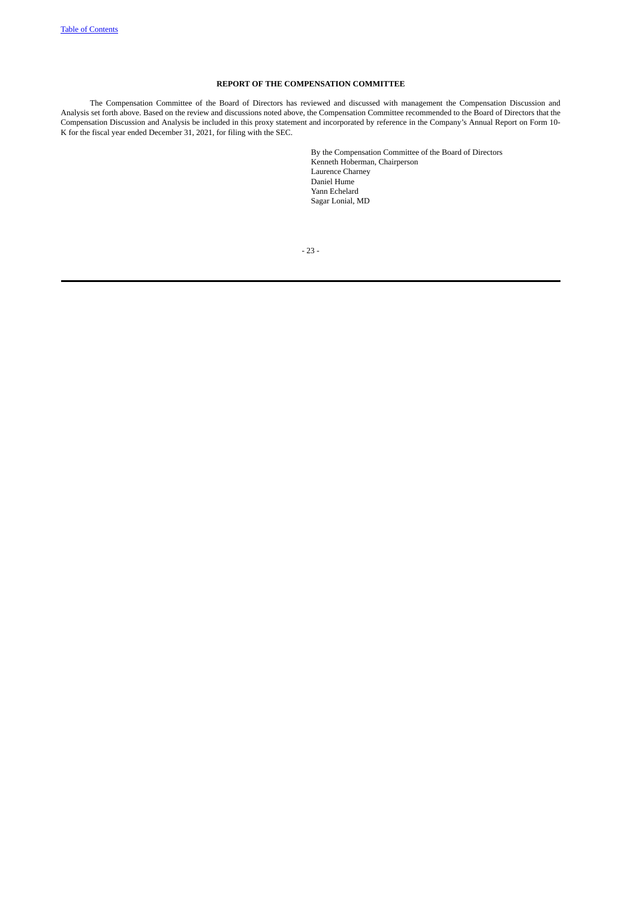## REPORT OF THE COMPENSATION COMMITTEE

The Compensation Committee of the Board of Directors has reviewed and discussed with management the Compensation Discussion and Analysis set forth above. Based on the review and discussions noted above, the Compensation Committee recommended to the Board of Directors that the Compensation Discussion and Analysis be included in this proxy statement and incorporated by reference in the Company's Annual Report on Form 10-K for the fiscal year ended December 31, 2021, for filing with the SEC.

By the Compensation Committee of the Board of Directors
Kenneth Hoberman, Chairperson
Laurence Charney
Daniel Hume
Yann Echelard
Sagar Lonial, MD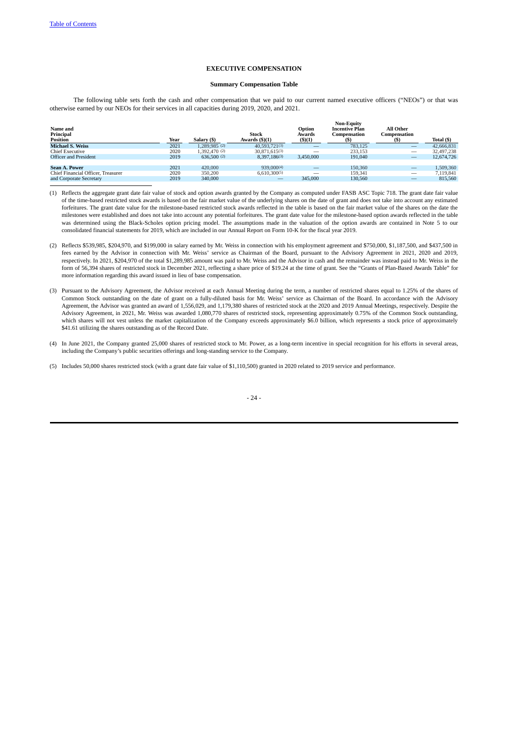## EXECUTIVE COMPENSATION

### Summary Compensation Table

The following table sets forth the cash and other compensation that we paid to our current named executive officers ("NEOs") or that was otherwise earned by our NEOs for their services in all capacities during 2019, 2020, and 2021.

| Name and Principal Position | Year | Salary ($) | Stock Awards ($)(1) | Option Awards ($)(1) | Non-Equity Incentive Plan Compensation ($) | All Other Compensation ($) | Total ($) |
|---|---|---|---|---|---|---|---|
| **Michael S. Weiss** | 2021 | 1,289,985 (2) | 40,593,721(3) | — | 783,125 | — | 42,666,831 |
| Chief Executive | 2020 | 1,392,470 (2) | 30,871,615(3) | — | 233,153 | — | 32,497,238 |
| Officer and President | 2019 | 636,500 (2) | 8,397,186(3) | 3,450,000 | 191,040 | — | 12,674,726 |
| **Sean A. Power** | 2021 | 420,000 | 939,000(4) | — | 150,360 | — | 1,509,360 |
| Chief Financial Officer, Treasurer | 2020 | 350,200 | 6,610,300(5) | — | 159,341 | — | 7,119,841 |
| and Corporate Secretary | 2019 | 340,000 | — | 345,000 | 130,560 | — | 815,560 |

(1) Reflects the aggregate grant date fair value of stock and option awards granted by the Company as computed under FASB ASC Topic 718. The grant date fair value of the time-based restricted stock awards is based on the fair market value of the underlying shares on the date of grant and does not take into account any estimated forfeitures. The grant date fair value for the milestone-based restricted stock awards reflected in the table is based on the fair market value of the shares on the date the milestones were established and does not take into account any potential forfeitures. The grant date value for the milestone-based option awards reflected in the table was determined using the Black-Scholes option pricing model. The assumptions made in the valuation of the option awards are contained in Note 5 to our consolidated financial statements for 2019, which are included in our Annual Report on Form 10-K for the fiscal year 2019.

(2) Reflects $539,985, $204,970, and $199,000 in salary earned by Mr. Weiss in connection with his employment agreement and $750,000, $1,187,500, and $437,500 in fees earned by the Advisor in connection with Mr. Weiss' service as Chairman of the Board, pursuant to the Advisory Agreement in 2021, 2020 and 2019, respectively. In 2021, $204,970 of the total $1,289,985 amount was paid to Mr. Weiss and the Advisor in cash and the remainder was instead paid to Mr. Weiss in the form of 56,394 shares of restricted stock in December 2021, reflecting a share price of $19.24 at the time of grant. See the "Grants of Plan-Based Awards Table" for more information regarding this award issued in lieu of base compensation.

(3) Pursuant to the Advisory Agreement, the Advisor received at each Annual Meeting during the term, a number of restricted shares equal to 1.25% of the shares of Common Stock outstanding on the date of grant on a fully-diluted basis for Mr. Weiss' service as Chairman of the Board. In accordance with the Advisory Agreement, the Advisor was granted an award of 1,556,029, and 1,179,380 shares of restricted stock at the 2020 and 2019 Annual Meetings, respectively. Despite the Advisory Agreement, in 2021, Mr. Weiss was awarded 1,080,770 shares of restricted stock, representing approximately 0.75% of the Common Stock outstanding, which shares will not vest unless the market capitalization of the Company exceeds approximately $6.0 billion, which represents a stock price of approximately $41.61 utilizing the shares outstanding as of the Record Date.

(4) In June 2021, the Company granted 25,000 shares of restricted stock to Mr. Power, as a long-term incentive in special recognition for his efforts in several areas, including the Company's public securities offerings and long-standing service to the Company.

(5) Includes 50,000 shares restricted stock (with a grant date fair value of $1,110,500) granted in 2020 related to 2019 service and performance.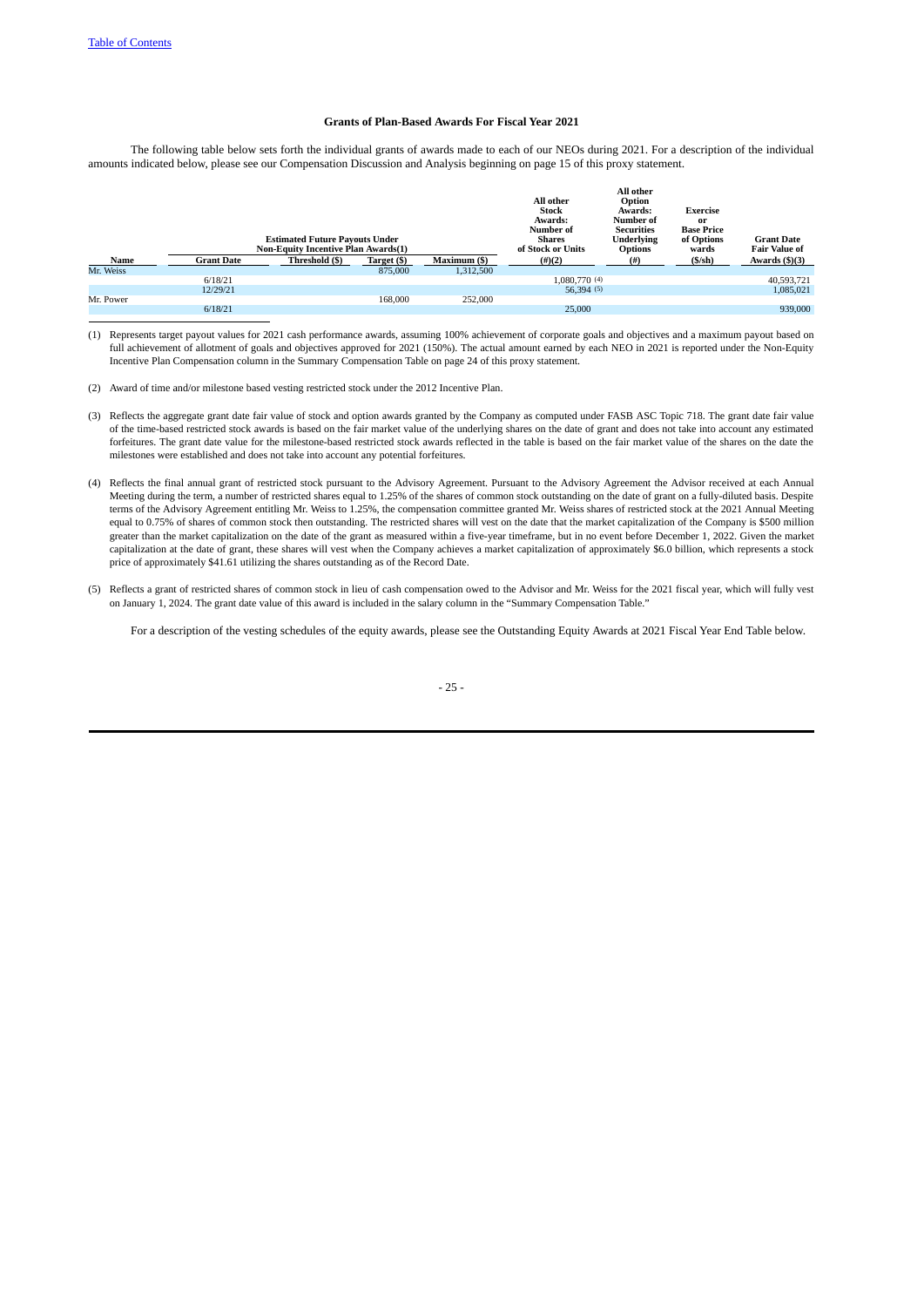Table of Contents

**Grants of Plan-Based Awards For Fiscal Year 2021**

The following table below sets forth the individual grants of awards made to each of our NEOs during 2021. For a description of the individual amounts indicated below, please see our Compensation Discussion and Analysis beginning on page 15 of this proxy statement.

| Name | Grant Date | Estimated Future Payouts Under Non-Equity Incentive Plan Awards(1) | | | All other Stock Awards: Number of Shares of Stock or Units | All other Option Awards: Number of Securities Underlying Options | Exercise or Base Price of Options wards | Grant Date Fair Value of |
|---|---|---|---|---|---|---|---|---|
| | | Threshold ($) | Target ($) | Maximum ($) | (#)(2) | (#) | ($/sh) | Awards ($)(3) |
| Mr. Weiss | | | 875,000 | 1,312,500 | | | | |
| | 6/18/21 | | | | 1,080,770 (4) | | | 40,593,721 |
| | 12/29/21 | | | | 56,394 (5) | | | 1,085,021 |
| Mr. Power | | | 168,000 | 252,000 | | | | |
| | 6/18/21 | | | | 25,000 | | | 939,000 |

(1) Represents target payout values for 2021 cash performance awards, assuming 100% achievement of corporate goals and objectives and a maximum payout based on full achievement of allotment of goals and objectives approved for 2021 (150%). The actual amount earned by each NEO in 2021 is reported under the Non-Equity Incentive Plan Compensation column in the Summary Compensation Table on page 24 of this proxy statement.

(2) Award of time and/or milestone based vesting restricted stock under the 2012 Incentive Plan.

(3) Reflects the aggregate grant date fair value of stock and option awards granted by the Company as computed under FASB ASC Topic 718. The grant date fair value of the time-based restricted stock awards is based on the fair market value of the underlying shares on the date of grant and does not take into account any estimated forfeitures. The grant date value for the milestone-based restricted stock awards reflected in the table is based on the fair market value of the shares on the date the milestones were established and does not take into account any potential forfeitures.

(4) Reflects the final annual grant of restricted stock pursuant to the Advisory Agreement. Pursuant to the Advisory Agreement the Advisor received at each Annual Meeting during the term, a number of restricted shares equal to 1.25% of the shares of common stock outstanding on the date of grant on a fully-diluted basis. Despite terms of the Advisory Agreement entitling Mr. Weiss to 1.25%, the compensation committee granted Mr. Weiss shares of restricted stock at the 2021 Annual Meeting equal to 0.75% of shares of common stock then outstanding. The restricted shares will vest on the date that the market capitalization of the Company is $500 million greater than the market capitalization on the date of the grant as measured within a five-year timeframe, but in no event before December 1, 2022. Given the market capitalization at the date of grant, these shares will vest when the Company achieves a market capitalization of approximately $6.0 billion, which represents a stock price of approximately $41.61 utilizing the shares outstanding as of the Record Date.

(5) Reflects a grant of restricted shares of common stock in lieu of cash compensation owed to the Advisor and Mr. Weiss for the 2021 fiscal year, which will fully vest on January 1, 2024. The grant date value of this award is included in the salary column in the "Summary Compensation Table."

For a description of the vesting schedules of the equity awards, please see the Outstanding Equity Awards at 2021 Fiscal Year End Table below.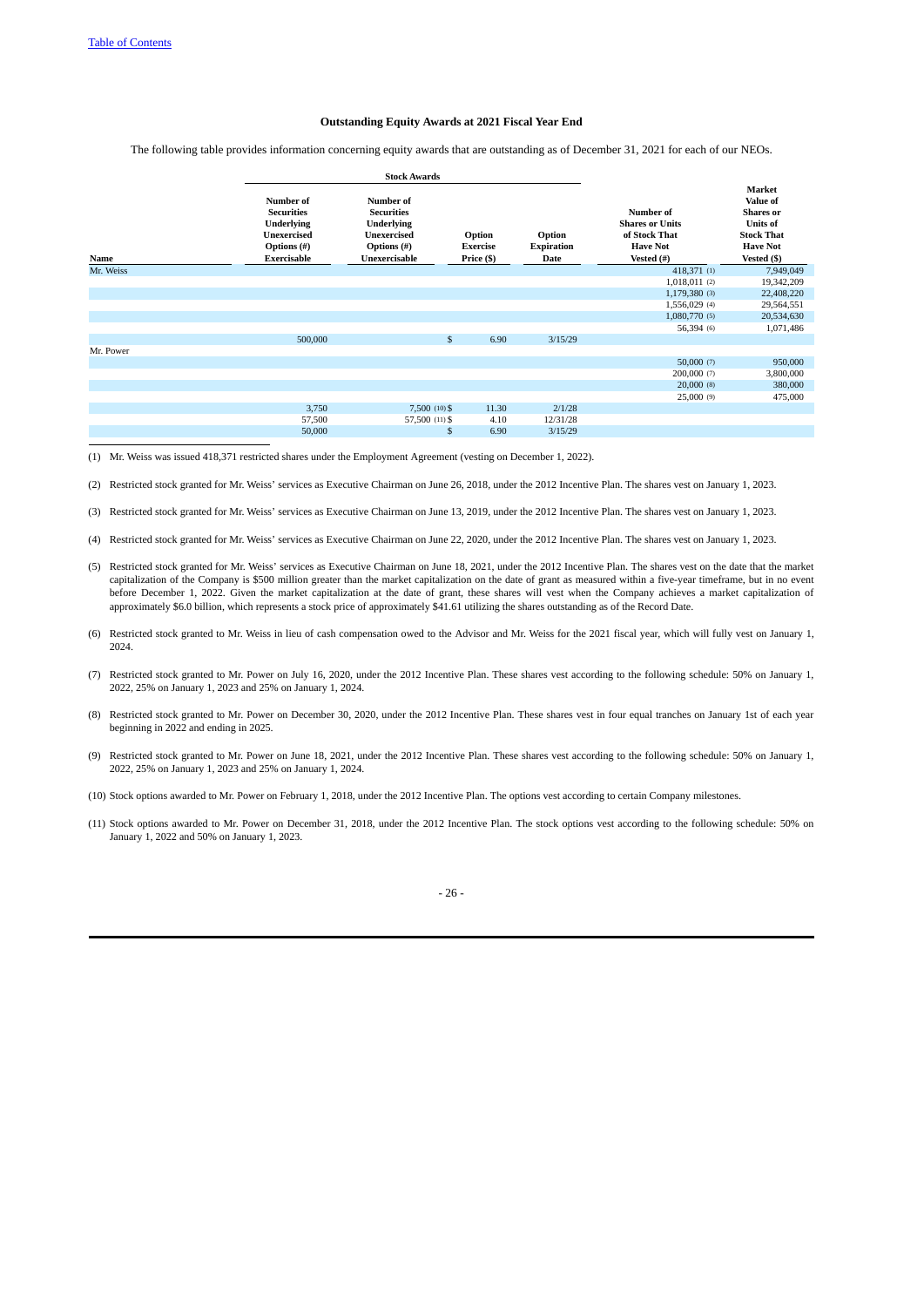### Outstanding Equity Awards at 2021 Fiscal Year End

The following table provides information concerning equity awards that are outstanding as of December 31, 2021 for each of our NEOs.

| | Stock Awards | | | | | |
|---|---|---|---|---|---|---|
| **Name** | **Number of Securities Underlying Unexercised Options (#) Exercisable** | **Number of Securities Underlying Unexercised Options (#) Unexercisable** | **Option Exercise Price ($)** | **Option Expiration Date** | **Number of Shares or Units of Stock That Have Not Vested (#)** | **Market Value of Shares or Units of Stock That Have Not Vested ($)** |
| Mr. Weiss | | | | | 418,371 (1) | 7,949,049 |
| | | | | | 1,018,011 (2) | 19,342,209 |
| | | | | | 1,179,380 (3) | 22,408,220 |
| | | | | | 1,556,029 (4) | 29,564,551 |
| | | | | | 1,080,770 (5) | 20,534,630 |
| | | | | | 56,394 (6) | 1,071,486 |
| | 500,000 | | $ 6.90 | 3/15/29 | | |
| Mr. Power | | | | | | |
| | | | | | 50,000 (7) | 950,000 |
| | | | | | 200,000 (7) | 3,800,000 |
| | | | | | 20,000 (8) | 380,000 |
| | | | | | 25,000 (9) | 475,000 |
| | 3,750 | 7,500 (10) | $ 11.30 | 2/1/28 | | |
| | 57,500 | 57,500 (11) | $ 4.10 | 12/31/28 | | |
| | 50,000 | | $ 6.90 | 3/15/29 | | |

(1) Mr. Weiss was issued 418,371 restricted shares under the Employment Agreement (vesting on December 1, 2022).

(2) Restricted stock granted for Mr. Weiss' services as Executive Chairman on June 26, 2018, under the 2012 Incentive Plan. The shares vest on January 1, 2023.

(3) Restricted stock granted for Mr. Weiss' services as Executive Chairman on June 13, 2019, under the 2012 Incentive Plan. The shares vest on January 1, 2023.

(4) Restricted stock granted for Mr. Weiss' services as Executive Chairman on June 22, 2020, under the 2012 Incentive Plan. The shares vest on January 1, 2023.

(5) Restricted stock granted for Mr. Weiss' services as Executive Chairman on June 18, 2021, under the 2012 Incentive Plan. The shares vest on the date that the market capitalization of the Company is $500 million greater than the market capitalization on the date of grant as measured within a five-year timeframe, but in no event before December 1, 2022. Given the market capitalization at the date of grant, these shares will vest when the Company achieves a market capitalization of approximately $6.0 billion, which represents a stock price of approximately $41.61 utilizing the shares outstanding as of the Record Date.

(6) Restricted stock granted to Mr. Weiss in lieu of cash compensation owed to the Advisor and Mr. Weiss for the 2021 fiscal year, which will fully vest on January 1, 2024.

(7) Restricted stock granted to Mr. Power on July 16, 2020, under the 2012 Incentive Plan. These shares vest according to the following schedule: 50% on January 1, 2022, 25% on January 1, 2023 and 25% on January 1, 2024.

(8) Restricted stock granted to Mr. Power on December 30, 2020, under the 2012 Incentive Plan. These shares vest in four equal tranches on January 1st of each year beginning in 2022 and ending in 2025.

(9) Restricted stock granted to Mr. Power on June 18, 2021, under the 2012 Incentive Plan. These shares vest according to the following schedule: 50% on January 1, 2022, 25% on January 1, 2023 and 25% on January 1, 2024.

(10) Stock options awarded to Mr. Power on February 1, 2018, under the 2012 Incentive Plan. The options vest according to certain Company milestones.

(11) Stock options awarded to Mr. Power on December 31, 2018, under the 2012 Incentive Plan. The stock options vest according to the following schedule: 50% on January 1, 2022 and 50% on January 1, 2023.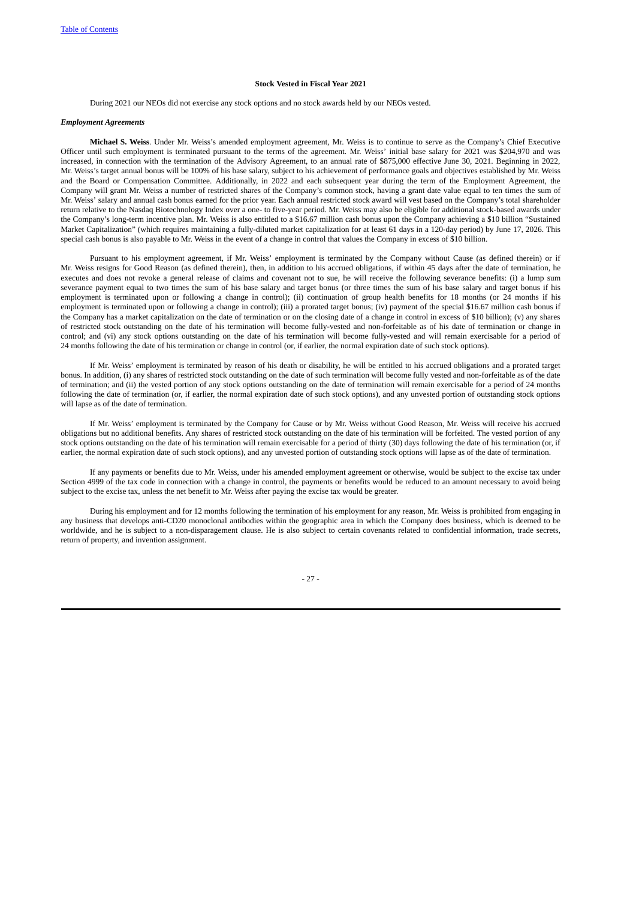**Stock Vested in Fiscal Year 2021**

During 2021 our NEOs did not exercise any stock options and no stock awards held by our NEOs vested.

***Employment Agreements***

**Michael S. Weiss**. Under Mr. Weiss's amended employment agreement, Mr. Weiss is to continue to serve as the Company's Chief Executive Officer until such employment is terminated pursuant to the terms of the agreement. Mr. Weiss' initial base salary for 2021 was $204,970 and was increased, in connection with the termination of the Advisory Agreement, to an annual rate of $875,000 effective June 30, 2021. Beginning in 2022, Mr. Weiss's target annual bonus will be 100% of his base salary, subject to his achievement of performance goals and objectives established by Mr. Weiss and the Board or Compensation Committee. Additionally, in 2022 and each subsequent year during the term of the Employment Agreement, the Company will grant Mr. Weiss a number of restricted shares of the Company's common stock, having a grant date value equal to ten times the sum of Mr. Weiss' salary and annual cash bonus earned for the prior year. Each annual restricted stock award will vest based on the Company's total shareholder return relative to the Nasdaq Biotechnology Index over a one- to five-year period. Mr. Weiss may also be eligible for additional stock-based awards under the Company's long-term incentive plan. Mr. Weiss is also entitled to a $16.67 million cash bonus upon the Company achieving a $10 billion "Sustained Market Capitalization" (which requires maintaining a fully-diluted market capitalization for at least 61 days in a 120-day period) by June 17, 2026. This special cash bonus is also payable to Mr. Weiss in the event of a change in control that values the Company in excess of $10 billion.

Pursuant to his employment agreement, if Mr. Weiss' employment is terminated by the Company without Cause (as defined therein) or if Mr. Weiss resigns for Good Reason (as defined therein), then, in addition to his accrued obligations, if within 45 days after the date of termination, he executes and does not revoke a general release of claims and covenant not to sue, he will receive the following severance benefits: (i) a lump sum severance payment equal to two times the sum of his base salary and target bonus (or three times the sum of his base salary and target bonus if his employment is terminated upon or following a change in control); (ii) continuation of group health benefits for 18 months (or 24 months if his employment is terminated upon or following a change in control); (iii) a prorated target bonus; (iv) payment of the special $16.67 million cash bonus if the Company has a market capitalization on the date of termination or on the closing date of a change in control in excess of $10 billion); (v) any shares of restricted stock outstanding on the date of his termination will become fully-vested and non-forfeitable as of his date of termination or change in control; and (vi) any stock options outstanding on the date of his termination will become fully-vested and will remain exercisable for a period of 24 months following the date of his termination or change in control (or, if earlier, the normal expiration date of such stock options).

If Mr. Weiss' employment is terminated by reason of his death or disability, he will be entitled to his accrued obligations and a prorated target bonus. In addition, (i) any shares of restricted stock outstanding on the date of such termination will become fully vested and non-forfeitable as of the date of termination; and (ii) the vested portion of any stock options outstanding on the date of termination will remain exercisable for a period of 24 months following the date of termination (or, if earlier, the normal expiration date of such stock options), and any unvested portion of outstanding stock options will lapse as of the date of termination.

If Mr. Weiss' employment is terminated by the Company for Cause or by Mr. Weiss without Good Reason, Mr. Weiss will receive his accrued obligations but no additional benefits. Any shares of restricted stock outstanding on the date of his termination will be forfeited. The vested portion of any stock options outstanding on the date of his termination will remain exercisable for a period of thirty (30) days following the date of his termination (or, if earlier, the normal expiration date of such stock options), and any unvested portion of outstanding stock options will lapse as of the date of termination.

If any payments or benefits due to Mr. Weiss, under his amended employment agreement or otherwise, would be subject to the excise tax under Section 4999 of the tax code in connection with a change in control, the payments or benefits would be reduced to an amount necessary to avoid being subject to the excise tax, unless the net benefit to Mr. Weiss after paying the excise tax would be greater.

During his employment and for 12 months following the termination of his employment for any reason, Mr. Weiss is prohibited from engaging in any business that develops anti-CD20 monoclonal antibodies within the geographic area in which the Company does business, which is deemed to be worldwide, and he is subject to a non-disparagement clause. He is also subject to certain covenants related to confidential information, trade secrets, return of property, and invention assignment.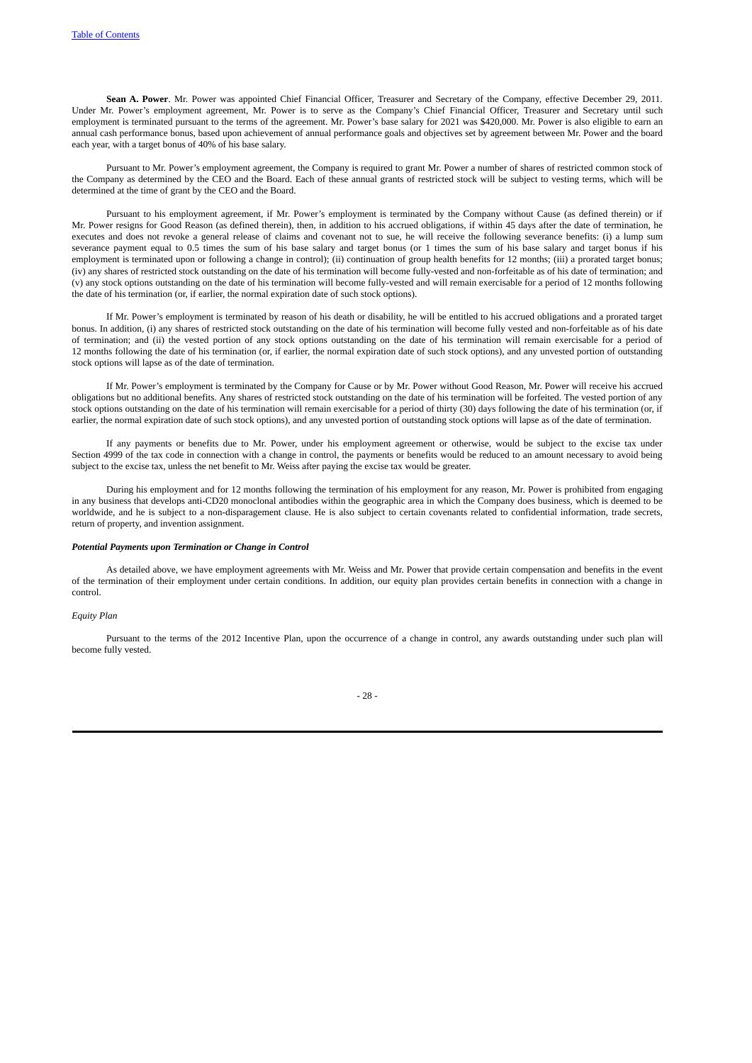**Sean A. Power**. Mr. Power was appointed Chief Financial Officer, Treasurer and Secretary of the Company, effective December 29, 2011. Under Mr. Power's employment agreement, Mr. Power is to serve as the Company's Chief Financial Officer, Treasurer and Secretary until such employment is terminated pursuant to the terms of the agreement. Mr. Power's base salary for 2021 was $420,000. Mr. Power is also eligible to earn an annual cash performance bonus, based upon achievement of annual performance goals and objectives set by agreement between Mr. Power and the board each year, with a target bonus of 40% of his base salary.

Pursuant to Mr. Power's employment agreement, the Company is required to grant Mr. Power a number of shares of restricted common stock of the Company as determined by the CEO and the Board. Each of these annual grants of restricted stock will be subject to vesting terms, which will be determined at the time of grant by the CEO and the Board.

Pursuant to his employment agreement, if Mr. Power's employment is terminated by the Company without Cause (as defined therein) or if Mr. Power resigns for Good Reason (as defined therein), then, in addition to his accrued obligations, if within 45 days after the date of termination, he executes and does not revoke a general release of claims and covenant not to sue, he will receive the following severance benefits: (i) a lump sum severance payment equal to 0.5 times the sum of his base salary and target bonus (or 1 times the sum of his base salary and target bonus if his employment is terminated upon or following a change in control); (ii) continuation of group health benefits for 12 months; (iii) a prorated target bonus; (iv) any shares of restricted stock outstanding on the date of his termination will become fully-vested and non-forfeitable as of his date of termination; and (v) any stock options outstanding on the date of his termination will become fully-vested and will remain exercisable for a period of 12 months following the date of his termination (or, if earlier, the normal expiration date of such stock options).

If Mr. Power's employment is terminated by reason of his death or disability, he will be entitled to his accrued obligations and a prorated target bonus. In addition, (i) any shares of restricted stock outstanding on the date of his termination will become fully vested and non-forfeitable as of his date of termination; and (ii) the vested portion of any stock options outstanding on the date of his termination will remain exercisable for a period of 12 months following the date of his termination (or, if earlier, the normal expiration date of such stock options), and any unvested portion of outstanding stock options will lapse as of the date of termination.

If Mr. Power's employment is terminated by the Company for Cause or by Mr. Power without Good Reason, Mr. Power will receive his accrued obligations but no additional benefits. Any shares of restricted stock outstanding on the date of his termination will be forfeited. The vested portion of any stock options outstanding on the date of his termination will remain exercisable for a period of thirty (30) days following the date of his termination (or, if earlier, the normal expiration date of such stock options), and any unvested portion of outstanding stock options will lapse as of the date of termination.

If any payments or benefits due to Mr. Power, under his employment agreement or otherwise, would be subject to the excise tax under Section 4999 of the tax code in connection with a change in control, the payments or benefits would be reduced to an amount necessary to avoid being subject to the excise tax, unless the net benefit to Mr. Weiss after paying the excise tax would be greater.

During his employment and for 12 months following the termination of his employment for any reason, Mr. Power is prohibited from engaging in any business that develops anti-CD20 monoclonal antibodies within the geographic area in which the Company does business, which is deemed to be worldwide, and he is subject to a non-disparagement clause. He is also subject to certain covenants related to confidential information, trade secrets, return of property, and invention assignment.

***Potential Payments upon Termination or Change in Control***

As detailed above, we have employment agreements with Mr. Weiss and Mr. Power that provide certain compensation and benefits in the event of the termination of their employment under certain conditions. In addition, our equity plan provides certain benefits in connection with a change in control.

*Equity Plan*

Pursuant to the terms of the 2012 Incentive Plan, upon the occurrence of a change in control, any awards outstanding under such plan will become fully vested.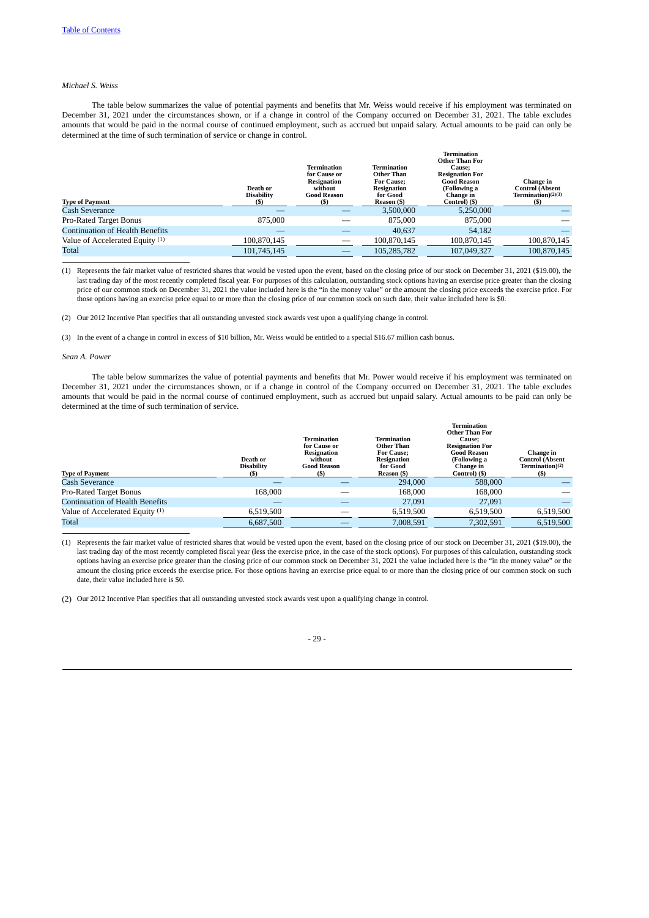*Michael S. Weiss*

The table below summarizes the value of potential payments and benefits that Mr. Weiss would receive if his employment was terminated on December 31, 2021 under the circumstances shown, or if a change in control of the Company occurred on December 31, 2021. The table excludes amounts that would be paid in the normal course of continued employment, such as accrued but unpaid salary. Actual amounts to be paid can only be determined at the time of such termination of service or change in control.

| Type of Payment | Death or Disability ($) | Termination for Cause or Resignation without Good Reason ($) | Termination Other Than For Cause; Resignation for Good Reason ($) | Termination Other Than For Cause; Resignation For Good Reason (Following a Change in Control) ($) | Change in Control (Absent Termination)(2)(3) ($) |
|---|---|---|---|---|---|
| Cash Severance | — | — | 3,500,000 | 5,250,000 | — |
| Pro-Rated Target Bonus | 875,000 | — | 875,000 | 875,000 | — |
| Continuation of Health Benefits | — | — | 40,637 | 54,182 | — |
| Value of Accelerated Equity (1) | 100,870,145 | — | 100,870,145 | 100,870,145 | 100,870,145 |
| Total | 101,745,145 | — | 105,285,782 | 107,049,327 | 100,870,145 |

(1) Represents the fair market value of restricted shares that would be vested upon the event, based on the closing price of our stock on December 31, 2021 ($19.00), the last trading day of the most recently completed fiscal year. For purposes of this calculation, outstanding stock options having an exercise price greater than the closing price of our common stock on December 31, 2021 the value included here is the "in the money value" or the amount the closing price exceeds the exercise price. For those options having an exercise price equal to or more than the closing price of our common stock on such date, their value included here is $0.

(2) Our 2012 Incentive Plan specifies that all outstanding unvested stock awards vest upon a qualifying change in control.

(3) In the event of a change in control in excess of $10 billion, Mr. Weiss would be entitled to a special $16.67 million cash bonus.

*Sean A. Power*

The table below summarizes the value of potential payments and benefits that Mr. Power would receive if his employment was terminated on December 31, 2021 under the circumstances shown, or if a change in control of the Company occurred on December 31, 2021. The table excludes amounts that would be paid in the normal course of continued employment, such as accrued but unpaid salary. Actual amounts to be paid can only be determined at the time of such termination of service.

| Type of Payment | Death or Disability ($) | Termination for Cause or Resignation without Good Reason ($) | Termination Other Than For Cause; Resignation for Good Reason ($) | Termination Other Than For Cause; Resignation For Good Reason (Following a Change in Control) ($) | Change in Control (Absent Termination)(2) ($) |
|---|---|---|---|---|---|
| Cash Severance | — | — | 294,000 | 588,000 | — |
| Pro-Rated Target Bonus | 168,000 | — | 168,000 | 168,000 | — |
| Continuation of Health Benefits | — | — | 27,091 | 27,091 | — |
| Value of Accelerated Equity (1) | 6,519,500 | — | 6,519,500 | 6,519,500 | 6,519,500 |
| Total | 6,687,500 | — | 7,008,591 | 7,302,591 | 6,519,500 |

(1) Represents the fair market value of restricted shares that would be vested upon the event, based on the closing price of our stock on December 31, 2021 ($19.00), the last trading day of the most recently completed fiscal year (less the exercise price, in the case of the stock options). For purposes of this calculation, outstanding stock options having an exercise price greater than the closing price of our common stock on December 31, 2021 the value included here is the "in the money value" or the amount the closing price exceeds the exercise price. For those options having an exercise price equal to or more than the closing price of our common stock on such date, their value included here is $0.

(2) Our 2012 Incentive Plan specifies that all outstanding unvested stock awards vest upon a qualifying change in control.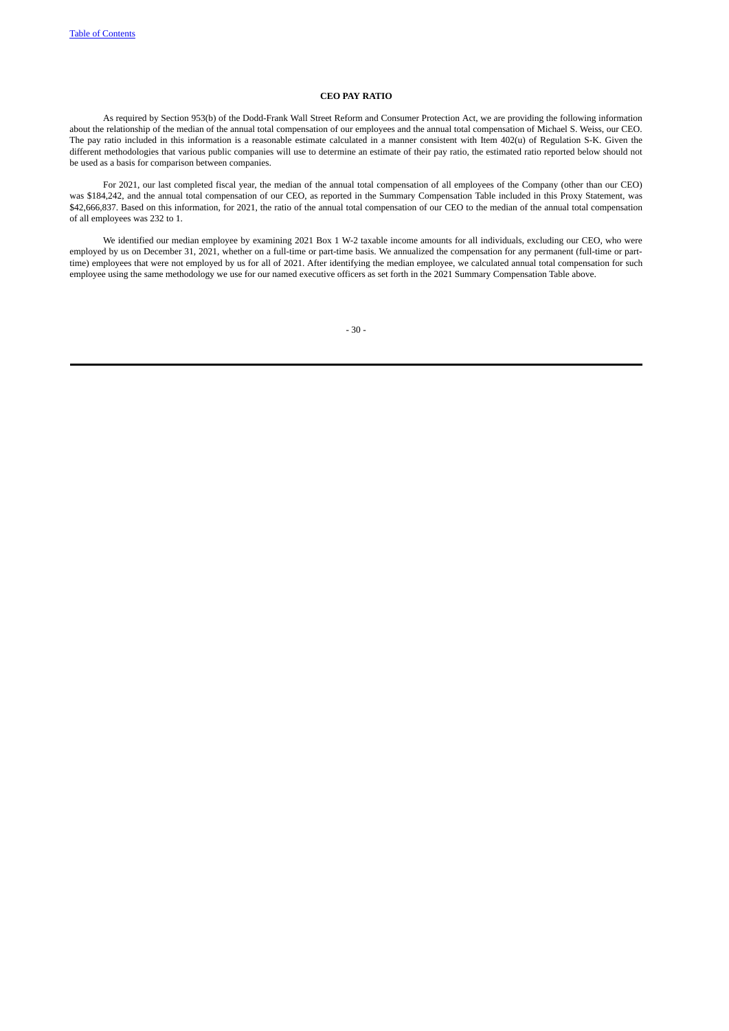## CEO PAY RATIO

As required by Section 953(b) of the Dodd-Frank Wall Street Reform and Consumer Protection Act, we are providing the following information about the relationship of the median of the annual total compensation of our employees and the annual total compensation of Michael S. Weiss, our CEO. The pay ratio included in this information is a reasonable estimate calculated in a manner consistent with Item 402(u) of Regulation S-K. Given the different methodologies that various public companies will use to determine an estimate of their pay ratio, the estimated ratio reported below should not be used as a basis for comparison between companies.

For 2021, our last completed fiscal year, the median of the annual total compensation of all employees of the Company (other than our CEO) was $184,242, and the annual total compensation of our CEO, as reported in the Summary Compensation Table included in this Proxy Statement, was $42,666,837. Based on this information, for 2021, the ratio of the annual total compensation of our CEO to the median of the annual total compensation of all employees was 232 to 1.

We identified our median employee by examining 2021 Box 1 W-2 taxable income amounts for all individuals, excluding our CEO, who were employed by us on December 31, 2021, whether on a full-time or part-time basis. We annualized the compensation for any permanent (full-time or part-time) employees that were not employed by us for all of 2021. After identifying the median employee, we calculated annual total compensation for such employee using the same methodology we use for our named executive officers as set forth in the 2021 Summary Compensation Table above.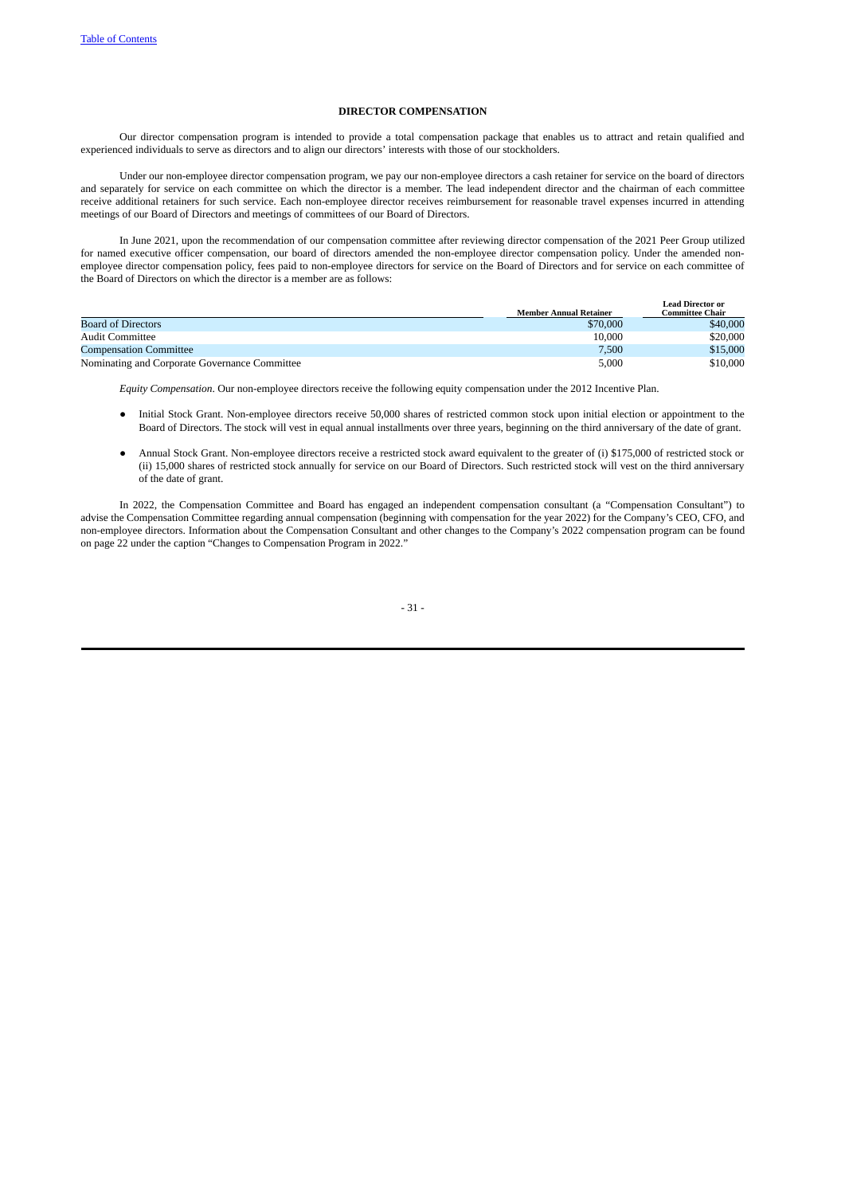## DIRECTOR COMPENSATION

Our director compensation program is intended to provide a total compensation package that enables us to attract and retain qualified and experienced individuals to serve as directors and to align our directors' interests with those of our stockholders.

Under our non-employee director compensation program, we pay our non-employee directors a cash retainer for service on the board of directors and separately for service on each committee on which the director is a member. The lead independent director and the chairman of each committee receive additional retainers for such service. Each non-employee director receives reimbursement for reasonable travel expenses incurred in attending meetings of our Board of Directors and meetings of committees of our Board of Directors.

In June 2021, upon the recommendation of our compensation committee after reviewing director compensation of the 2021 Peer Group utilized for named executive officer compensation, our board of directors amended the non-employee director compensation policy. Under the amended non-employee director compensation policy, fees paid to non-employee directors for service on the Board of Directors and for service on each committee of the Board of Directors on which the director is a member are as follows:

| | Member Annual Retainer | Lead Director or Committee Chair |
|---|---|---|
| Board of Directors | $70,000 | $40,000 |
| Audit Committee | 10,000 | $20,000 |
| Compensation Committee | 7,500 | $15,000 |
| Nominating and Corporate Governance Committee | 5,000 | $10,000 |

*Equity Compensation*. Our non-employee directors receive the following equity compensation under the 2012 Incentive Plan.

- Initial Stock Grant. Non-employee directors receive 50,000 shares of restricted common stock upon initial election or appointment to the Board of Directors. The stock will vest in equal annual installments over three years, beginning on the third anniversary of the date of grant.
- Annual Stock Grant. Non-employee directors receive a restricted stock award equivalent to the greater of (i) $175,000 of restricted stock or (ii) 15,000 shares of restricted stock annually for service on our Board of Directors. Such restricted stock will vest on the third anniversary of the date of grant.

In 2022, the Compensation Committee and Board has engaged an independent compensation consultant (a "Compensation Consultant") to advise the Compensation Committee regarding annual compensation (beginning with compensation for the year 2022) for the Company's CEO, CFO, and non-employee directors. Information about the Compensation Consultant and other changes to the Company's 2022 compensation program can be found on page 22 under the caption "Changes to Compensation Program in 2022."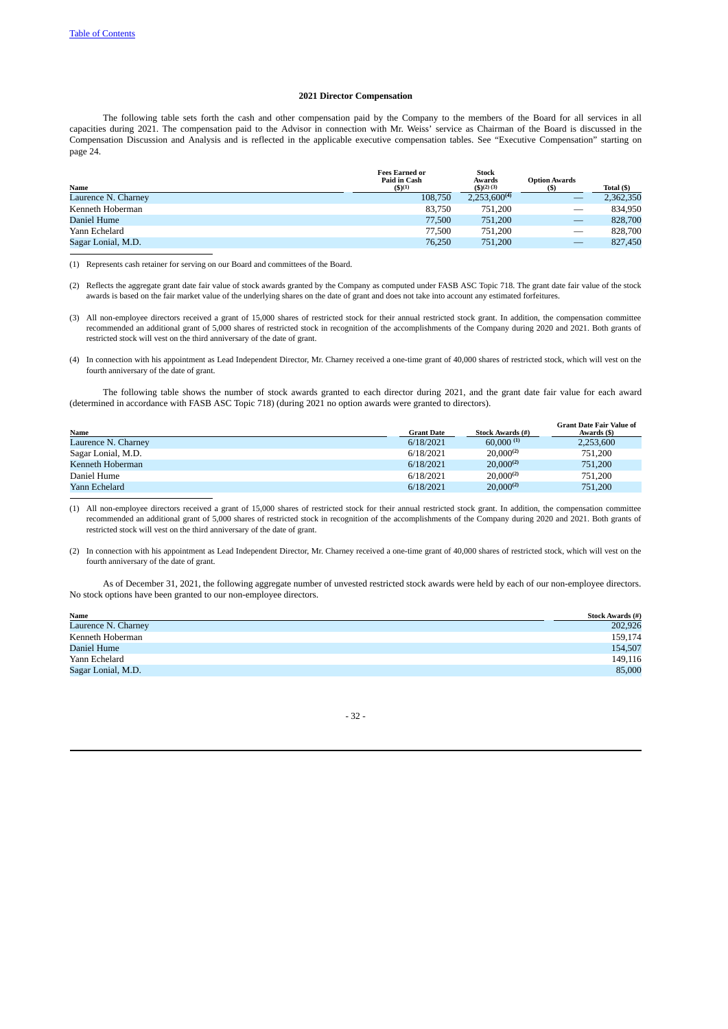[Table of Contents](#)

**2021 Director Compensation**

The following table sets forth the cash and other compensation paid by the Company to the members of the Board for all services in all capacities during 2021. The compensation paid to the Advisor in connection with Mr. Weiss' service as Chairman of the Board is discussed in the Compensation Discussion and Analysis and is reflected in the applicable executive compensation tables. See "Executive Compensation" starting on page 24.

| Name | Fees Earned or Paid in Cash ($)(1) | Stock Awards ($)(2) (3) | Option Awards ($) | Total ($) |
|---|---|---|---|---|
| Laurence N. Charney | 108,750 | 2,253,600(4) | — | 2,362,350 |
| Kenneth Hoberman | 83,750 | 751,200 | — | 834,950 |
| Daniel Hume | 77,500 | 751,200 | — | 828,700 |
| Yann Echelard | 77,500 | 751,200 | — | 828,700 |
| Sagar Lonial, M.D. | 76,250 | 751,200 | — | 827,450 |

(1) Represents cash retainer for serving on our Board and committees of the Board.

(2) Reflects the aggregate grant date fair value of stock awards granted by the Company as computed under FASB ASC Topic 718. The grant date fair value of the stock awards is based on the fair market value of the underlying shares on the date of grant and does not take into account any estimated forfeitures.

(3) All non-employee directors received a grant of 15,000 shares of restricted stock for their annual restricted stock grant. In addition, the compensation committee recommended an additional grant of 5,000 shares of restricted stock in recognition of the accomplishments of the Company during 2020 and 2021. Both grants of restricted stock will vest on the third anniversary of the date of grant.

(4) In connection with his appointment as Lead Independent Director, Mr. Charney received a one-time grant of 40,000 shares of restricted stock, which will vest on the fourth anniversary of the date of grant.

The following table shows the number of stock awards granted to each director during 2021, and the grant date fair value for each award (determined in accordance with FASB ASC Topic 718) (during 2021 no option awards were granted to directors).

| Name | Grant Date | Stock Awards (#) | Grant Date Fair Value of Awards ($) |
|---|---|---|---|
| Laurence N. Charney | 6/18/2021 | 60,000 (1) | 2,253,600 |
| Sagar Lonial, M.D. | 6/18/2021 | 20,000(2) | 751,200 |
| Kenneth Hoberman | 6/18/2021 | 20,000(2) | 751,200 |
| Daniel Hume | 6/18/2021 | 20,000(2) | 751,200 |
| Yann Echelard | 6/18/2021 | 20,000(2) | 751,200 |

(1) All non-employee directors received a grant of 15,000 shares of restricted stock for their annual restricted stock grant. In addition, the compensation committee recommended an additional grant of 5,000 shares of restricted stock in recognition of the accomplishments of the Company during 2020 and 2021. Both grants of restricted stock will vest on the third anniversary of the date of grant.

(2) In connection with his appointment as Lead Independent Director, Mr. Charney received a one-time grant of 40,000 shares of restricted stock, which will vest on the fourth anniversary of the date of grant.

As of December 31, 2021, the following aggregate number of unvested restricted stock awards were held by each of our non-employee directors. No stock options have been granted to our non-employee directors.

| Name | Stock Awards (#) |
|---|---|
| Laurence N. Charney | 202,926 |
| Kenneth Hoberman | 159,174 |
| Daniel Hume | 154,507 |
| Yann Echelard | 149,116 |
| Sagar Lonial, M.D. | 85,000 |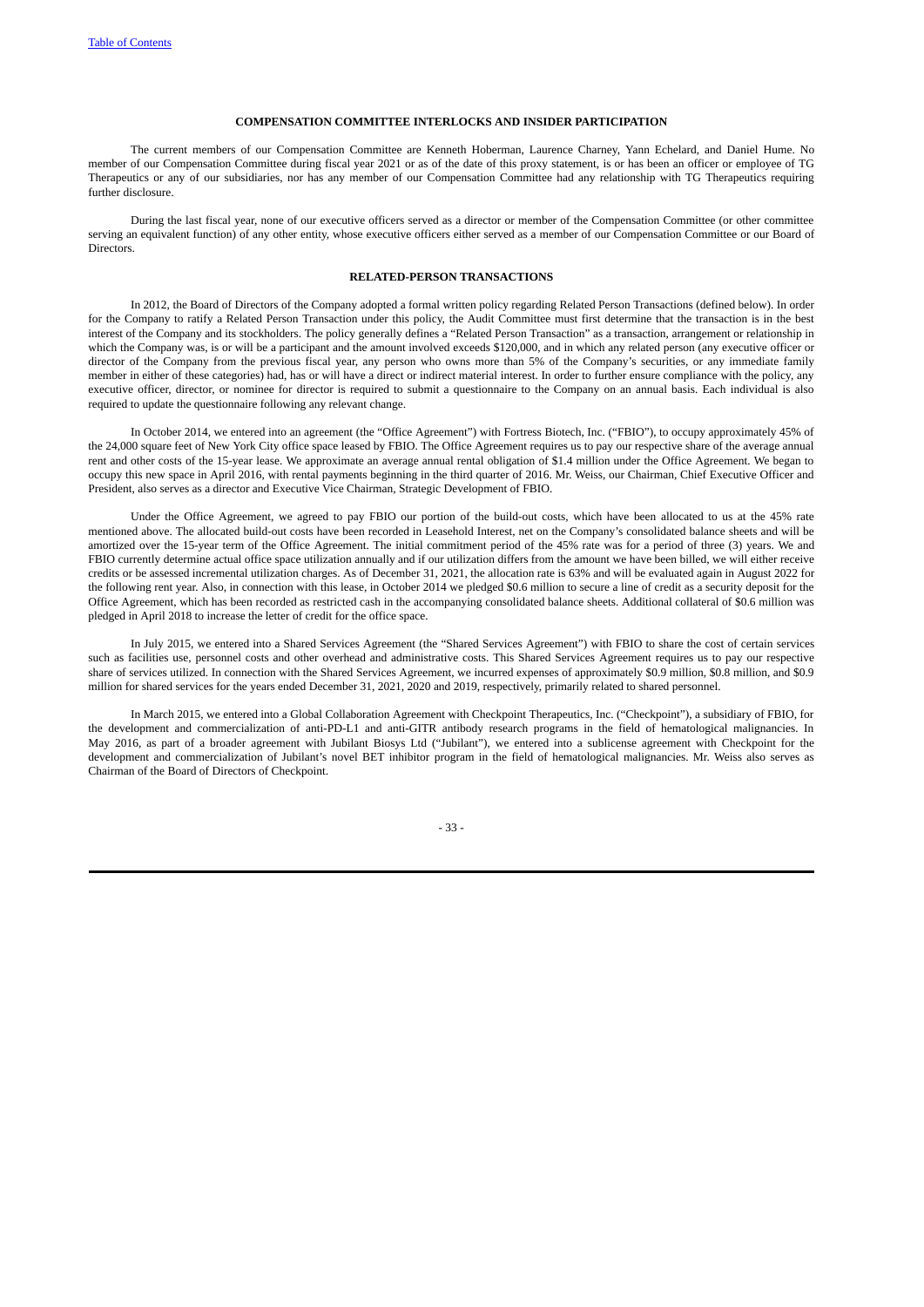## COMPENSATION COMMITTEE INTERLOCKS AND INSIDER PARTICIPATION

The current members of our Compensation Committee are Kenneth Hoberman, Laurence Charney, Yann Echelard, and Daniel Hume. No member of our Compensation Committee during fiscal year 2021 or as of the date of this proxy statement, is or has been an officer or employee of TG Therapeutics or any of our subsidiaries, nor has any member of our Compensation Committee had any relationship with TG Therapeutics requiring further disclosure.

During the last fiscal year, none of our executive officers served as a director or member of the Compensation Committee (or other committee serving an equivalent function) of any other entity, whose executive officers either served as a member of our Compensation Committee or our Board of Directors.

## RELATED-PERSON TRANSACTIONS

In 2012, the Board of Directors of the Company adopted a formal written policy regarding Related Person Transactions (defined below). In order for the Company to ratify a Related Person Transaction under this policy, the Audit Committee must first determine that the transaction is in the best interest of the Company and its stockholders. The policy generally defines a "Related Person Transaction" as a transaction, arrangement or relationship in which the Company was, is or will be a participant and the amount involved exceeds $120,000, and in which any related person (any executive officer or director of the Company from the previous fiscal year, any person who owns more than 5% of the Company's securities, or any immediate family member in either of these categories) had, has or will have a direct or indirect material interest. In order to further ensure compliance with the policy, any executive officer, director, or nominee for director is required to submit a questionnaire to the Company on an annual basis. Each individual is also required to update the questionnaire following any relevant change.

In October 2014, we entered into an agreement (the "Office Agreement") with Fortress Biotech, Inc. ("FBIO"), to occupy approximately 45% of the 24,000 square feet of New York City office space leased by FBIO. The Office Agreement requires us to pay our respective share of the average annual rent and other costs of the 15-year lease. We approximate an average annual rental obligation of $1.4 million under the Office Agreement. We began to occupy this new space in April 2016, with rental payments beginning in the third quarter of 2016. Mr. Weiss, our Chairman, Chief Executive Officer and President, also serves as a director and Executive Vice Chairman, Strategic Development of FBIO.

Under the Office Agreement, we agreed to pay FBIO our portion of the build-out costs, which have been allocated to us at the 45% rate mentioned above. The allocated build-out costs have been recorded in Leasehold Interest, net on the Company's consolidated balance sheets and will be amortized over the 15-year term of the Office Agreement. The initial commitment period of the 45% rate was for a period of three (3) years. We and FBIO currently determine actual office space utilization annually and if our utilization differs from the amount we have been billed, we will either receive credits or be assessed incremental utilization charges. As of December 31, 2021, the allocation rate is 63% and will be evaluated again in August 2022 for the following rent year. Also, in connection with this lease, in October 2014 we pledged $0.6 million to secure a line of credit as a security deposit for the Office Agreement, which has been recorded as restricted cash in the accompanying consolidated balance sheets. Additional collateral of $0.6 million was pledged in April 2018 to increase the letter of credit for the office space.

In July 2015, we entered into a Shared Services Agreement (the "Shared Services Agreement") with FBIO to share the cost of certain services such as facilities use, personnel costs and other overhead and administrative costs. This Shared Services Agreement requires us to pay our respective share of services utilized. In connection with the Shared Services Agreement, we incurred expenses of approximately $0.9 million, $0.8 million, and $0.9 million for shared services for the years ended December 31, 2021, 2020 and 2019, respectively, primarily related to shared personnel.

In March 2015, we entered into a Global Collaboration Agreement with Checkpoint Therapeutics, Inc. ("Checkpoint"), a subsidiary of FBIO, for the development and commercialization of anti-PD-L1 and anti-GITR antibody research programs in the field of hematological malignancies. In May 2016, as part of a broader agreement with Jubilant Biosys Ltd ("Jubilant"), we entered into a sublicense agreement with Checkpoint for the development and commercialization of Jubilant's novel BET inhibitor program in the field of hematological malignancies. Mr. Weiss also serves as Chairman of the Board of Directors of Checkpoint.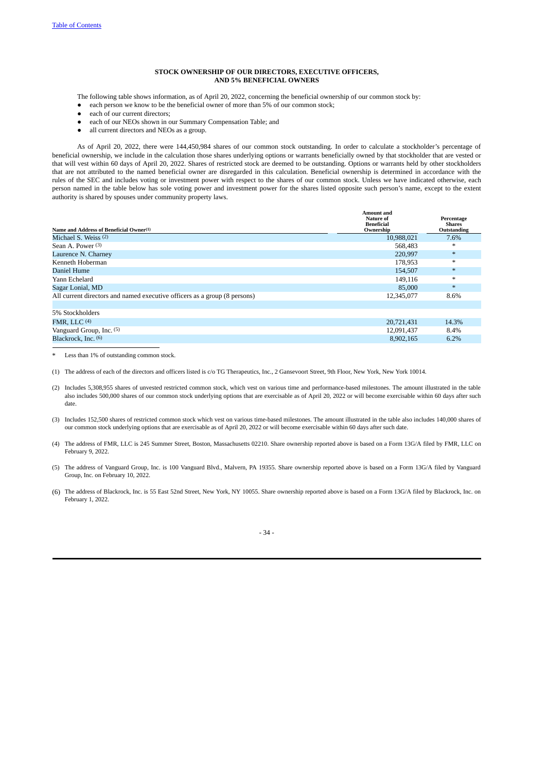## STOCK OWNERSHIP OF OUR DIRECTORS, EXECUTIVE OFFICERS, AND 5% BENEFICIAL OWNERS

The following table shows information, as of April 20, 2022, concerning the beneficial ownership of our common stock by:

- each person we know to be the beneficial owner of more than 5% of our common stock;
- each of our current directors;
- each of our NEOs shown in our Summary Compensation Table; and
- all current directors and NEOs as a group.

As of April 20, 2022, there were 144,450,984 shares of our common stock outstanding. In order to calculate a stockholder's percentage of beneficial ownership, we include in the calculation those shares underlying options or warrants beneficially owned by that stockholder that are vested or that will vest within 60 days of April 20, 2022. Shares of restricted stock are deemed to be outstanding. Options or warrants held by other stockholders that are not attributed to the named beneficial owner are disregarded in this calculation. Beneficial ownership is determined in accordance with the rules of the SEC and includes voting or investment power with respect to the shares of our common stock. Unless we have indicated otherwise, each person named in the table below has sole voting power and investment power for the shares listed opposite such person's name, except to the extent authority is shared by spouses under community property laws.

| Name and Address of Beneficial Owner(1) | Amount and Nature of Beneficial Ownership | Percentage Shares Outstanding |
|---|---|---|
| Michael S. Weiss (2) | 10,988,021 | 7.6% |
| Sean A. Power (3) | 568,483 | * |
| Laurence N. Charney | 220,997 | * |
| Kenneth Hoberman | 178,953 | * |
| Daniel Hume | 154,507 | * |
| Yann Echelard | 149,116 | * |
| Sagar Lonial, MD | 85,000 | * |
| All current directors and named executive officers as a group (8 persons) | 12,345,077 | 8.6% |
| | | |
| 5% Stockholders | | |
| FMR, LLC (4) | 20,721,431 | 14.3% |
| Vanguard Group, Inc. (5) | 12,091,437 | 8.4% |
| Blackrock, Inc. (6) | 8,902,165 | 6.2% |

\* Less than 1% of outstanding common stock.

(1) The address of each of the directors and officers listed is c/o TG Therapeutics, Inc., 2 Gansevoort Street, 9th Floor, New York, New York 10014.

(2) Includes 5,308,955 shares of unvested restricted common stock, which vest on various time and performance-based milestones. The amount illustrated in the table also includes 500,000 shares of our common stock underlying options that are exercisable as of April 20, 2022 or will become exercisable within 60 days after such date.

(3) Includes 152,500 shares of restricted common stock which vest on various time-based milestones. The amount illustrated in the table also includes 140,000 shares of our common stock underlying options that are exercisable as of April 20, 2022 or will become exercisable within 60 days after such date.

(4) The address of FMR, LLC is 245 Summer Street, Boston, Massachusetts 02210. Share ownership reported above is based on a Form 13G/A filed by FMR, LLC on February 9, 2022.

(5) The address of Vanguard Group, Inc. is 100 Vanguard Blvd., Malvern, PA 19355. Share ownership reported above is based on a Form 13G/A filed by Vanguard Group, Inc. on February 10, 2022.

(6) The address of Blackrock, Inc. is 55 East 52nd Street, New York, NY 10055. Share ownership reported above is based on a Form 13G/A filed by Blackrock, Inc. on February 1, 2022.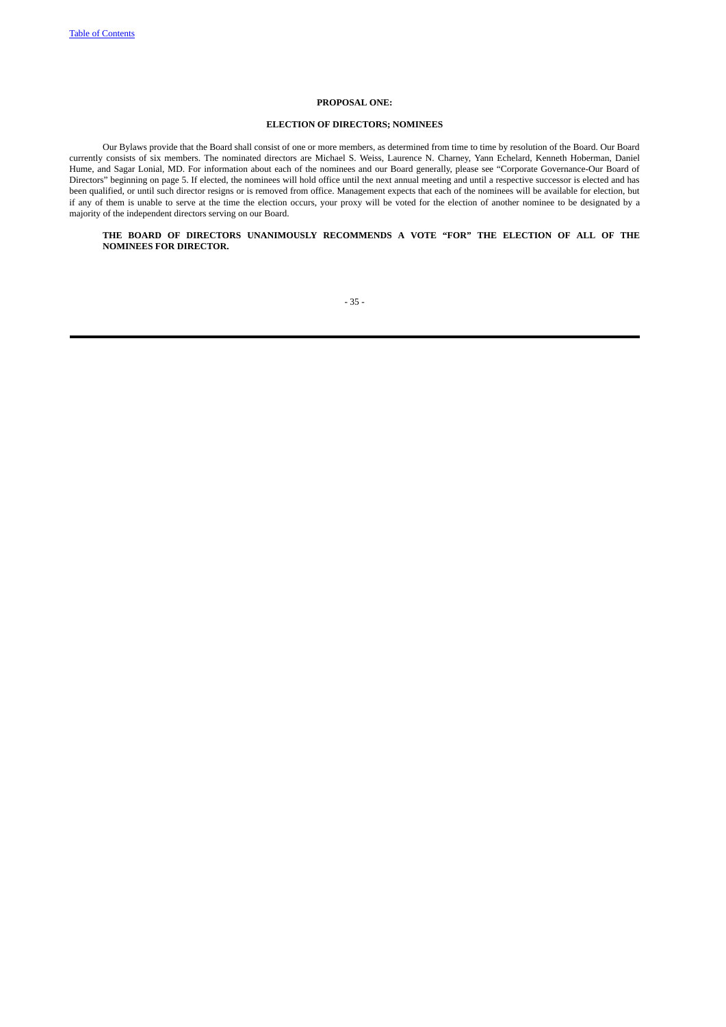## PROPOSAL ONE:

## ELECTION OF DIRECTORS; NOMINEES

Our Bylaws provide that the Board shall consist of one or more members, as determined from time to time by resolution of the Board. Our Board currently consists of six members. The nominated directors are Michael S. Weiss, Laurence N. Charney, Yann Echelard, Kenneth Hoberman, Daniel Hume, and Sagar Lonial, MD. For information about each of the nominees and our Board generally, please see "Corporate Governance-Our Board of Directors" beginning on page 5. If elected, the nominees will hold office until the next annual meeting and until a respective successor is elected and has been qualified, or until such director resigns or is removed from office. Management expects that each of the nominees will be available for election, but if any of them is unable to serve at the time the election occurs, your proxy will be voted for the election of another nominee to be designated by a majority of the independent directors serving on our Board.

**THE BOARD OF DIRECTORS UNANIMOUSLY RECOMMENDS A VOTE "FOR" THE ELECTION OF ALL OF THE NOMINEES FOR DIRECTOR.**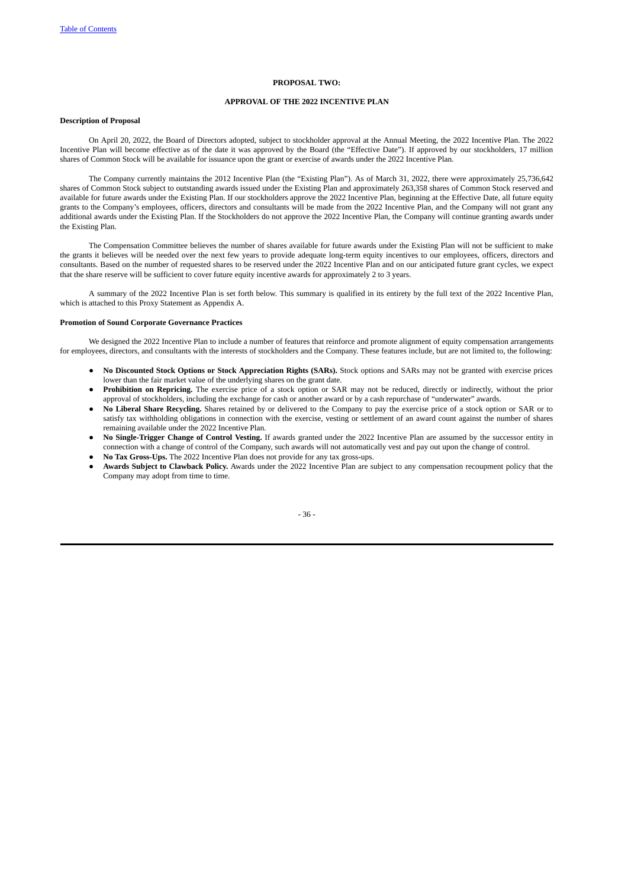## PROPOSAL TWO:

## APPROVAL OF THE 2022 INCENTIVE PLAN

**Description of Proposal**

On April 20, 2022, the Board of Directors adopted, subject to stockholder approval at the Annual Meeting, the 2022 Incentive Plan. The 2022 Incentive Plan will become effective as of the date it was approved by the Board (the "Effective Date"). If approved by our stockholders, 17 million shares of Common Stock will be available for issuance upon the grant or exercise of awards under the 2022 Incentive Plan.

The Company currently maintains the 2012 Incentive Plan (the "Existing Plan"). As of March 31, 2022, there were approximately 25,736,642 shares of Common Stock subject to outstanding awards issued under the Existing Plan and approximately 263,358 shares of Common Stock reserved and available for future awards under the Existing Plan. If our stockholders approve the 2022 Incentive Plan, beginning at the Effective Date, all future equity grants to the Company's employees, officers, directors and consultants will be made from the 2022 Incentive Plan, and the Company will not grant any additional awards under the Existing Plan. If the Stockholders do not approve the 2022 Incentive Plan, the Company will continue granting awards under the Existing Plan.

The Compensation Committee believes the number of shares available for future awards under the Existing Plan will not be sufficient to make the grants it believes will be needed over the next few years to provide adequate long-term equity incentives to our employees, officers, directors and consultants. Based on the number of requested shares to be reserved under the 2022 Incentive Plan and on our anticipated future grant cycles, we expect that the share reserve will be sufficient to cover future equity incentive awards for approximately 2 to 3 years.

A summary of the 2022 Incentive Plan is set forth below. This summary is qualified in its entirety by the full text of the 2022 Incentive Plan, which is attached to this Proxy Statement as Appendix A.

**Promotion of Sound Corporate Governance Practices**

We designed the 2022 Incentive Plan to include a number of features that reinforce and promote alignment of equity compensation arrangements for employees, directors, and consultants with the interests of stockholders and the Company. These features include, but are not limited to, the following:

- **No Discounted Stock Options or Stock Appreciation Rights (SARs).** Stock options and SARs may not be granted with exercise prices lower than the fair market value of the underlying shares on the grant date.
- **Prohibition on Repricing.** The exercise price of a stock option or SAR may not be reduced, directly or indirectly, without the prior approval of stockholders, including the exchange for cash or another award or by a cash repurchase of "underwater" awards.
- **No Liberal Share Recycling.** Shares retained by or delivered to the Company to pay the exercise price of a stock option or SAR or to satisfy tax withholding obligations in connection with the exercise, vesting or settlement of an award count against the number of shares remaining available under the 2022 Incentive Plan.
- **No Single-Trigger Change of Control Vesting.** If awards granted under the 2022 Incentive Plan are assumed by the successor entity in connection with a change of control of the Company, such awards will not automatically vest and pay out upon the change of control.
- **No Tax Gross-Ups.** The 2022 Incentive Plan does not provide for any tax gross-ups.
- **Awards Subject to Clawback Policy.** Awards under the 2022 Incentive Plan are subject to any compensation recoupment policy that the Company may adopt from time to time.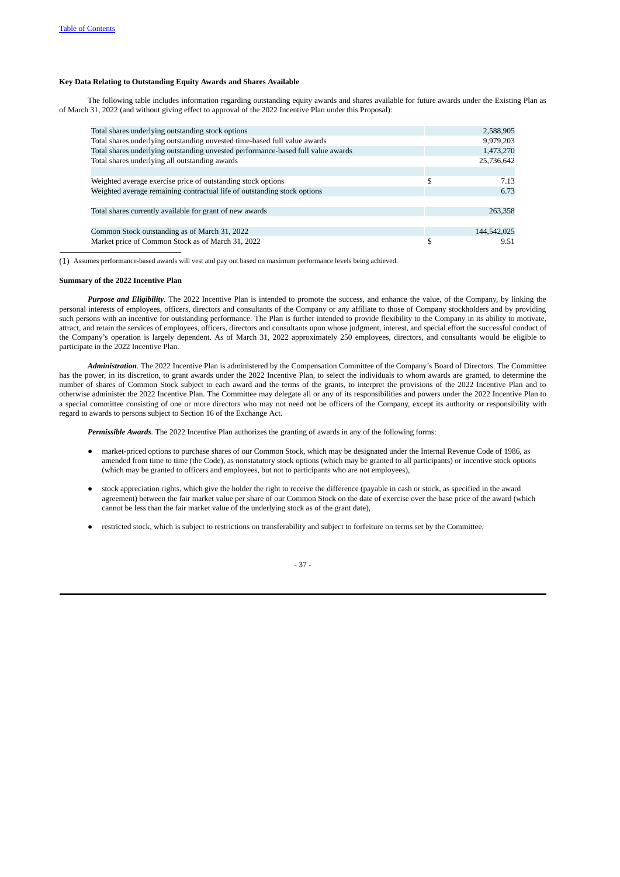**Key Data Relating to Outstanding Equity Awards and Shares Available**

The following table includes information regarding outstanding equity awards and shares available for future awards under the Existing Plan as of March 31, 2022 (and without giving effect to approval of the 2022 Incentive Plan under this Proposal):

| | | |
|---|---|---|
| Total shares underlying outstanding stock options | | 2,588,905 |
| Total shares underlying outstanding unvested time-based full value awards | | 9,979,203 |
| Total shares underlying outstanding unvested performance-based full value awards | | 1,473,270 |
| Total shares underlying all outstanding awards | | 25,736,642 |
| | | |
| Weighted average exercise price of outstanding stock options | $ | 7.13 |
| Weighted average remaining contractual life of outstanding stock options | | 6.73 |
| | | |
| Total shares currently available for grant of new awards | | 263,358 |
| | | |
| Common Stock outstanding as of March 31, 2022 | | 144,542,025 |
| Market price of Common Stock as of March 31, 2022 | $ | 9.51 |

(1) Assumes performance-based awards will vest and pay out based on maximum performance levels being achieved.

**Summary of the 2022 Incentive Plan**

***Purpose and Eligibility***. The 2022 Incentive Plan is intended to promote the success, and enhance the value, of the Company, by linking the personal interests of employees, officers, directors and consultants of the Company or any affiliate to those of Company stockholders and by providing such persons with an incentive for outstanding performance. The Plan is further intended to provide flexibility to the Company in its ability to motivate, attract, and retain the services of employees, officers, directors and consultants upon whose judgment, interest, and special effort the successful conduct of the Company's operation is largely dependent. As of March 31, 2022 approximately 250 employees, directors, and consultants would be eligible to participate in the 2022 Incentive Plan.

***Administration***. The 2022 Incentive Plan is administered by the Compensation Committee of the Company's Board of Directors. The Committee has the power, in its discretion, to grant awards under the 2022 Incentive Plan, to select the individuals to whom awards are granted, to determine the number of shares of Common Stock subject to each award and the terms of the grants, to interpret the provisions of the 2022 Incentive Plan and to otherwise administer the 2022 Incentive Plan. The Committee may delegate all or any of its responsibilities and powers under the 2022 Incentive Plan to a special committee consisting of one or more directors who may not need not be officers of the Company, except its authority or responsibility with regard to awards to persons subject to Section 16 of the Exchange Act.

***Permissible Awards***. The 2022 Incentive Plan authorizes the granting of awards in any of the following forms:

- market-priced options to purchase shares of our Common Stock, which may be designated under the Internal Revenue Code of 1986, as amended from time to time (the Code), as nonstatutory stock options (which may be granted to all participants) or incentive stock options (which may be granted to officers and employees, but not to participants who are not employees),
- stock appreciation rights, which give the holder the right to receive the difference (payable in cash or stock, as specified in the award agreement) between the fair market value per share of our Common Stock on the date of exercise over the base price of the award (which cannot be less than the fair market value of the underlying stock as of the grant date),
- restricted stock, which is subject to restrictions on transferability and subject to forfeiture on terms set by the Committee,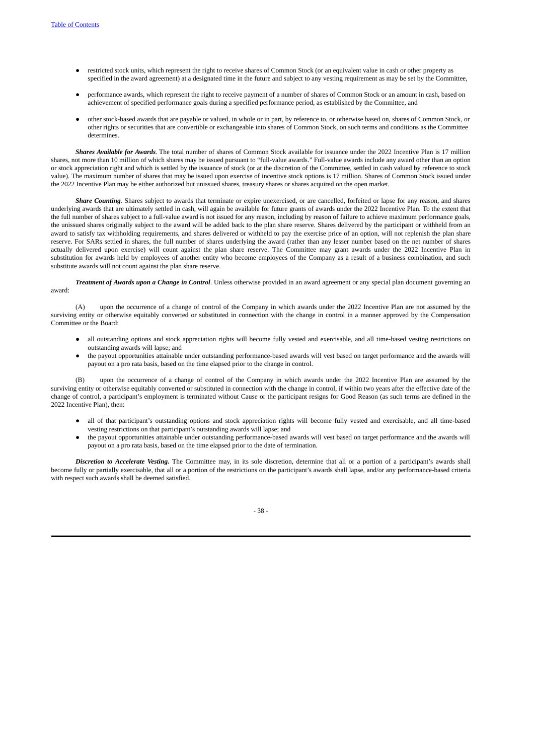- restricted stock units, which represent the right to receive shares of Common Stock (or an equivalent value in cash or other property as specified in the award agreement) at a designated time in the future and subject to any vesting requirement as may be set by the Committee,
- performance awards, which represent the right to receive payment of a number of shares of Common Stock or an amount in cash, based on achievement of specified performance goals during a specified performance period, as established by the Committee, and
- other stock-based awards that are payable or valued, in whole or in part, by reference to, or otherwise based on, shares of Common Stock, or other rights or securities that are convertible or exchangeable into shares of Common Stock, on such terms and conditions as the Committee determines.

***Shares Available for Awards***. The total number of shares of Common Stock available for issuance under the 2022 Incentive Plan is 17 million shares, not more than 10 million of which shares may be issued pursuant to "full-value awards." Full-value awards include any award other than an option or stock appreciation right and which is settled by the issuance of stock (or at the discretion of the Committee, settled in cash valued by reference to stock value). The maximum number of shares that may be issued upon exercise of incentive stock options is 17 million. Shares of Common Stock issued under the 2022 Incentive Plan may be either authorized but unissued shares, treasury shares or shares acquired on the open market.

***Share Counting***. Shares subject to awards that terminate or expire unexercised, or are cancelled, forfeited or lapse for any reason, and shares underlying awards that are ultimately settled in cash, will again be available for future grants of awards under the 2022 Incentive Plan. To the extent that the full number of shares subject to a full-value award is not issued for any reason, including by reason of failure to achieve maximum performance goals, the unissued shares originally subject to the award will be added back to the plan share reserve. Shares delivered by the participant or withheld from an award to satisfy tax withholding requirements, and shares delivered or withheld to pay the exercise price of an option, will not replenish the plan share reserve. For SARs settled in shares, the full number of shares underlying the award (rather than any lesser number based on the net number of shares actually delivered upon exercise) will count against the plan share reserve. The Committee may grant awards under the 2022 Incentive Plan in substitution for awards held by employees of another entity who become employees of the Company as a result of a business combination, and such substitute awards will not count against the plan share reserve.

***Treatment of Awards upon a Change in Control***. Unless otherwise provided in an award agreement or any special plan document governing an award:

(A) upon the occurrence of a change of control of the Company in which awards under the 2022 Incentive Plan are not assumed by the surviving entity or otherwise equitably converted or substituted in connection with the change in control in a manner approved by the Compensation Committee or the Board:

- all outstanding options and stock appreciation rights will become fully vested and exercisable, and all time-based vesting restrictions on outstanding awards will lapse; and
- the payout opportunities attainable under outstanding performance-based awards will vest based on target performance and the awards will payout on a pro rata basis, based on the time elapsed prior to the change in control.

(B) upon the occurrence of a change of control of the Company in which awards under the 2022 Incentive Plan are assumed by the surviving entity or otherwise equitably converted or substituted in connection with the change in control, if within two years after the effective date of the change of control, a participant's employment is terminated without Cause or the participant resigns for Good Reason (as such terms are defined in the 2022 Incentive Plan), then:

- all of that participant's outstanding options and stock appreciation rights will become fully vested and exercisable, and all time-based vesting restrictions on that participant's outstanding awards will lapse; and
- the payout opportunities attainable under outstanding performance-based awards will vest based on target performance and the awards will payout on a pro rata basis, based on the time elapsed prior to the date of termination.

***Discretion to Accelerate Vesting.*** The Committee may, in its sole discretion, determine that all or a portion of a participant's awards shall become fully or partially exercisable, that all or a portion of the restrictions on the participant's awards shall lapse, and/or any performance-based criteria with respect such awards shall be deemed satisfied.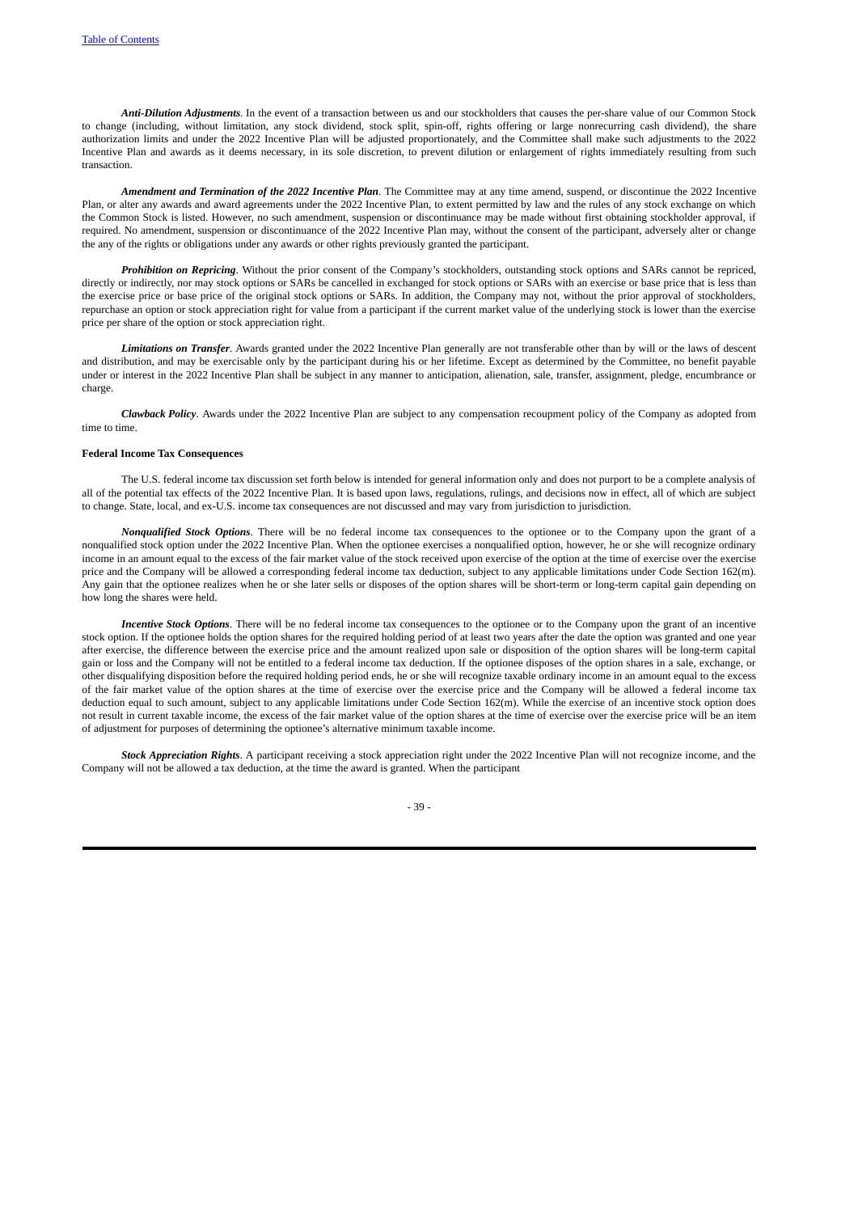***Anti-Dilution Adjustments***. In the event of a transaction between us and our stockholders that causes the per-share value of our Common Stock to change (including, without limitation, any stock dividend, stock split, spin-off, rights offering or large nonrecurring cash dividend), the share authorization limits and under the 2022 Incentive Plan will be adjusted proportionately, and the Committee shall make such adjustments to the 2022 Incentive Plan and awards as it deems necessary, in its sole discretion, to prevent dilution or enlargement of rights immediately resulting from such transaction.

***Amendment and Termination of the 2022 Incentive Plan***. The Committee may at any time amend, suspend, or discontinue the 2022 Incentive Plan, or alter any awards and award agreements under the 2022 Incentive Plan, to extent permitted by law and the rules of any stock exchange on which the Common Stock is listed. However, no such amendment, suspension or discontinuance may be made without first obtaining stockholder approval, if required. No amendment, suspension or discontinuance of the 2022 Incentive Plan may, without the consent of the participant, adversely alter or change the any of the rights or obligations under any awards or other rights previously granted the participant.

***Prohibition on Repricing***. Without the prior consent of the Company's stockholders, outstanding stock options and SARs cannot be repriced, directly or indirectly, nor may stock options or SARs be cancelled in exchanged for stock options or SARs with an exercise or base price that is less than the exercise price or base price of the original stock options or SARs. In addition, the Company may not, without the prior approval of stockholders, repurchase an option or stock appreciation right for value from a participant if the current market value of the underlying stock is lower than the exercise price per share of the option or stock appreciation right.

***Limitations on Transfer***. Awards granted under the 2022 Incentive Plan generally are not transferable other than by will or the laws of descent and distribution, and may be exercisable only by the participant during his or her lifetime. Except as determined by the Committee, no benefit payable under or interest in the 2022 Incentive Plan shall be subject in any manner to anticipation, alienation, sale, transfer, assignment, pledge, encumbrance or charge.

***Clawback Policy***. Awards under the 2022 Incentive Plan are subject to any compensation recoupment policy of the Company as adopted from time to time.

**Federal Income Tax Consequences**

The U.S. federal income tax discussion set forth below is intended for general information only and does not purport to be a complete analysis of all of the potential tax effects of the 2022 Incentive Plan. It is based upon laws, regulations, rulings, and decisions now in effect, all of which are subject to change. State, local, and ex-U.S. income tax consequences are not discussed and may vary from jurisdiction to jurisdiction.

***Nonqualified Stock Options***. There will be no federal income tax consequences to the optionee or to the Company upon the grant of a nonqualified stock option under the 2022 Incentive Plan. When the optionee exercises a nonqualified option, however, he or she will recognize ordinary income in an amount equal to the excess of the fair market value of the stock received upon exercise of the option at the time of exercise over the exercise price and the Company will be allowed a corresponding federal income tax deduction, subject to any applicable limitations under Code Section 162(m). Any gain that the optionee realizes when he or she later sells or disposes of the option shares will be short-term or long-term capital gain depending on how long the shares were held.

***Incentive Stock Options***. There will be no federal income tax consequences to the optionee or to the Company upon the grant of an incentive stock option. If the optionee holds the option shares for the required holding period of at least two years after the date the option was granted and one year after exercise, the difference between the exercise price and the amount realized upon sale or disposition of the option shares will be long-term capital gain or loss and the Company will not be entitled to a federal income tax deduction. If the optionee disposes of the option shares in a sale, exchange, or other disqualifying disposition before the required holding period ends, he or she will recognize taxable ordinary income in an amount equal to the excess of the fair market value of the option shares at the time of exercise over the exercise price and the Company will be allowed a federal income tax deduction equal to such amount, subject to any applicable limitations under Code Section 162(m). While the exercise of an incentive stock option does not result in current taxable income, the excess of the fair market value of the option shares at the time of exercise over the exercise price will be an item of adjustment for purposes of determining the optionee's alternative minimum taxable income.

***Stock Appreciation Rights***. A participant receiving a stock appreciation right under the 2022 Incentive Plan will not recognize income, and the Company will not be allowed a tax deduction, at the time the award is granted. When the participant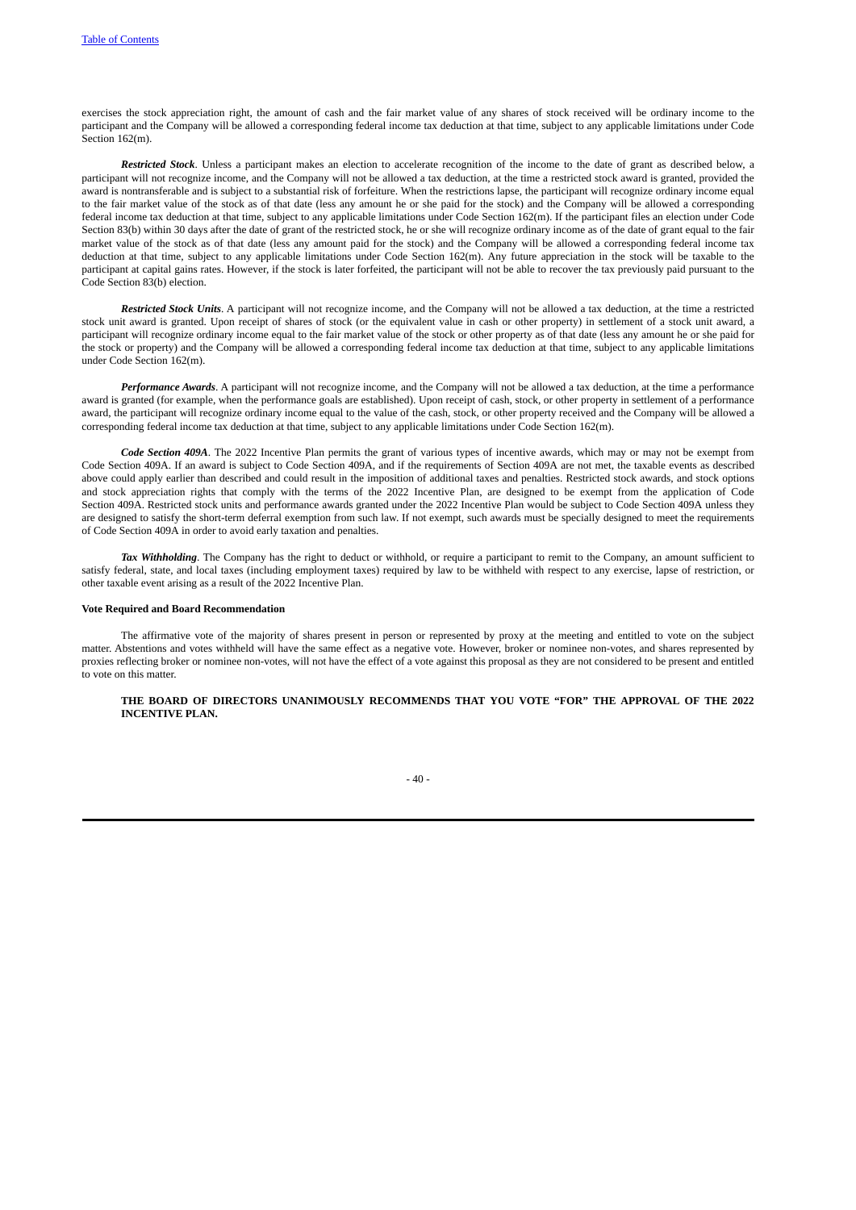exercises the stock appreciation right, the amount of cash and the fair market value of any shares of stock received will be ordinary income to the participant and the Company will be allowed a corresponding federal income tax deduction at that time, subject to any applicable limitations under Code Section 162(m).

***Restricted Stock***. Unless a participant makes an election to accelerate recognition of the income to the date of grant as described below, a participant will not recognize income, and the Company will not be allowed a tax deduction, at the time a restricted stock award is granted, provided the award is nontransferable and is subject to a substantial risk of forfeiture. When the restrictions lapse, the participant will recognize ordinary income equal to the fair market value of the stock as of that date (less any amount he or she paid for the stock) and the Company will be allowed a corresponding federal income tax deduction at that time, subject to any applicable limitations under Code Section 162(m). If the participant files an election under Code Section 83(b) within 30 days after the date of grant of the restricted stock, he or she will recognize ordinary income as of the date of grant equal to the fair market value of the stock as of that date (less any amount paid for the stock) and the Company will be allowed a corresponding federal income tax deduction at that time, subject to any applicable limitations under Code Section 162(m). Any future appreciation in the stock will be taxable to the participant at capital gains rates. However, if the stock is later forfeited, the participant will not be able to recover the tax previously paid pursuant to the Code Section 83(b) election.

***Restricted Stock Units***. A participant will not recognize income, and the Company will not be allowed a tax deduction, at the time a restricted stock unit award is granted. Upon receipt of shares of stock (or the equivalent value in cash or other property) in settlement of a stock unit award, a participant will recognize ordinary income equal to the fair market value of the stock or other property as of that date (less any amount he or she paid for the stock or property) and the Company will be allowed a corresponding federal income tax deduction at that time, subject to any applicable limitations under Code Section 162(m).

***Performance Awards***. A participant will not recognize income, and the Company will not be allowed a tax deduction, at the time a performance award is granted (for example, when the performance goals are established). Upon receipt of cash, stock, or other property in settlement of a performance award, the participant will recognize ordinary income equal to the value of the cash, stock, or other property received and the Company will be allowed a corresponding federal income tax deduction at that time, subject to any applicable limitations under Code Section 162(m).

***Code Section 409A***. The 2022 Incentive Plan permits the grant of various types of incentive awards, which may or may not be exempt from Code Section 409A. If an award is subject to Code Section 409A, and if the requirements of Section 409A are not met, the taxable events as described above could apply earlier than described and could result in the imposition of additional taxes and penalties. Restricted stock awards, and stock options and stock appreciation rights that comply with the terms of the 2022 Incentive Plan, are designed to be exempt from the application of Code Section 409A. Restricted stock units and performance awards granted under the 2022 Incentive Plan would be subject to Code Section 409A unless they are designed to satisfy the short-term deferral exemption from such law. If not exempt, such awards must be specially designed to meet the requirements of Code Section 409A in order to avoid early taxation and penalties.

***Tax Withholding***. The Company has the right to deduct or withhold, or require a participant to remit to the Company, an amount sufficient to satisfy federal, state, and local taxes (including employment taxes) required by law to be withheld with respect to any exercise, lapse of restriction, or other taxable event arising as a result of the 2022 Incentive Plan.

**Vote Required and Board Recommendation**

The affirmative vote of the majority of shares present in person or represented by proxy at the meeting and entitled to vote on the subject matter. Abstentions and votes withheld will have the same effect as a negative vote. However, broker or nominee non-votes, and shares represented by proxies reflecting broker or nominee non-votes, will not have the effect of a vote against this proposal as they are not considered to be present and entitled to vote on this matter.

**THE BOARD OF DIRECTORS UNANIMOUSLY RECOMMENDS THAT YOU VOTE "FOR" THE APPROVAL OF THE 2022 INCENTIVE PLAN.**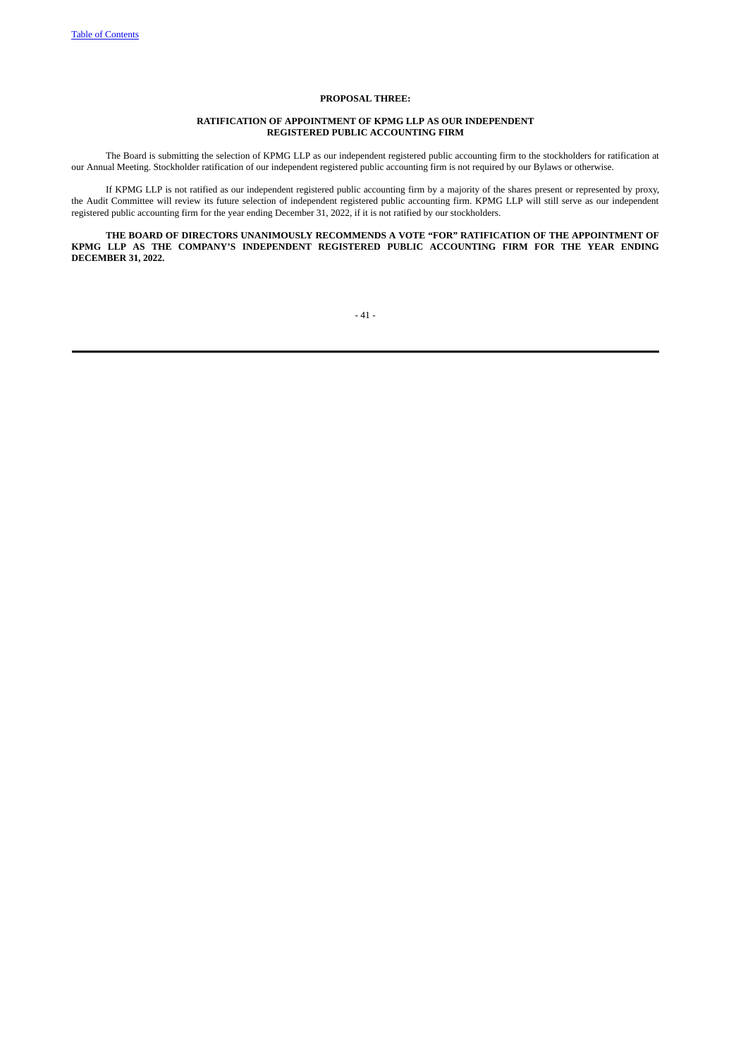## PROPOSAL THREE:

### RATIFICATION OF APPOINTMENT OF KPMG LLP AS OUR INDEPENDENT REGISTERED PUBLIC ACCOUNTING FIRM

The Board is submitting the selection of KPMG LLP as our independent registered public accounting firm to the stockholders for ratification at our Annual Meeting. Stockholder ratification of our independent registered public accounting firm is not required by our Bylaws or otherwise.

If KPMG LLP is not ratified as our independent registered public accounting firm by a majority of the shares present or represented by proxy, the Audit Committee will review its future selection of independent registered public accounting firm. KPMG LLP will still serve as our independent registered public accounting firm for the year ending December 31, 2022, if it is not ratified by our stockholders.

**THE BOARD OF DIRECTORS UNANIMOUSLY RECOMMENDS A VOTE "FOR" RATIFICATION OF THE APPOINTMENT OF KPMG LLP AS THE COMPANY'S INDEPENDENT REGISTERED PUBLIC ACCOUNTING FIRM FOR THE YEAR ENDING DECEMBER 31, 2022.**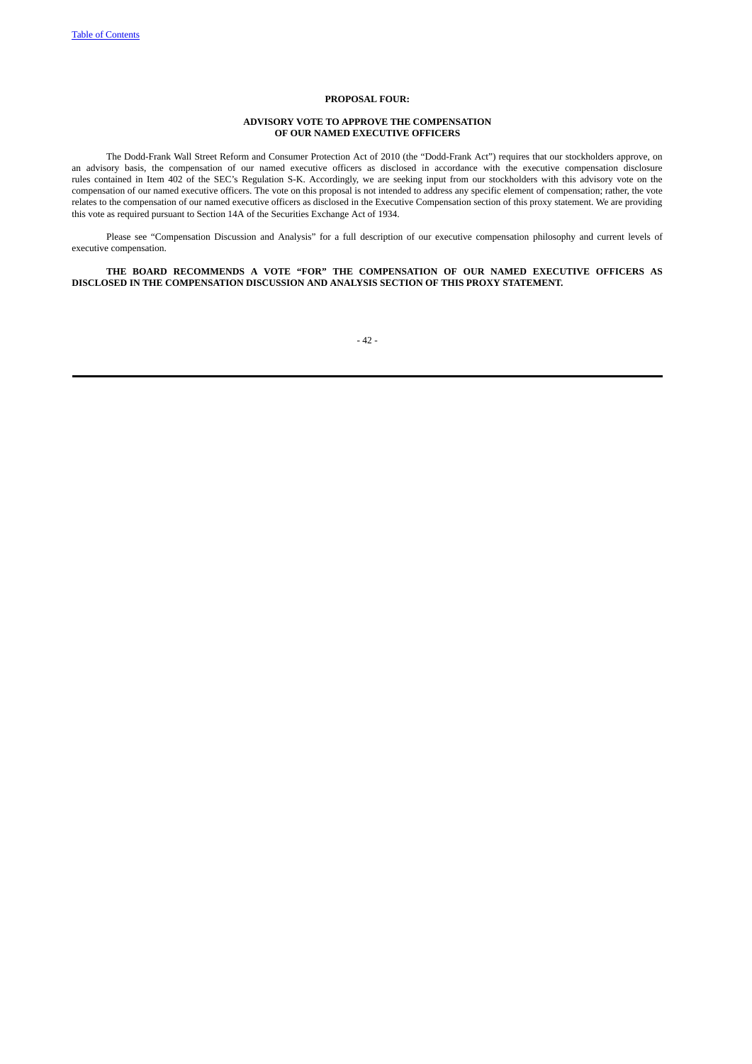## PROPOSAL FOUR:

### ADVISORY VOTE TO APPROVE THE COMPENSATION OF OUR NAMED EXECUTIVE OFFICERS

The Dodd-Frank Wall Street Reform and Consumer Protection Act of 2010 (the "Dodd-Frank Act") requires that our stockholders approve, on an advisory basis, the compensation of our named executive officers as disclosed in accordance with the executive compensation disclosure rules contained in Item 402 of the SEC's Regulation S-K. Accordingly, we are seeking input from our stockholders with this advisory vote on the compensation of our named executive officers. The vote on this proposal is not intended to address any specific element of compensation; rather, the vote relates to the compensation of our named executive officers as disclosed in the Executive Compensation section of this proxy statement. We are providing this vote as required pursuant to Section 14A of the Securities Exchange Act of 1934.

Please see "Compensation Discussion and Analysis" for a full description of our executive compensation philosophy and current levels of executive compensation.

**THE BOARD RECOMMENDS A VOTE "FOR" THE COMPENSATION OF OUR NAMED EXECUTIVE OFFICERS AS DISCLOSED IN THE COMPENSATION DISCUSSION AND ANALYSIS SECTION OF THIS PROXY STATEMENT.**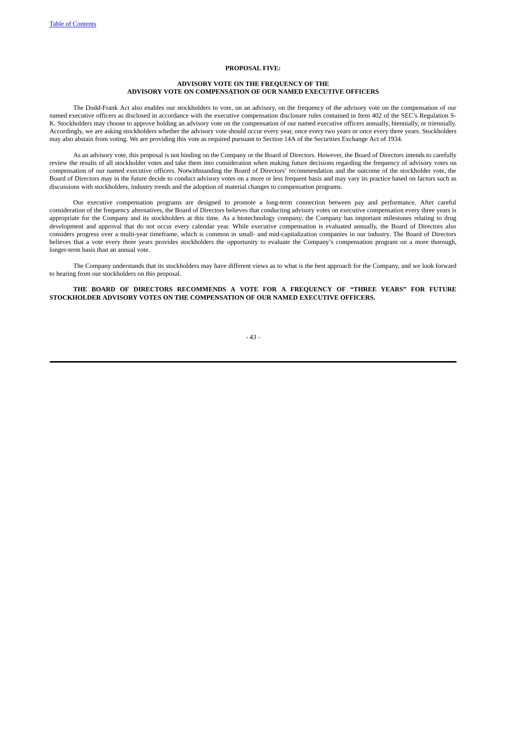## PROPOSAL FIVE:

### ADVISORY VOTE ON THE FREQUENCY OF THE ADVISORY VOTE ON COMPENSATION OF OUR NAMED EXECUTIVE OFFICERS

The Dodd-Frank Act also enables our stockholders to vote, on an advisory, on the frequency of the advisory vote on the compensation of our named executive officers as disclosed in accordance with the executive compensation disclosure rules contained in Item 402 of the SEC's Regulation S-K. Stockholders may choose to approve holding an advisory vote on the compensation of our named executive officers annually, biennially, or triennially. Accordingly, we are asking stockholders whether the advisory vote should occur every year, once every two years or once every three years. Stockholders may also abstain from voting. We are providing this vote as required pursuant to Section 14A of the Securities Exchange Act of 1934.

As an advisory vote, this proposal is not binding on the Company or the Board of Directors. However, the Board of Directors intends to carefully review the results of all stockholder votes and take them into consideration when making future decisions regarding the frequency of advisory votes on compensation of our named executive officers. Notwithstanding the Board of Directors' recommendation and the outcome of the stockholder vote, the Board of Directors may in the future decide to conduct advisory votes on a more or less frequent basis and may vary its practice based on factors such as discussions with stockholders, industry trends and the adoption of material changes to compensation programs.

Our executive compensation programs are designed to promote a long-term connection between pay and performance. After careful consideration of the frequency alternatives, the Board of Directors believes that conducting advisory votes on executive compensation every three years is appropriate for the Company and its stockholders at this time. As a biotechnology company, the Company has important milestones relating to drug development and approval that do not occur every calendar year. While executive compensation is evaluated annually, the Board of Directors also considers progress over a multi-year timeframe, which is common in small- and mid-capitalization companies in our industry. The Board of Directors believes that a vote every three years provides stockholders the opportunity to evaluate the Company's compensation program on a more thorough, longer-term basis than an annual vote.

The Company understands that its stockholders may have different views as to what is the best approach for the Company, and we look forward to hearing from our stockholders on this proposal.

**THE BOARD OF DIRECTORS RECOMMENDS A VOTE FOR A FREQUENCY OF "THREE YEARS" FOR FUTURE STOCKHOLDER ADVISORY VOTES ON THE COMPENSATION OF OUR NAMED EXECUTIVE OFFICERS.**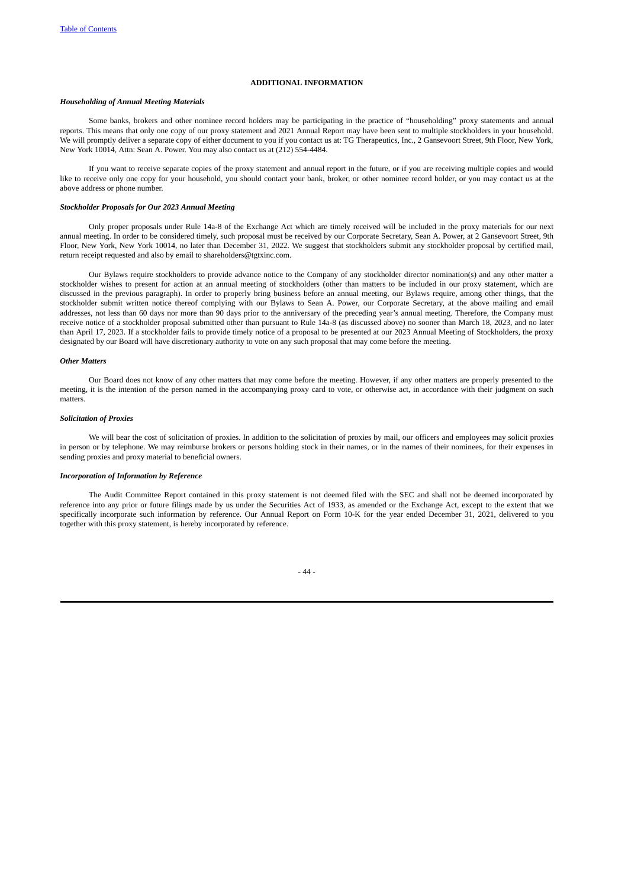## ADDITIONAL INFORMATION

***Householding of Annual Meeting Materials***

Some banks, brokers and other nominee record holders may be participating in the practice of "householding" proxy statements and annual reports. This means that only one copy of our proxy statement and 2021 Annual Report may have been sent to multiple stockholders in your household. We will promptly deliver a separate copy of either document to you if you contact us at: TG Therapeutics, Inc., 2 Gansevoort Street, 9th Floor, New York, New York 10014, Attn: Sean A. Power. You may also contact us at (212) 554-4484.

If you want to receive separate copies of the proxy statement and annual report in the future, or if you are receiving multiple copies and would like to receive only one copy for your household, you should contact your bank, broker, or other nominee record holder, or you may contact us at the above address or phone number.

***Stockholder Proposals for Our 2023 Annual Meeting***

Only proper proposals under Rule 14a-8 of the Exchange Act which are timely received will be included in the proxy materials for our next annual meeting. In order to be considered timely, such proposal must be received by our Corporate Secretary, Sean A. Power, at 2 Gansevoort Street, 9th Floor, New York, New York 10014, no later than December 31, 2022. We suggest that stockholders submit any stockholder proposal by certified mail, return receipt requested and also by email to shareholders@tgtxinc.com.

Our Bylaws require stockholders to provide advance notice to the Company of any stockholder director nomination(s) and any other matter a stockholder wishes to present for action at an annual meeting of stockholders (other than matters to be included in our proxy statement, which are discussed in the previous paragraph). In order to properly bring business before an annual meeting, our Bylaws require, among other things, that the stockholder submit written notice thereof complying with our Bylaws to Sean A. Power, our Corporate Secretary, at the above mailing and email addresses, not less than 60 days nor more than 90 days prior to the anniversary of the preceding year's annual meeting. Therefore, the Company must receive notice of a stockholder proposal submitted other than pursuant to Rule 14a-8 (as discussed above) no sooner than March 18, 2023, and no later than April 17, 2023. If a stockholder fails to provide timely notice of a proposal to be presented at our 2023 Annual Meeting of Stockholders, the proxy designated by our Board will have discretionary authority to vote on any such proposal that may come before the meeting.

***Other Matters***

Our Board does not know of any other matters that may come before the meeting. However, if any other matters are properly presented to the meeting, it is the intention of the person named in the accompanying proxy card to vote, or otherwise act, in accordance with their judgment on such matters.

***Solicitation of Proxies***

We will bear the cost of solicitation of proxies. In addition to the solicitation of proxies by mail, our officers and employees may solicit proxies in person or by telephone. We may reimburse brokers or persons holding stock in their names, or in the names of their nominees, for their expenses in sending proxies and proxy material to beneficial owners.

***Incorporation of Information by Reference***

The Audit Committee Report contained in this proxy statement is not deemed filed with the SEC and shall not be deemed incorporated by reference into any prior or future filings made by us under the Securities Act of 1933, as amended or the Exchange Act, except to the extent that we specifically incorporate such information by reference. Our Annual Report on Form 10-K for the year ended December 31, 2021, delivered to you together with this proxy statement, is hereby incorporated by reference.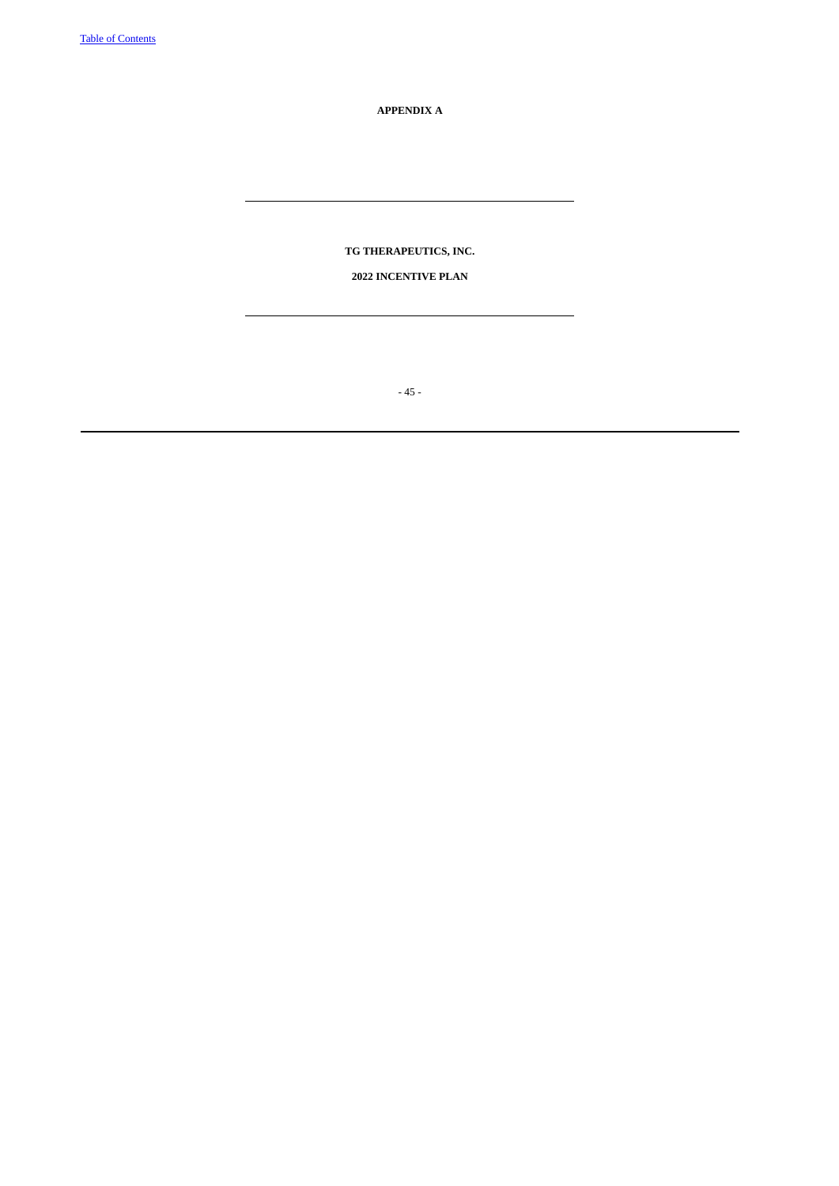**APPENDIX A**

---

**TG THERAPEUTICS, INC.**

**2022 INCENTIVE PLAN**

---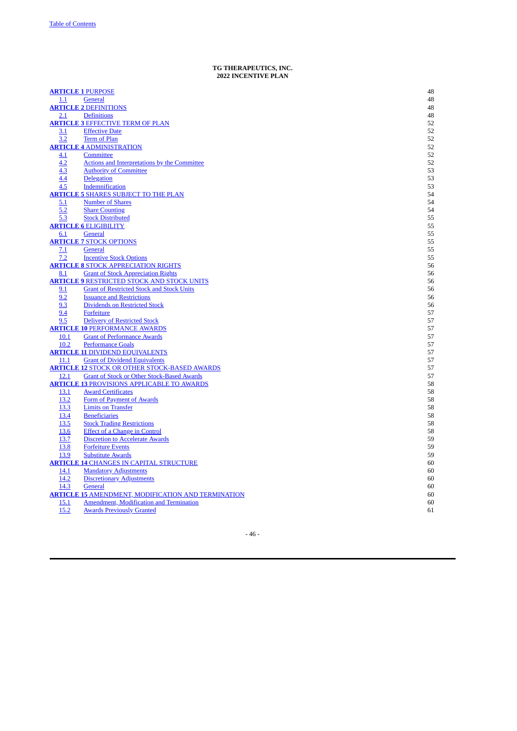**TG THERAPEUTICS, INC.**
**2022 INCENTIVE PLAN**

| | | |
|---|---|---|
| **ARTICLE 1** PURPOSE | | 48 |
| 1.1 | General | 48 |
| **ARTICLE 2** DEFINITIONS | | 48 |
| 2.1 | Definitions | 48 |
| **ARTICLE 3** EFFECTIVE TERM OF PLAN | | 52 |
| 3.1 | Effective Date | 52 |
| 3.2 | Term of Plan | 52 |
| **ARTICLE 4** ADMINISTRATION | | 52 |
| 4.1 | Committee | 52 |
| 4.2 | Actions and Interpretations by the Committee | 52 |
| 4.3 | Authority of Committee | 53 |
| 4.4 | Delegation | 53 |
| 4.5 | Indemnification | 53 |
| **ARTICLE 5** SHARES SUBJECT TO THE PLAN | | 54 |
| 5.1 | Number of Shares | 54 |
| 5.2 | Share Counting | 54 |
| 5.3 | Stock Distributed | 55 |
| **ARTICLE 6** ELIGIBILITY | | 55 |
| 6.1 | General | 55 |
| **ARTICLE 7** STOCK OPTIONS | | 55 |
| 7.1 | General | 55 |
| 7.2 | Incentive Stock Options | 55 |
| **ARTICLE 8** STOCK APPRECIATION RIGHTS | | 56 |
| 8.1 | Grant of Stock Appreciation Rights | 56 |
| **ARTICLE 9** RESTRICTED STOCK AND STOCK UNITS | | 56 |
| 9.1 | Grant of Restricted Stock and Stock Units | 56 |
| 9.2 | Issuance and Restrictions | 56 |
| 9.3 | Dividends on Restricted Stock | 56 |
| 9.4 | Forfeiture | 57 |
| 9.5 | Delivery of Restricted Stock | 57 |
| **ARTICLE 10** PERFORMANCE AWARDS | | 57 |
| 10.1 | Grant of Performance Awards | 57 |
| 10.2 | Performance Goals | 57 |
| **ARTICLE 11** DIVIDEND EQUIVALENTS | | 57 |
| 11.1 | Grant of Dividend Equivalents | 57 |
| **ARTICLE 12** STOCK OR OTHER STOCK-BASED AWARDS | | 57 |
| 12.1 | Grant of Stock or Other Stock-Based Awards | 57 |
| **ARTICLE 13** PROVISIONS APPLICABLE TO AWARDS | | 58 |
| 13.1 | Award Certificates | 58 |
| 13.2 | Form of Payment of Awards | 58 |
| 13.3 | Limits on Transfer | 58 |
| 13.4 | Beneficiaries | 58 |
| 13.5 | Stock Trading Restrictions | 58 |
| 13.6 | Effect of a Change in Control | 58 |
| 13.7 | Discretion to Accelerate Awards | 59 |
| 13.8 | Forfeiture Events | 59 |
| 13.9 | Substitute Awards | 59 |
| **ARTICLE 14** CHANGES IN CAPITAL STRUCTURE | | 60 |
| 14.1 | Mandatory Adjustments | 60 |
| 14.2 | Discretionary Adjustments | 60 |
| 14.3 | General | 60 |
| **ARTICLE 15** AMENDMENT, MODIFICATION AND TERMINATION | | 60 |
| 15.1 | Amendment, Modification and Termination | 60 |
| 15.2 | Awards Previously Granted | 61 |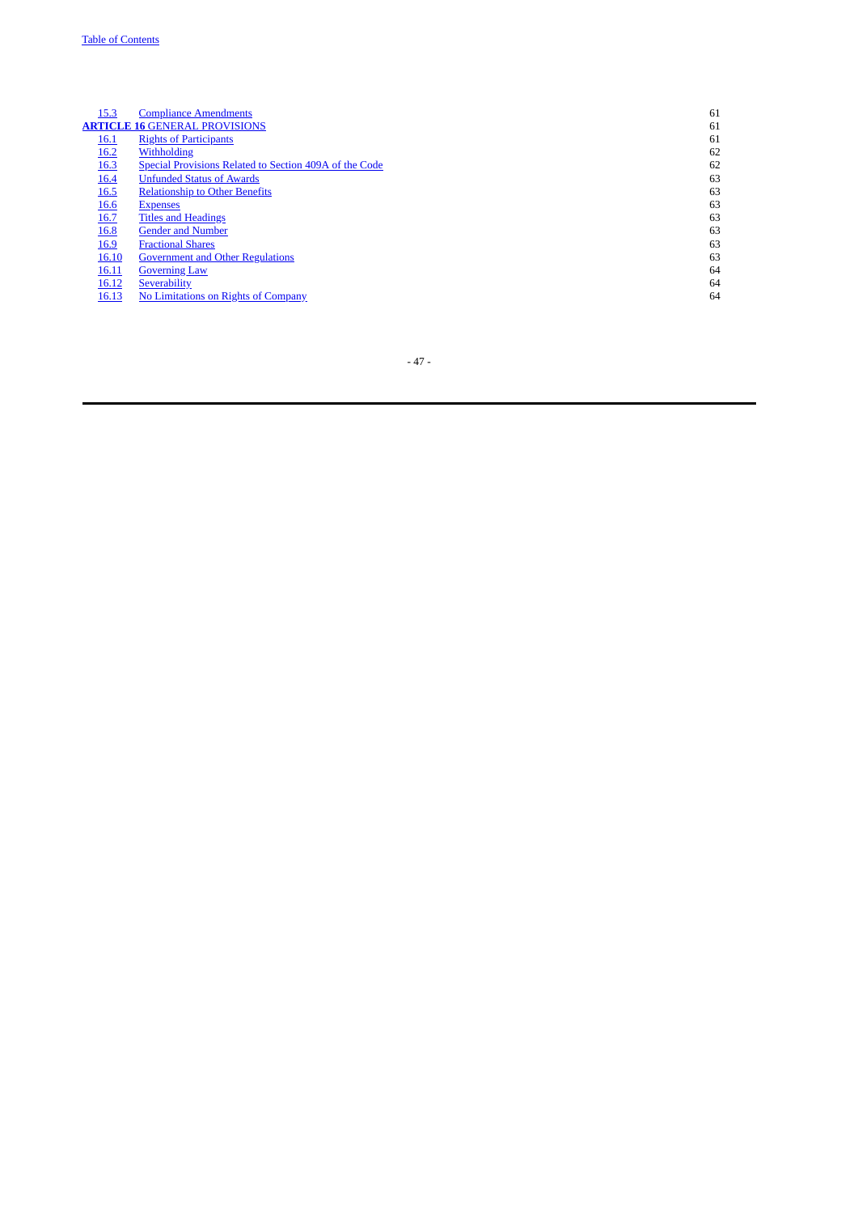| | | |
|---|---|---|
| 15.3 | Compliance Amendments | 61 |
| **ARTICLE 16** GENERAL PROVISIONS | | 61 |
| 16.1 | Rights of Participants | 61 |
| 16.2 | Withholding | 62 |
| 16.3 | Special Provisions Related to Section 409A of the Code | 62 |
| 16.4 | Unfunded Status of Awards | 63 |
| 16.5 | Relationship to Other Benefits | 63 |
| 16.6 | Expenses | 63 |
| 16.7 | Titles and Headings | 63 |
| 16.8 | Gender and Number | 63 |
| 16.9 | Fractional Shares | 63 |
| 16.10 | Government and Other Regulations | 63 |
| 16.11 | Governing Law | 64 |
| 16.12 | Severability | 64 |
| 16.13 | No Limitations on Rights of Company | 64 |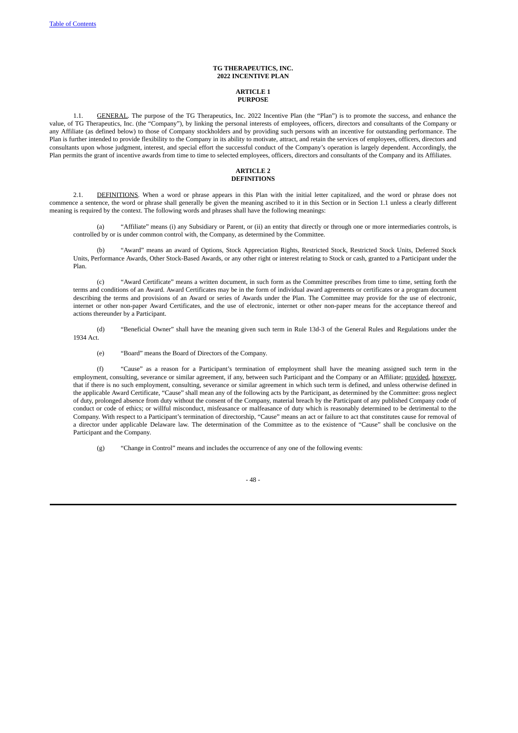**TG THERAPEUTICS, INC.**
**2022 INCENTIVE PLAN**

**ARTICLE 1**
**PURPOSE**

1.1. GENERAL. The purpose of the TG Therapeutics, Inc. 2022 Incentive Plan (the "Plan") is to promote the success, and enhance the value, of TG Therapeutics, Inc. (the "Company"), by linking the personal interests of employees, officers, directors and consultants of the Company or any Affiliate (as defined below) to those of Company stockholders and by providing such persons with an incentive for outstanding performance. The Plan is further intended to provide flexibility to the Company in its ability to motivate, attract, and retain the services of employees, officers, directors and consultants upon whose judgment, interest, and special effort the successful conduct of the Company's operation is largely dependent. Accordingly, the Plan permits the grant of incentive awards from time to time to selected employees, officers, directors and consultants of the Company and its Affiliates.

**ARTICLE 2**
**DEFINITIONS**

2.1. DEFINITIONS. When a word or phrase appears in this Plan with the initial letter capitalized, and the word or phrase does not commence a sentence, the word or phrase shall generally be given the meaning ascribed to it in this Section or in Section 1.1 unless a clearly different meaning is required by the context. The following words and phrases shall have the following meanings:

(a) "Affiliate" means (i) any Subsidiary or Parent, or (ii) an entity that directly or through one or more intermediaries controls, is controlled by or is under common control with, the Company, as determined by the Committee.

(b) "Award" means an award of Options, Stock Appreciation Rights, Restricted Stock, Restricted Stock Units, Deferred Stock Units, Performance Awards, Other Stock-Based Awards, or any other right or interest relating to Stock or cash, granted to a Participant under the Plan.

(c) "Award Certificate" means a written document, in such form as the Committee prescribes from time to time, setting forth the terms and conditions of an Award. Award Certificates may be in the form of individual award agreements or certificates or a program document describing the terms and provisions of an Award or series of Awards under the Plan. The Committee may provide for the use of electronic, internet or other non-paper Award Certificates, and the use of electronic, internet or other non-paper means for the acceptance thereof and actions thereunder by a Participant.

(d) "Beneficial Owner" shall have the meaning given such term in Rule 13d-3 of the General Rules and Regulations under the 1934 Act.

(e) "Board" means the Board of Directors of the Company.

(f) "Cause" as a reason for a Participant's termination of employment shall have the meaning assigned such term in the employment, consulting, severance or similar agreement, if any, between such Participant and the Company or an Affiliate; provided, however, that if there is no such employment, consulting, severance or similar agreement in which such term is defined, and unless otherwise defined in the applicable Award Certificate, "Cause" shall mean any of the following acts by the Participant, as determined by the Committee: gross neglect of duty, prolonged absence from duty without the consent of the Company, material breach by the Participant of any published Company code of conduct or code of ethics; or willful misconduct, misfeasance or malfeasance of duty which is reasonably determined to be detrimental to the Company. With respect to a Participant's termination of directorship, "Cause" means an act or failure to act that constitutes cause for removal of a director under applicable Delaware law. The determination of the Committee as to the existence of "Cause" shall be conclusive on the Participant and the Company.

(g) "Change in Control" means and includes the occurrence of any one of the following events: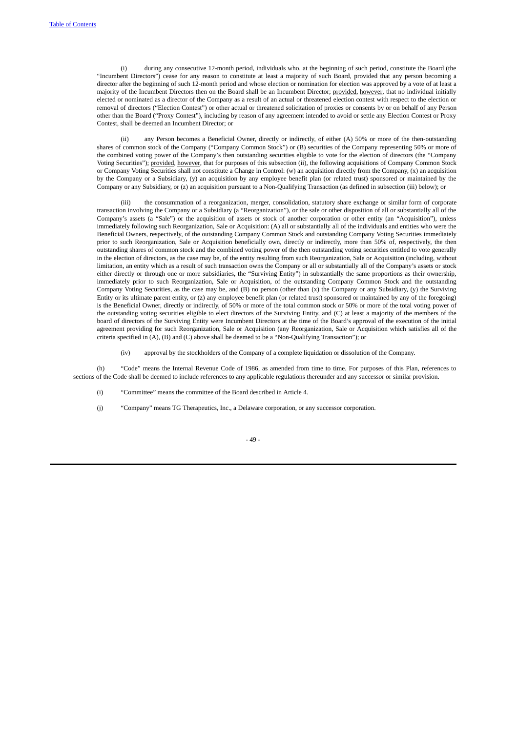(i) during any consecutive 12-month period, individuals who, at the beginning of such period, constitute the Board (the "Incumbent Directors") cease for any reason to constitute at least a majority of such Board, provided that any person becoming a director after the beginning of such 12-month period and whose election or nomination for election was approved by a vote of at least a majority of the Incumbent Directors then on the Board shall be an Incumbent Director; provided, however, that no individual initially elected or nominated as a director of the Company as a result of an actual or threatened election contest with respect to the election or removal of directors ("Election Contest") or other actual or threatened solicitation of proxies or consents by or on behalf of any Person other than the Board ("Proxy Contest"), including by reason of any agreement intended to avoid or settle any Election Contest or Proxy Contest, shall be deemed an Incumbent Director; or

(ii) any Person becomes a Beneficial Owner, directly or indirectly, of either (A) 50% or more of the then-outstanding shares of common stock of the Company ("Company Common Stock") or (B) securities of the Company representing 50% or more of the combined voting power of the Company's then outstanding securities eligible to vote for the election of directors (the "Company Voting Securities"); provided, however, that for purposes of this subsection (ii), the following acquisitions of Company Common Stock or Company Voting Securities shall not constitute a Change in Control: (w) an acquisition directly from the Company, (x) an acquisition by the Company or a Subsidiary, (y) an acquisition by any employee benefit plan (or related trust) sponsored or maintained by the Company or any Subsidiary, or (z) an acquisition pursuant to a Non-Qualifying Transaction (as defined in subsection (iii) below); or

(iii) the consummation of a reorganization, merger, consolidation, statutory share exchange or similar form of corporate transaction involving the Company or a Subsidiary (a "Reorganization"), or the sale or other disposition of all or substantially all of the Company's assets (a "Sale") or the acquisition of assets or stock of another corporation or other entity (an "Acquisition"), unless immediately following such Reorganization, Sale or Acquisition: (A) all or substantially all of the individuals and entities who were the Beneficial Owners, respectively, of the outstanding Company Common Stock and outstanding Company Voting Securities immediately prior to such Reorganization, Sale or Acquisition beneficially own, directly or indirectly, more than 50% of, respectively, the then outstanding shares of common stock and the combined voting power of the then outstanding voting securities entitled to vote generally in the election of directors, as the case may be, of the entity resulting from such Reorganization, Sale or Acquisition (including, without limitation, an entity which as a result of such transaction owns the Company or all or substantially all of the Company's assets or stock either directly or through one or more subsidiaries, the "Surviving Entity") in substantially the same proportions as their ownership, immediately prior to such Reorganization, Sale or Acquisition, of the outstanding Company Common Stock and the outstanding Company Voting Securities, as the case may be, and (B) no person (other than (x) the Company or any Subsidiary, (y) the Surviving Entity or its ultimate parent entity, or (z) any employee benefit plan (or related trust) sponsored or maintained by any of the foregoing) is the Beneficial Owner, directly or indirectly, of 50% or more of the total common stock or 50% or more of the total voting power of the outstanding voting securities eligible to elect directors of the Surviving Entity, and (C) at least a majority of the members of the board of directors of the Surviving Entity were Incumbent Directors at the time of the Board's approval of the execution of the initial agreement providing for such Reorganization, Sale or Acquisition (any Reorganization, Sale or Acquisition which satisfies all of the criteria specified in (A), (B) and (C) above shall be deemed to be a "Non-Qualifying Transaction"); or

(iv) approval by the stockholders of the Company of a complete liquidation or dissolution of the Company.

(h) "Code" means the Internal Revenue Code of 1986, as amended from time to time. For purposes of this Plan, references to sections of the Code shall be deemed to include references to any applicable regulations thereunder and any successor or similar provision.

(i) "Committee" means the committee of the Board described in Article 4.

(j) "Company" means TG Therapeutics, Inc., a Delaware corporation, or any successor corporation.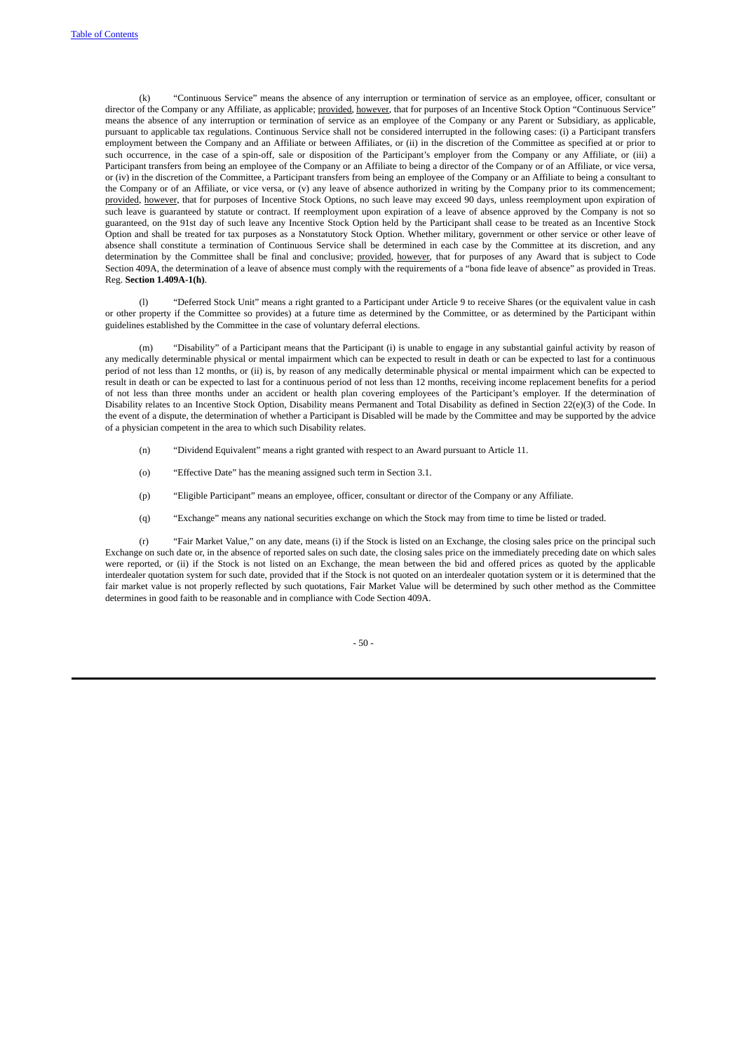(k) "Continuous Service" means the absence of any interruption or termination of service as an employee, officer, consultant or director of the Company or any Affiliate, as applicable; provided, however, that for purposes of an Incentive Stock Option "Continuous Service" means the absence of any interruption or termination of service as an employee of the Company or any Parent or Subsidiary, as applicable, pursuant to applicable tax regulations. Continuous Service shall not be considered interrupted in the following cases: (i) a Participant transfers employment between the Company and an Affiliate or between Affiliates, or (ii) in the discretion of the Committee as specified at or prior to such occurrence, in the case of a spin-off, sale or disposition of the Participant's employer from the Company or any Affiliate, or (iii) a Participant transfers from being an employee of the Company or an Affiliate to being a director of the Company or of an Affiliate, or vice versa, or (iv) in the discretion of the Committee, a Participant transfers from being an employee of the Company or an Affiliate to being a consultant to the Company or of an Affiliate, or vice versa, or (v) any leave of absence authorized in writing by the Company prior to its commencement; provided, however, that for purposes of Incentive Stock Options, no such leave may exceed 90 days, unless reemployment upon expiration of such leave is guaranteed by statute or contract. If reemployment upon expiration of a leave of absence approved by the Company is not so guaranteed, on the 91st day of such leave any Incentive Stock Option held by the Participant shall cease to be treated as an Incentive Stock Option and shall be treated for tax purposes as a Nonstatutory Stock Option. Whether military, government or other service or other leave of absence shall constitute a termination of Continuous Service shall be determined in each case by the Committee at its discretion, and any determination by the Committee shall be final and conclusive; provided, however, that for purposes of any Award that is subject to Code Section 409A, the determination of a leave of absence must comply with the requirements of a "bona fide leave of absence" as provided in Treas. Reg. **Section 1.409A-1(h)**.

(l) "Deferred Stock Unit" means a right granted to a Participant under Article 9 to receive Shares (or the equivalent value in cash or other property if the Committee so provides) at a future time as determined by the Committee, or as determined by the Participant within guidelines established by the Committee in the case of voluntary deferral elections.

(m) "Disability" of a Participant means that the Participant (i) is unable to engage in any substantial gainful activity by reason of any medically determinable physical or mental impairment which can be expected to result in death or can be expected to last for a continuous period of not less than 12 months, or (ii) is, by reason of any medically determinable physical or mental impairment which can be expected to result in death or can be expected to last for a continuous period of not less than 12 months, receiving income replacement benefits for a period of not less than three months under an accident or health plan covering employees of the Participant's employer. If the determination of Disability relates to an Incentive Stock Option, Disability means Permanent and Total Disability as defined in Section 22(e)(3) of the Code. In the event of a dispute, the determination of whether a Participant is Disabled will be made by the Committee and may be supported by the advice of a physician competent in the area to which such Disability relates.

(n) "Dividend Equivalent" means a right granted with respect to an Award pursuant to Article 11.

(o) "Effective Date" has the meaning assigned such term in Section 3.1.

(p) "Eligible Participant" means an employee, officer, consultant or director of the Company or any Affiliate.

(q) "Exchange" means any national securities exchange on which the Stock may from time to time be listed or traded.

(r) "Fair Market Value," on any date, means (i) if the Stock is listed on an Exchange, the closing sales price on the principal such Exchange on such date or, in the absence of reported sales on such date, the closing sales price on the immediately preceding date on which sales were reported, or (ii) if the Stock is not listed on an Exchange, the mean between the bid and offered prices as quoted by the applicable interdealer quotation system for such date, provided that if the Stock is not quoted on an interdealer quotation system or it is determined that the fair market value is not properly reflected by such quotations, Fair Market Value will be determined by such other method as the Committee determines in good faith to be reasonable and in compliance with Code Section 409A.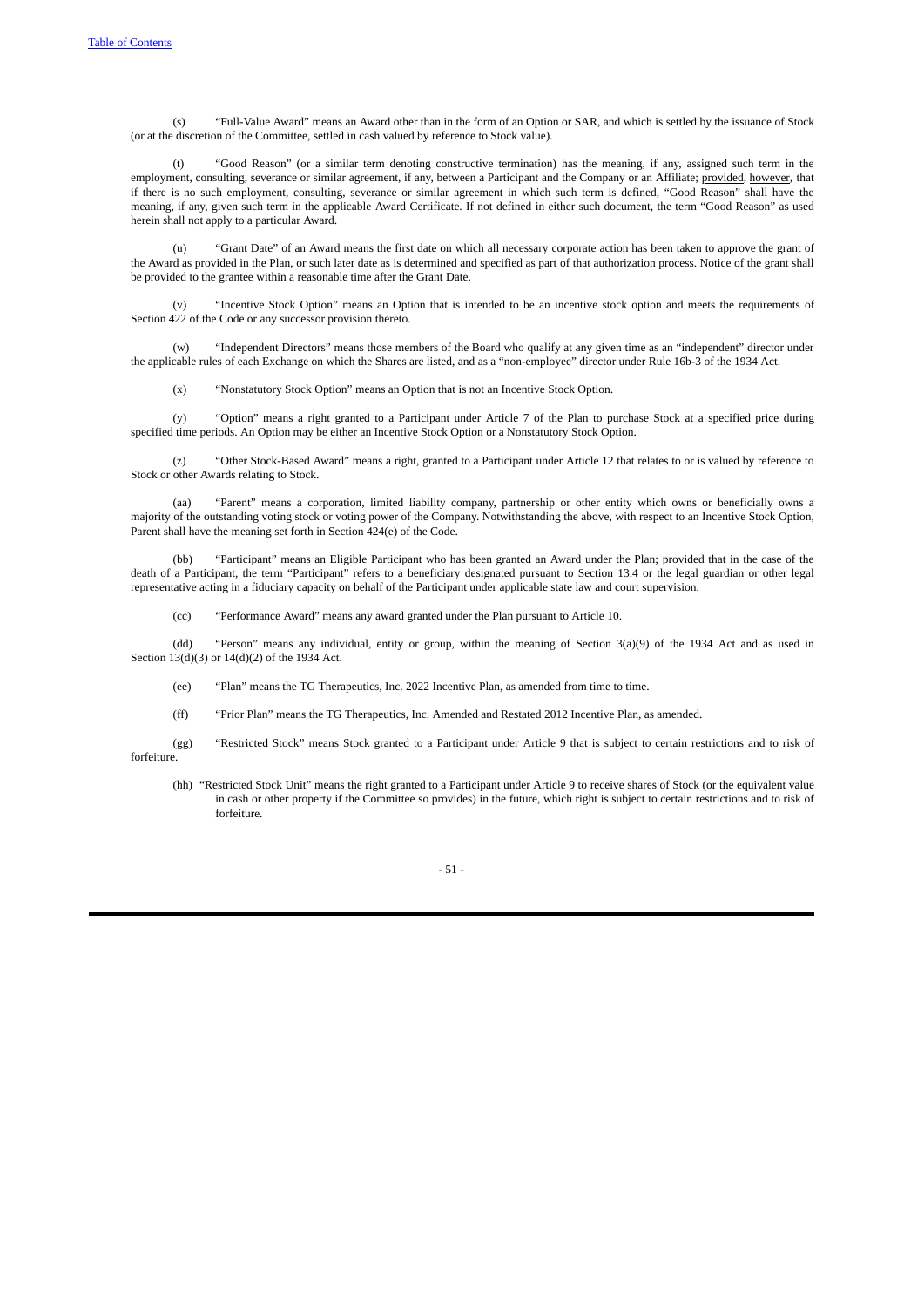(s) "Full-Value Award" means an Award other than in the form of an Option or SAR, and which is settled by the issuance of Stock (or at the discretion of the Committee, settled in cash valued by reference to Stock value).

(t) "Good Reason" (or a similar term denoting constructive termination) has the meaning, if any, assigned such term in the employment, consulting, severance or similar agreement, if any, between a Participant and the Company or an Affiliate; provided, however, that if there is no such employment, consulting, severance or similar agreement in which such term is defined, "Good Reason" shall have the meaning, if any, given such term in the applicable Award Certificate. If not defined in either such document, the term "Good Reason" as used herein shall not apply to a particular Award.

(u) "Grant Date" of an Award means the first date on which all necessary corporate action has been taken to approve the grant of the Award as provided in the Plan, or such later date as is determined and specified as part of that authorization process. Notice of the grant shall be provided to the grantee within a reasonable time after the Grant Date.

(v) "Incentive Stock Option" means an Option that is intended to be an incentive stock option and meets the requirements of Section 422 of the Code or any successor provision thereto.

(w) "Independent Directors" means those members of the Board who qualify at any given time as an "independent" director under the applicable rules of each Exchange on which the Shares are listed, and as a "non-employee" director under Rule 16b-3 of the 1934 Act.

(x) "Nonstatutory Stock Option" means an Option that is not an Incentive Stock Option.

(y) "Option" means a right granted to a Participant under Article 7 of the Plan to purchase Stock at a specified price during specified time periods. An Option may be either an Incentive Stock Option or a Nonstatutory Stock Option.

(z) "Other Stock-Based Award" means a right, granted to a Participant under Article 12 that relates to or is valued by reference to Stock or other Awards relating to Stock.

(aa) "Parent" means a corporation, limited liability company, partnership or other entity which owns or beneficially owns a majority of the outstanding voting stock or voting power of the Company. Notwithstanding the above, with respect to an Incentive Stock Option, Parent shall have the meaning set forth in Section 424(e) of the Code.

(bb) "Participant" means an Eligible Participant who has been granted an Award under the Plan; provided that in the case of the death of a Participant, the term "Participant" refers to a beneficiary designated pursuant to Section 13.4 or the legal guardian or other legal representative acting in a fiduciary capacity on behalf of the Participant under applicable state law and court supervision.

(cc) "Performance Award" means any award granted under the Plan pursuant to Article 10.

(dd) "Person" means any individual, entity or group, within the meaning of Section 3(a)(9) of the 1934 Act and as used in Section 13(d)(3) or 14(d)(2) of the 1934 Act.

(ee) "Plan" means the TG Therapeutics, Inc. 2022 Incentive Plan, as amended from time to time.

(ff) "Prior Plan" means the TG Therapeutics, Inc. Amended and Restated 2012 Incentive Plan, as amended.

(gg) "Restricted Stock" means Stock granted to a Participant under Article 9 that is subject to certain restrictions and to risk of forfeiture.

(hh) "Restricted Stock Unit" means the right granted to a Participant under Article 9 to receive shares of Stock (or the equivalent value in cash or other property if the Committee so provides) in the future, which right is subject to certain restrictions and to risk of forfeiture.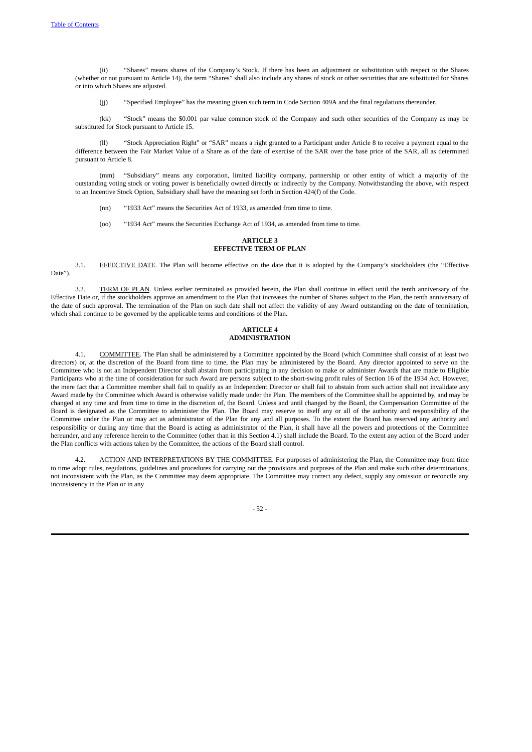(ii) "Shares" means shares of the Company's Stock. If there has been an adjustment or substitution with respect to the Shares (whether or not pursuant to Article 14), the term "Shares" shall also include any shares of stock or other securities that are substituted for Shares or into which Shares are adjusted.

(jj) "Specified Employee" has the meaning given such term in Code Section 409A and the final regulations thereunder.

(kk) "Stock" means the $0.001 par value common stock of the Company and such other securities of the Company as may be substituted for Stock pursuant to Article 15.

(ll) "Stock Appreciation Right" or "SAR" means a right granted to a Participant under Article 8 to receive a payment equal to the difference between the Fair Market Value of a Share as of the date of exercise of the SAR over the base price of the SAR, all as determined pursuant to Article 8.

(mm) "Subsidiary" means any corporation, limited liability company, partnership or other entity of which a majority of the outstanding voting stock or voting power is beneficially owned directly or indirectly by the Company. Notwithstanding the above, with respect to an Incentive Stock Option, Subsidiary shall have the meaning set forth in Section 424(f) of the Code.

(nn) "1933 Act" means the Securities Act of 1933, as amended from time to time.

(oo) "1934 Act" means the Securities Exchange Act of 1934, as amended from time to time.

**ARTICLE 3**
**EFFECTIVE TERM OF PLAN**

3.1. EFFECTIVE DATE. The Plan will become effective on the date that it is adopted by the Company's stockholders (the "Effective Date").

3.2. TERM OF PLAN. Unless earlier terminated as provided herein, the Plan shall continue in effect until the tenth anniversary of the Effective Date or, if the stockholders approve an amendment to the Plan that increases the number of Shares subject to the Plan, the tenth anniversary of the date of such approval. The termination of the Plan on such date shall not affect the validity of any Award outstanding on the date of termination, which shall continue to be governed by the applicable terms and conditions of the Plan.

**ARTICLE 4**
**ADMINISTRATION**

4.1. COMMITTEE. The Plan shall be administered by a Committee appointed by the Board (which Committee shall consist of at least two directors) or, at the discretion of the Board from time to time, the Plan may be administered by the Board. Any director appointed to serve on the Committee who is not an Independent Director shall abstain from participating in any decision to make or administer Awards that are made to Eligible Participants who at the time of consideration for such Award are persons subject to the short-swing profit rules of Section 16 of the 1934 Act. However, the mere fact that a Committee member shall fail to qualify as an Independent Director or shall fail to abstain from such action shall not invalidate any Award made by the Committee which Award is otherwise validly made under the Plan. The members of the Committee shall be appointed by, and may be changed at any time and from time to time in the discretion of, the Board. Unless and until changed by the Board, the Compensation Committee of the Board is designated as the Committee to administer the Plan. The Board may reserve to itself any or all of the authority and responsibility of the Committee under the Plan or may act as administrator of the Plan for any and all purposes. To the extent the Board has reserved any authority and responsibility or during any time that the Board is acting as administrator of the Plan, it shall have all the powers and protections of the Committee hereunder, and any reference herein to the Committee (other than in this Section 4.1) shall include the Board. To the extent any action of the Board under the Plan conflicts with actions taken by the Committee, the actions of the Board shall control.

4.2. ACTION AND INTERPRETATIONS BY THE COMMITTEE. For purposes of administering the Plan, the Committee may from time to time adopt rules, regulations, guidelines and procedures for carrying out the provisions and purposes of the Plan and make such other determinations, not inconsistent with the Plan, as the Committee may deem appropriate. The Committee may correct any defect, supply any omission or reconcile any inconsistency in the Plan or in any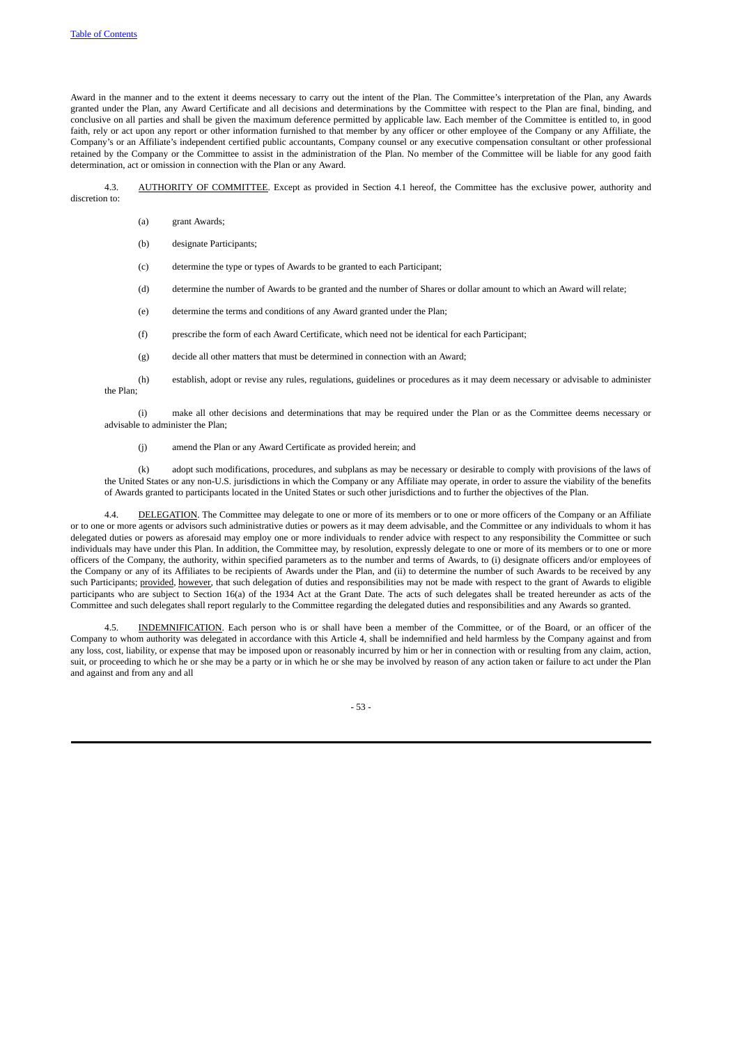Award in the manner and to the extent it deems necessary to carry out the intent of the Plan. The Committee's interpretation of the Plan, any Awards granted under the Plan, any Award Certificate and all decisions and determinations by the Committee with respect to the Plan are final, binding, and conclusive on all parties and shall be given the maximum deference permitted by applicable law. Each member of the Committee is entitled to, in good faith, rely or act upon any report or other information furnished to that member by any officer or other employee of the Company or any Affiliate, the Company's or an Affiliate's independent certified public accountants, Company counsel or any executive compensation consultant or other professional retained by the Company or the Committee to assist in the administration of the Plan. No member of the Committee will be liable for any good faith determination, act or omission in connection with the Plan or any Award.

4.3. AUTHORITY OF COMMITTEE. Except as provided in Section 4.1 hereof, the Committee has the exclusive power, authority and discretion to:

(a) grant Awards;

(b) designate Participants;

(c) determine the type or types of Awards to be granted to each Participant;

(d) determine the number of Awards to be granted and the number of Shares or dollar amount to which an Award will relate;

(e) determine the terms and conditions of any Award granted under the Plan;

(f) prescribe the form of each Award Certificate, which need not be identical for each Participant;

(g) decide all other matters that must be determined in connection with an Award;

(h) establish, adopt or revise any rules, regulations, guidelines or procedures as it may deem necessary or advisable to administer the Plan;

(i) make all other decisions and determinations that may be required under the Plan or as the Committee deems necessary or advisable to administer the Plan;

(j) amend the Plan or any Award Certificate as provided herein; and

(k) adopt such modifications, procedures, and subplans as may be necessary or desirable to comply with provisions of the laws of the United States or any non-U.S. jurisdictions in which the Company or any Affiliate may operate, in order to assure the viability of the benefits of Awards granted to participants located in the United States or such other jurisdictions and to further the objectives of the Plan.

4.4. DELEGATION. The Committee may delegate to one or more of its members or to one or more officers of the Company or an Affiliate or to one or more agents or advisors such administrative duties or powers as it may deem advisable, and the Committee or any individuals to whom it has delegated duties or powers as aforesaid may employ one or more individuals to render advice with respect to any responsibility the Committee or such individuals may have under this Plan. In addition, the Committee may, by resolution, expressly delegate to one or more of its members or to one or more officers of the Company, the authority, within specified parameters as to the number and terms of Awards, to (i) designate officers and/or employees of the Company or any of its Affiliates to be recipients of Awards under the Plan, and (ii) to determine the number of such Awards to be received by any such Participants; provided, however, that such delegation of duties and responsibilities may not be made with respect to the grant of Awards to eligible participants who are subject to Section 16(a) of the 1934 Act at the Grant Date. The acts of such delegates shall be treated hereunder as acts of the Committee and such delegates shall report regularly to the Committee regarding the delegated duties and responsibilities and any Awards so granted.

4.5. INDEMNIFICATION. Each person who is or shall have been a member of the Committee, or of the Board, or an officer of the Company to whom authority was delegated in accordance with this Article 4, shall be indemnified and held harmless by the Company against and from any loss, cost, liability, or expense that may be imposed upon or reasonably incurred by him or her in connection with or resulting from any claim, action, suit, or proceeding to which he or she may be a party or in which he or she may be involved by reason of any action taken or failure to act under the Plan and against and from any and all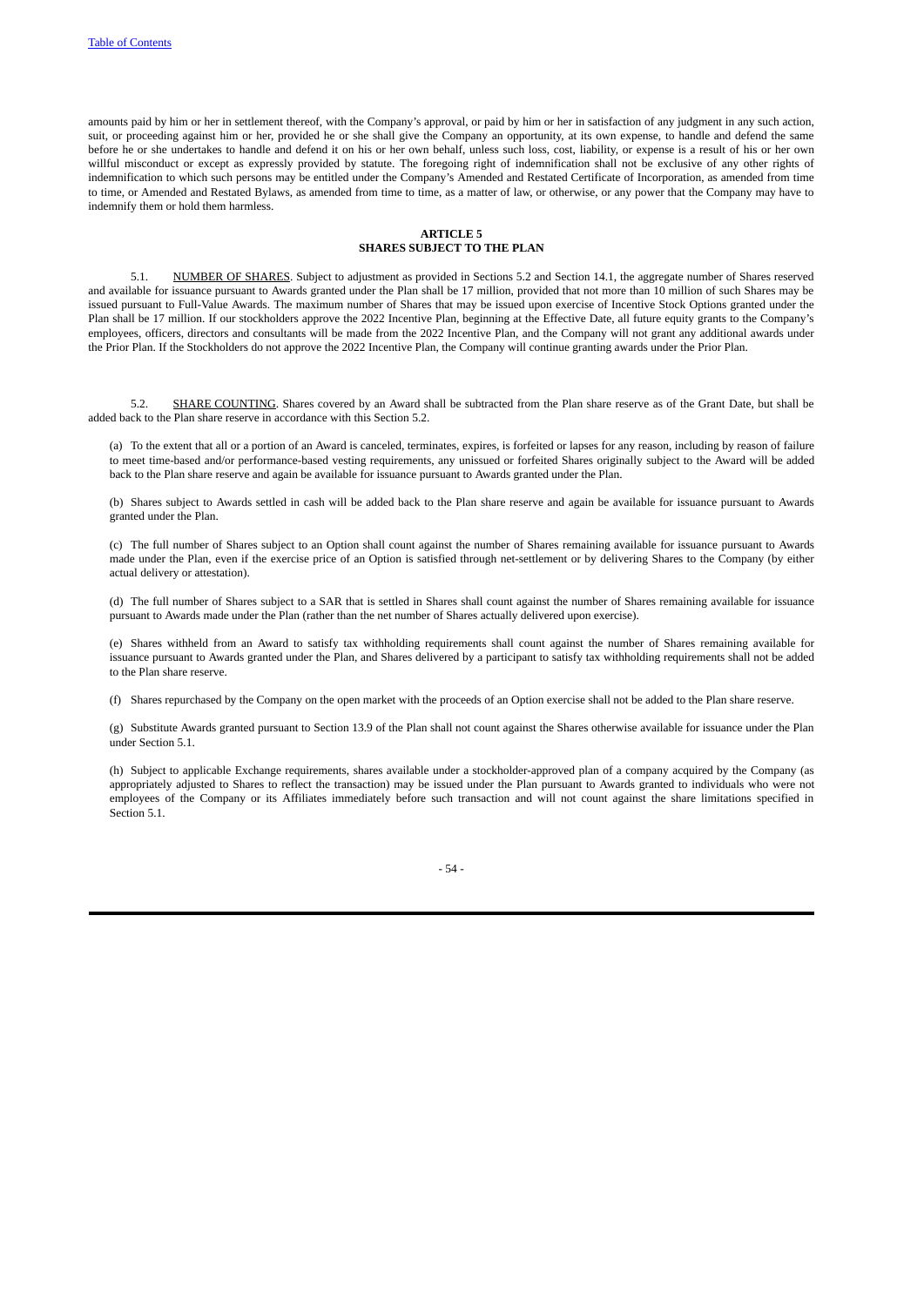amounts paid by him or her in settlement thereof, with the Company's approval, or paid by him or her in satisfaction of any judgment in any such action, suit, or proceeding against him or her, provided he or she shall give the Company an opportunity, at its own expense, to handle and defend the same before he or she undertakes to handle and defend it on his or her own behalf, unless such loss, cost, liability, or expense is a result of his or her own willful misconduct or except as expressly provided by statute. The foregoing right of indemnification shall not be exclusive of any other rights of indemnification to which such persons may be entitled under the Company's Amended and Restated Certificate of Incorporation, as amended from time to time, or Amended and Restated Bylaws, as amended from time to time, as a matter of law, or otherwise, or any power that the Company may have to indemnify them or hold them harmless.

## ARTICLE 5
## SHARES SUBJECT TO THE PLAN

5.1. NUMBER OF SHARES. Subject to adjustment as provided in Sections 5.2 and Section 14.1, the aggregate number of Shares reserved and available for issuance pursuant to Awards granted under the Plan shall be 17 million, provided that not more than 10 million of such Shares may be issued pursuant to Full-Value Awards. The maximum number of Shares that may be issued upon exercise of Incentive Stock Options granted under the Plan shall be 17 million. If our stockholders approve the 2022 Incentive Plan, beginning at the Effective Date, all future equity grants to the Company's employees, officers, directors and consultants will be made from the 2022 Incentive Plan, and the Company will not grant any additional awards under the Prior Plan. If the Stockholders do not approve the 2022 Incentive Plan, the Company will continue granting awards under the Prior Plan.

5.2. SHARE COUNTING. Shares covered by an Award shall be subtracted from the Plan share reserve as of the Grant Date, but shall be added back to the Plan share reserve in accordance with this Section 5.2.

(a) To the extent that all or a portion of an Award is canceled, terminates, expires, is forfeited or lapses for any reason, including by reason of failure to meet time-based and/or performance-based vesting requirements, any unissued or forfeited Shares originally subject to the Award will be added back to the Plan share reserve and again be available for issuance pursuant to Awards granted under the Plan.

(b) Shares subject to Awards settled in cash will be added back to the Plan share reserve and again be available for issuance pursuant to Awards granted under the Plan.

(c) The full number of Shares subject to an Option shall count against the number of Shares remaining available for issuance pursuant to Awards made under the Plan, even if the exercise price of an Option is satisfied through net-settlement or by delivering Shares to the Company (by either actual delivery or attestation).

(d) The full number of Shares subject to a SAR that is settled in Shares shall count against the number of Shares remaining available for issuance pursuant to Awards made under the Plan (rather than the net number of Shares actually delivered upon exercise).

(e) Shares withheld from an Award to satisfy tax withholding requirements shall count against the number of Shares remaining available for issuance pursuant to Awards granted under the Plan, and Shares delivered by a participant to satisfy tax withholding requirements shall not be added to the Plan share reserve.

(f) Shares repurchased by the Company on the open market with the proceeds of an Option exercise shall not be added to the Plan share reserve.

(g) Substitute Awards granted pursuant to Section 13.9 of the Plan shall not count against the Shares otherwise available for issuance under the Plan under Section 5.1.

(h) Subject to applicable Exchange requirements, shares available under a stockholder-approved plan of a company acquired by the Company (as appropriately adjusted to Shares to reflect the transaction) may be issued under the Plan pursuant to Awards granted to individuals who were not employees of the Company or its Affiliates immediately before such transaction and will not count against the share limitations specified in Section 5.1.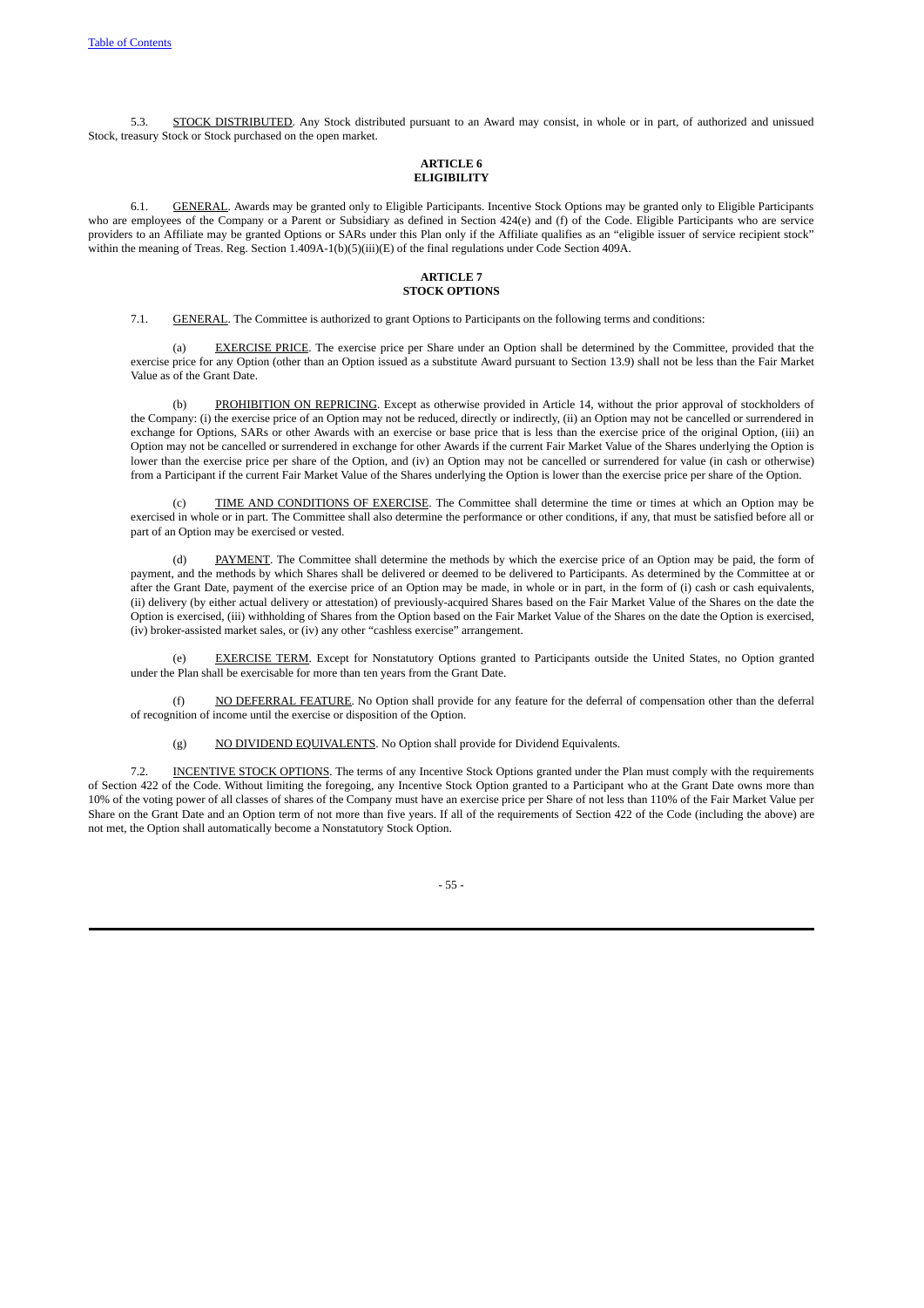5.3. STOCK DISTRIBUTED. Any Stock distributed pursuant to an Award may consist, in whole or in part, of authorized and unissued Stock, treasury Stock or Stock purchased on the open market.

## ARTICLE 6
## ELIGIBILITY

6.1. GENERAL. Awards may be granted only to Eligible Participants. Incentive Stock Options may be granted only to Eligible Participants who are employees of the Company or a Parent or Subsidiary as defined in Section 424(e) and (f) of the Code. Eligible Participants who are service providers to an Affiliate may be granted Options or SARs under this Plan only if the Affiliate qualifies as an "eligible issuer of service recipient stock" within the meaning of Treas. Reg. Section 1.409A-1(b)(5)(iii)(E) of the final regulations under Code Section 409A.

## ARTICLE 7
## STOCK OPTIONS

7.1. GENERAL. The Committee is authorized to grant Options to Participants on the following terms and conditions:

(a) EXERCISE PRICE. The exercise price per Share under an Option shall be determined by the Committee, provided that the exercise price for any Option (other than an Option issued as a substitute Award pursuant to Section 13.9) shall not be less than the Fair Market Value as of the Grant Date.

(b) PROHIBITION ON REPRICING. Except as otherwise provided in Article 14, without the prior approval of stockholders of the Company: (i) the exercise price of an Option may not be reduced, directly or indirectly, (ii) an Option may not be cancelled or surrendered in exchange for Options, SARs or other Awards with an exercise or base price that is less than the exercise price of the original Option, (iii) an Option may not be cancelled or surrendered in exchange for other Awards if the current Fair Market Value of the Shares underlying the Option is lower than the exercise price per share of the Option, and (iv) an Option may not be cancelled or surrendered for value (in cash or otherwise) from a Participant if the current Fair Market Value of the Shares underlying the Option is lower than the exercise price per share of the Option.

(c) TIME AND CONDITIONS OF EXERCISE. The Committee shall determine the time or times at which an Option may be exercised in whole or in part. The Committee shall also determine the performance or other conditions, if any, that must be satisfied before all or part of an Option may be exercised or vested.

(d) PAYMENT. The Committee shall determine the methods by which the exercise price of an Option may be paid, the form of payment, and the methods by which Shares shall be delivered or deemed to be delivered to Participants. As determined by the Committee at or after the Grant Date, payment of the exercise price of an Option may be made, in whole or in part, in the form of (i) cash or cash equivalents, (ii) delivery (by either actual delivery or attestation) of previously-acquired Shares based on the Fair Market Value of the Shares on the date the Option is exercised, (iii) withholding of Shares from the Option based on the Fair Market Value of the Shares on the date the Option is exercised, (iv) broker-assisted market sales, or (iv) any other "cashless exercise" arrangement.

(e) EXERCISE TERM. Except for Nonstatutory Options granted to Participants outside the United States, no Option granted under the Plan shall be exercisable for more than ten years from the Grant Date.

(f) NO DEFERRAL FEATURE. No Option shall provide for any feature for the deferral of compensation other than the deferral of recognition of income until the exercise or disposition of the Option.

(g) NO DIVIDEND EQUIVALENTS. No Option shall provide for Dividend Equivalents.

7.2. INCENTIVE STOCK OPTIONS. The terms of any Incentive Stock Options granted under the Plan must comply with the requirements of Section 422 of the Code. Without limiting the foregoing, any Incentive Stock Option granted to a Participant who at the Grant Date owns more than 10% of the voting power of all classes of shares of the Company must have an exercise price per Share of not less than 110% of the Fair Market Value per Share on the Grant Date and an Option term of not more than five years. If all of the requirements of Section 422 of the Code (including the above) are not met, the Option shall automatically become a Nonstatutory Stock Option.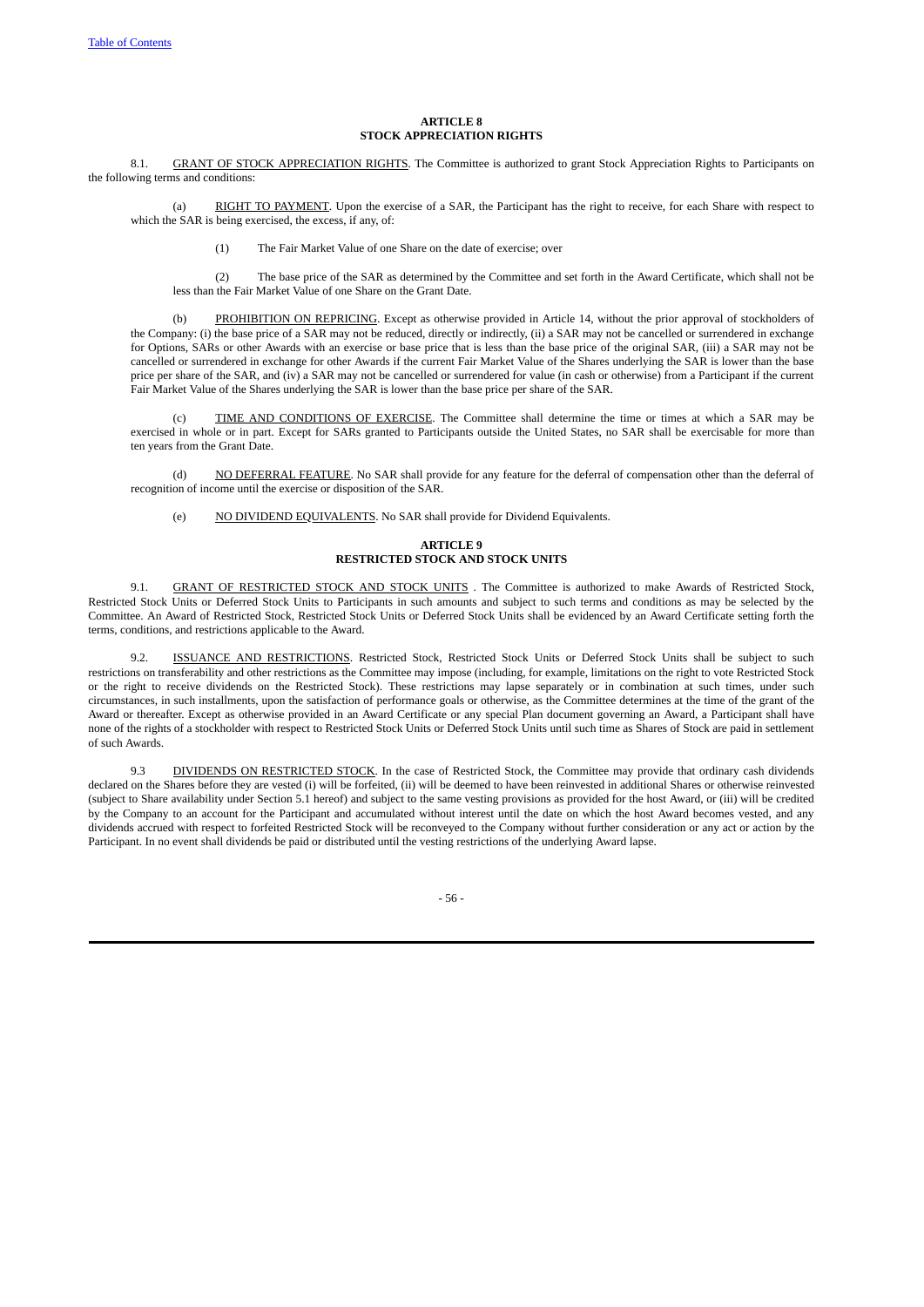## ARTICLE 8
## STOCK APPRECIATION RIGHTS

8.1. GRANT OF STOCK APPRECIATION RIGHTS. The Committee is authorized to grant Stock Appreciation Rights to Participants on the following terms and conditions:

(a) RIGHT TO PAYMENT. Upon the exercise of a SAR, the Participant has the right to receive, for each Share with respect to which the SAR is being exercised, the excess, if any, of:

(1) The Fair Market Value of one Share on the date of exercise; over

(2) The base price of the SAR as determined by the Committee and set forth in the Award Certificate, which shall not be less than the Fair Market Value of one Share on the Grant Date.

(b) PROHIBITION ON REPRICING. Except as otherwise provided in Article 14, without the prior approval of stockholders of the Company: (i) the base price of a SAR may not be reduced, directly or indirectly, (ii) a SAR may not be cancelled or surrendered in exchange for Options, SARs or other Awards with an exercise or base price that is less than the base price of the original SAR, (iii) a SAR may not be cancelled or surrendered in exchange for other Awards if the current Fair Market Value of the Shares underlying the SAR is lower than the base price per share of the SAR, and (iv) a SAR may not be cancelled or surrendered for value (in cash or otherwise) from a Participant if the current Fair Market Value of the Shares underlying the SAR is lower than the base price per share of the SAR.

(c) TIME AND CONDITIONS OF EXERCISE. The Committee shall determine the time or times at which a SAR may be exercised in whole or in part. Except for SARs granted to Participants outside the United States, no SAR shall be exercisable for more than ten years from the Grant Date.

(d) NO DEFERRAL FEATURE. No SAR shall provide for any feature for the deferral of compensation other than the deferral of recognition of income until the exercise or disposition of the SAR.

(e) NO DIVIDEND EQUIVALENTS. No SAR shall provide for Dividend Equivalents.

## ARTICLE 9
## RESTRICTED STOCK AND STOCK UNITS

9.1. GRANT OF RESTRICTED STOCK AND STOCK UNITS . The Committee is authorized to make Awards of Restricted Stock, Restricted Stock Units or Deferred Stock Units to Participants in such amounts and subject to such terms and conditions as may be selected by the Committee. An Award of Restricted Stock, Restricted Stock Units or Deferred Stock Units shall be evidenced by an Award Certificate setting forth the terms, conditions, and restrictions applicable to the Award.

9.2. ISSUANCE AND RESTRICTIONS. Restricted Stock, Restricted Stock Units or Deferred Stock Units shall be subject to such restrictions on transferability and other restrictions as the Committee may impose (including, for example, limitations on the right to vote Restricted Stock or the right to receive dividends on the Restricted Stock). These restrictions may lapse separately or in combination at such times, under such circumstances, in such installments, upon the satisfaction of performance goals or otherwise, as the Committee determines at the time of the grant of the Award or thereafter. Except as otherwise provided in an Award Certificate or any special Plan document governing an Award, a Participant shall have none of the rights of a stockholder with respect to Restricted Stock Units or Deferred Stock Units until such time as Shares of Stock are paid in settlement of such Awards.

9.3 DIVIDENDS ON RESTRICTED STOCK. In the case of Restricted Stock, the Committee may provide that ordinary cash dividends declared on the Shares before they are vested (i) will be forfeited, (ii) will be deemed to have been reinvested in additional Shares or otherwise reinvested (subject to Share availability under Section 5.1 hereof) and subject to the same vesting provisions as provided for the host Award, or (iii) will be credited by the Company to an account for the Participant and accumulated without interest until the date on which the host Award becomes vested, and any dividends accrued with respect to forfeited Restricted Stock will be reconveyed to the Company without further consideration or any act or action by the Participant. In no event shall dividends be paid or distributed until the vesting restrictions of the underlying Award lapse.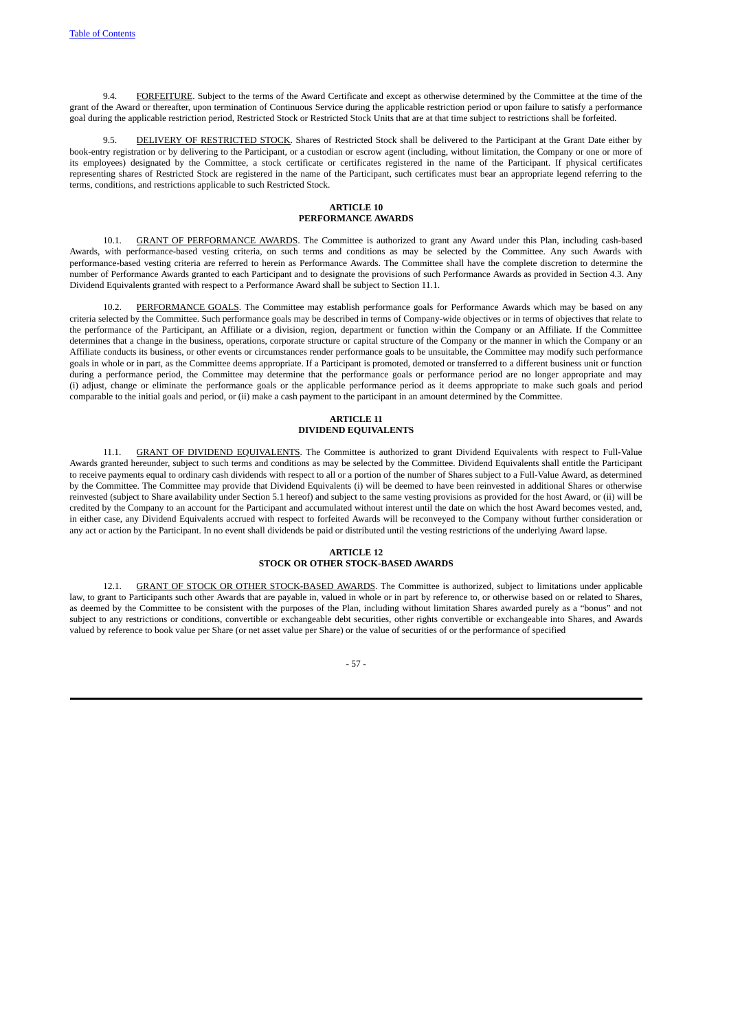9.4. FORFEITURE. Subject to the terms of the Award Certificate and except as otherwise determined by the Committee at the time of the grant of the Award or thereafter, upon termination of Continuous Service during the applicable restriction period or upon failure to satisfy a performance goal during the applicable restriction period, Restricted Stock or Restricted Stock Units that are at that time subject to restrictions shall be forfeited.

9.5. DELIVERY OF RESTRICTED STOCK. Shares of Restricted Stock shall be delivered to the Participant at the Grant Date either by book-entry registration or by delivering to the Participant, or a custodian or escrow agent (including, without limitation, the Company or one or more of its employees) designated by the Committee, a stock certificate or certificates registered in the name of the Participant. If physical certificates representing shares of Restricted Stock are registered in the name of the Participant, such certificates must bear an appropriate legend referring to the terms, conditions, and restrictions applicable to such Restricted Stock.

**ARTICLE 10**
**PERFORMANCE AWARDS**

10.1. GRANT OF PERFORMANCE AWARDS. The Committee is authorized to grant any Award under this Plan, including cash-based Awards, with performance-based vesting criteria, on such terms and conditions as may be selected by the Committee. Any such Awards with performance-based vesting criteria are referred to herein as Performance Awards. The Committee shall have the complete discretion to determine the number of Performance Awards granted to each Participant and to designate the provisions of such Performance Awards as provided in Section 4.3. Any Dividend Equivalents granted with respect to a Performance Award shall be subject to Section 11.1.

10.2. PERFORMANCE GOALS. The Committee may establish performance goals for Performance Awards which may be based on any criteria selected by the Committee. Such performance goals may be described in terms of Company-wide objectives or in terms of objectives that relate to the performance of the Participant, an Affiliate or a division, region, department or function within the Company or an Affiliate. If the Committee determines that a change in the business, operations, corporate structure or capital structure of the Company or the manner in which the Company or an Affiliate conducts its business, or other events or circumstances render performance goals to be unsuitable, the Committee may modify such performance goals in whole or in part, as the Committee deems appropriate. If a Participant is promoted, demoted or transferred to a different business unit or function during a performance period, the Committee may determine that the performance goals or performance period are no longer appropriate and may (i) adjust, change or eliminate the performance goals or the applicable performance period as it deems appropriate to make such goals and period comparable to the initial goals and period, or (ii) make a cash payment to the participant in an amount determined by the Committee.

**ARTICLE 11**
**DIVIDEND EQUIVALENTS**

11.1. GRANT OF DIVIDEND EQUIVALENTS. The Committee is authorized to grant Dividend Equivalents with respect to Full-Value Awards granted hereunder, subject to such terms and conditions as may be selected by the Committee. Dividend Equivalents shall entitle the Participant to receive payments equal to ordinary cash dividends with respect to all or a portion of the number of Shares subject to a Full-Value Award, as determined by the Committee. The Committee may provide that Dividend Equivalents (i) will be deemed to have been reinvested in additional Shares or otherwise reinvested (subject to Share availability under Section 5.1 hereof) and subject to the same vesting provisions as provided for the host Award, or (ii) will be credited by the Company to an account for the Participant and accumulated without interest until the date on which the host Award becomes vested, and, in either case, any Dividend Equivalents accrued with respect to forfeited Awards will be reconveyed to the Company without further consideration or any act or action by the Participant. In no event shall dividends be paid or distributed until the vesting restrictions of the underlying Award lapse.

**ARTICLE 12**
**STOCK OR OTHER STOCK-BASED AWARDS**

12.1. GRANT OF STOCK OR OTHER STOCK-BASED AWARDS. The Committee is authorized, subject to limitations under applicable law, to grant to Participants such other Awards that are payable in, valued in whole or in part by reference to, or otherwise based on or related to Shares, as deemed by the Committee to be consistent with the purposes of the Plan, including without limitation Shares awarded purely as a "bonus" and not subject to any restrictions or conditions, convertible or exchangeable debt securities, other rights convertible or exchangeable into Shares, and Awards valued by reference to book value per Share (or net asset value per Share) or the value of securities of or the performance of specified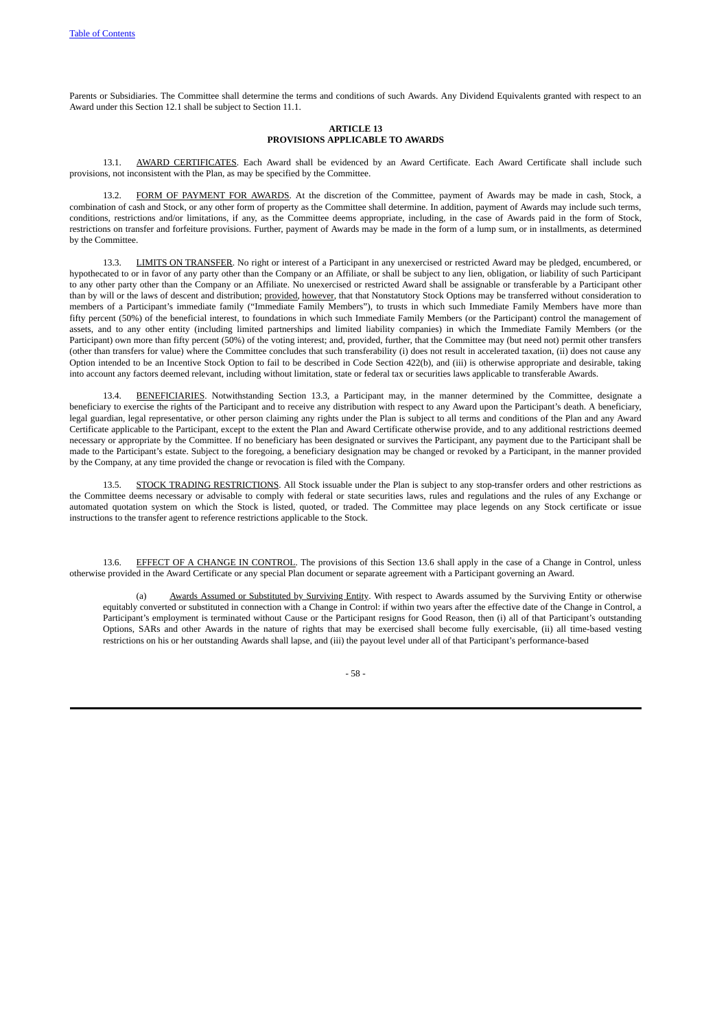Parents or Subsidiaries. The Committee shall determine the terms and conditions of such Awards. Any Dividend Equivalents granted with respect to an Award under this Section 12.1 shall be subject to Section 11.1.

**ARTICLE 13**
**PROVISIONS APPLICABLE TO AWARDS**

13.1. AWARD CERTIFICATES. Each Award shall be evidenced by an Award Certificate. Each Award Certificate shall include such provisions, not inconsistent with the Plan, as may be specified by the Committee.

13.2. FORM OF PAYMENT FOR AWARDS. At the discretion of the Committee, payment of Awards may be made in cash, Stock, a combination of cash and Stock, or any other form of property as the Committee shall determine. In addition, payment of Awards may include such terms, conditions, restrictions and/or limitations, if any, as the Committee deems appropriate, including, in the case of Awards paid in the form of Stock, restrictions on transfer and forfeiture provisions. Further, payment of Awards may be made in the form of a lump sum, or in installments, as determined by the Committee.

13.3. LIMITS ON TRANSFER. No right or interest of a Participant in any unexercised or restricted Award may be pledged, encumbered, or hypothecated to or in favor of any party other than the Company or an Affiliate, or shall be subject to any lien, obligation, or liability of such Participant to any other party other than the Company or an Affiliate. No unexercised or restricted Award shall be assignable or transferable by a Participant other than by will or the laws of descent and distribution; provided, however, that Nonstatutory Stock Options may be transferred without consideration to members of a Participant's immediate family ("Immediate Family Members"), to trusts in which such Immediate Family Members have more than fifty percent (50%) of the beneficial interest, to foundations in which such Immediate Family Members (or the Participant) control the management of assets, and to any other entity (including limited partnerships and limited liability companies) in which the Immediate Family Members (or the Participant) own more than fifty percent (50%) of the voting interest; and, provided, further, that the Committee may (but need not) permit other transfers (other than transfers for value) where the Committee concludes that such transferability (i) does not result in accelerated taxation, (ii) does not cause any Option intended to be an Incentive Stock Option to fail to be described in Code Section 422(b), and (iii) is otherwise appropriate and desirable, taking into account any factors deemed relevant, including without limitation, state or federal tax or securities laws applicable to transferable Awards.

13.4. BENEFICIARIES. Notwithstanding Section 13.3, a Participant may, in the manner determined by the Committee, designate a beneficiary to exercise the rights of the Participant and to receive any distribution with respect to any Award upon the Participant's death. A beneficiary, legal guardian, legal representative, or other person claiming any rights under the Plan is subject to all terms and conditions of the Plan and any Award Certificate applicable to the Participant, except to the extent the Plan and Award Certificate otherwise provide, and to any additional restrictions deemed necessary or appropriate by the Committee. If no beneficiary has been designated or survives the Participant, any payment due to the Participant shall be made to the Participant's estate. Subject to the foregoing, a beneficiary designation may be changed or revoked by a Participant, in the manner provided by the Company, at any time provided the change or revocation is filed with the Company.

13.5. STOCK TRADING RESTRICTIONS. All Stock issuable under the Plan is subject to any stop-transfer orders and other restrictions as the Committee deems necessary or advisable to comply with federal or state securities laws, rules and regulations and the rules of any Exchange or automated quotation system on which the Stock is listed, quoted, or traded. The Committee may place legends on any Stock certificate or issue instructions to the transfer agent to reference restrictions applicable to the Stock.

13.6. EFFECT OF A CHANGE IN CONTROL. The provisions of this Section 13.6 shall apply in the case of a Change in Control, unless otherwise provided in the Award Certificate or any special Plan document or separate agreement with a Participant governing an Award.

(a) Awards Assumed or Substituted by Surviving Entity. With respect to Awards assumed by the Surviving Entity or otherwise equitably converted or substituted in connection with a Change in Control: if within two years after the effective date of the Change in Control, a Participant's employment is terminated without Cause or the Participant resigns for Good Reason, then (i) all of that Participant's outstanding Options, SARs and other Awards in the nature of rights that may be exercised shall become fully exercisable, (ii) all time-based vesting restrictions on his or her outstanding Awards shall lapse, and (iii) the payout level under all of that Participant's performance-based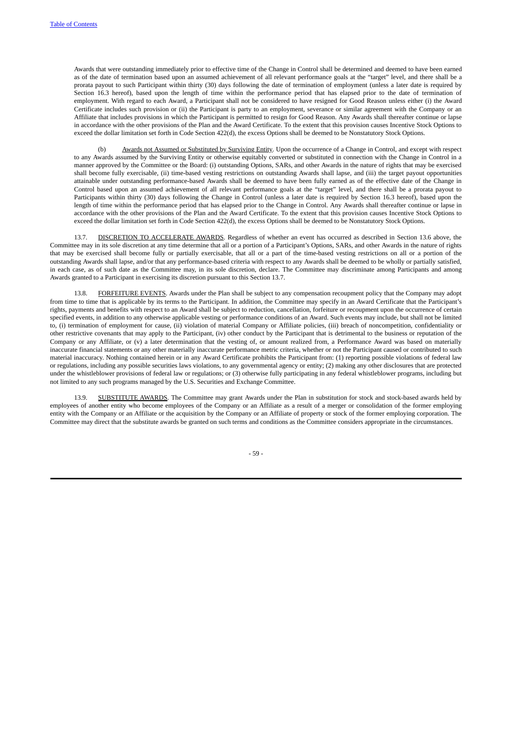Awards that were outstanding immediately prior to effective time of the Change in Control shall be determined and deemed to have been earned as of the date of termination based upon an assumed achievement of all relevant performance goals at the "target" level, and there shall be a prorata payout to such Participant within thirty (30) days following the date of termination of employment (unless a later date is required by Section 16.3 hereof), based upon the length of time within the performance period that has elapsed prior to the date of termination of employment. With regard to each Award, a Participant shall not be considered to have resigned for Good Reason unless either (i) the Award Certificate includes such provision or (ii) the Participant is party to an employment, severance or similar agreement with the Company or an Affiliate that includes provisions in which the Participant is permitted to resign for Good Reason. Any Awards shall thereafter continue or lapse in accordance with the other provisions of the Plan and the Award Certificate. To the extent that this provision causes Incentive Stock Options to exceed the dollar limitation set forth in Code Section 422(d), the excess Options shall be deemed to be Nonstatutory Stock Options.

(b) Awards not Assumed or Substituted by Surviving Entity. Upon the occurrence of a Change in Control, and except with respect to any Awards assumed by the Surviving Entity or otherwise equitably converted or substituted in connection with the Change in Control in a manner approved by the Committee or the Board: (i) outstanding Options, SARs, and other Awards in the nature of rights that may be exercised shall become fully exercisable, (ii) time-based vesting restrictions on outstanding Awards shall lapse, and (iii) the target payout opportunities attainable under outstanding performance-based Awards shall be deemed to have been fully earned as of the effective date of the Change in Control based upon an assumed achievement of all relevant performance goals at the "target" level, and there shall be a prorata payout to Participants within thirty (30) days following the Change in Control (unless a later date is required by Section 16.3 hereof), based upon the length of time within the performance period that has elapsed prior to the Change in Control. Any Awards shall thereafter continue or lapse in accordance with the other provisions of the Plan and the Award Certificate. To the extent that this provision causes Incentive Stock Options to exceed the dollar limitation set forth in Code Section 422(d), the excess Options shall be deemed to be Nonstatutory Stock Options.

13.7. DISCRETION TO ACCELERATE AWARDS. Regardless of whether an event has occurred as described in Section 13.6 above, the Committee may in its sole discretion at any time determine that all or a portion of a Participant's Options, SARs, and other Awards in the nature of rights that may be exercised shall become fully or partially exercisable, that all or a part of the time-based vesting restrictions on all or a portion of the outstanding Awards shall lapse, and/or that any performance-based criteria with respect to any Awards shall be deemed to be wholly or partially satisfied, in each case, as of such date as the Committee may, in its sole discretion, declare. The Committee may discriminate among Participants and among Awards granted to a Participant in exercising its discretion pursuant to this Section 13.7.

13.8. FORFEITURE EVENTS. Awards under the Plan shall be subject to any compensation recoupment policy that the Company may adopt from time to time that is applicable by its terms to the Participant. In addition, the Committee may specify in an Award Certificate that the Participant's rights, payments and benefits with respect to an Award shall be subject to reduction, cancellation, forfeiture or recoupment upon the occurrence of certain specified events, in addition to any otherwise applicable vesting or performance conditions of an Award. Such events may include, but shall not be limited to, (i) termination of employment for cause, (ii) violation of material Company or Affiliate policies, (iii) breach of noncompetition, confidentiality or other restrictive covenants that may apply to the Participant, (iv) other conduct by the Participant that is detrimental to the business or reputation of the Company or any Affiliate, or (v) a later determination that the vesting of, or amount realized from, a Performance Award was based on materially inaccurate financial statements or any other materially inaccurate performance metric criteria, whether or not the Participant caused or contributed to such material inaccuracy. Nothing contained herein or in any Award Certificate prohibits the Participant from: (1) reporting possible violations of federal law or regulations, including any possible securities laws violations, to any governmental agency or entity; (2) making any other disclosures that are protected under the whistleblower provisions of federal law or regulations; or (3) otherwise fully participating in any federal whistleblower programs, including but not limited to any such programs managed by the U.S. Securities and Exchange Committee.

13.9. SUBSTITUTE AWARDS. The Committee may grant Awards under the Plan in substitution for stock and stock-based awards held by employees of another entity who become employees of the Company or an Affiliate as a result of a merger or consolidation of the former employing entity with the Company or an Affiliate or the acquisition by the Company or an Affiliate of property or stock of the former employing corporation. The Committee may direct that the substitute awards be granted on such terms and conditions as the Committee considers appropriate in the circumstances.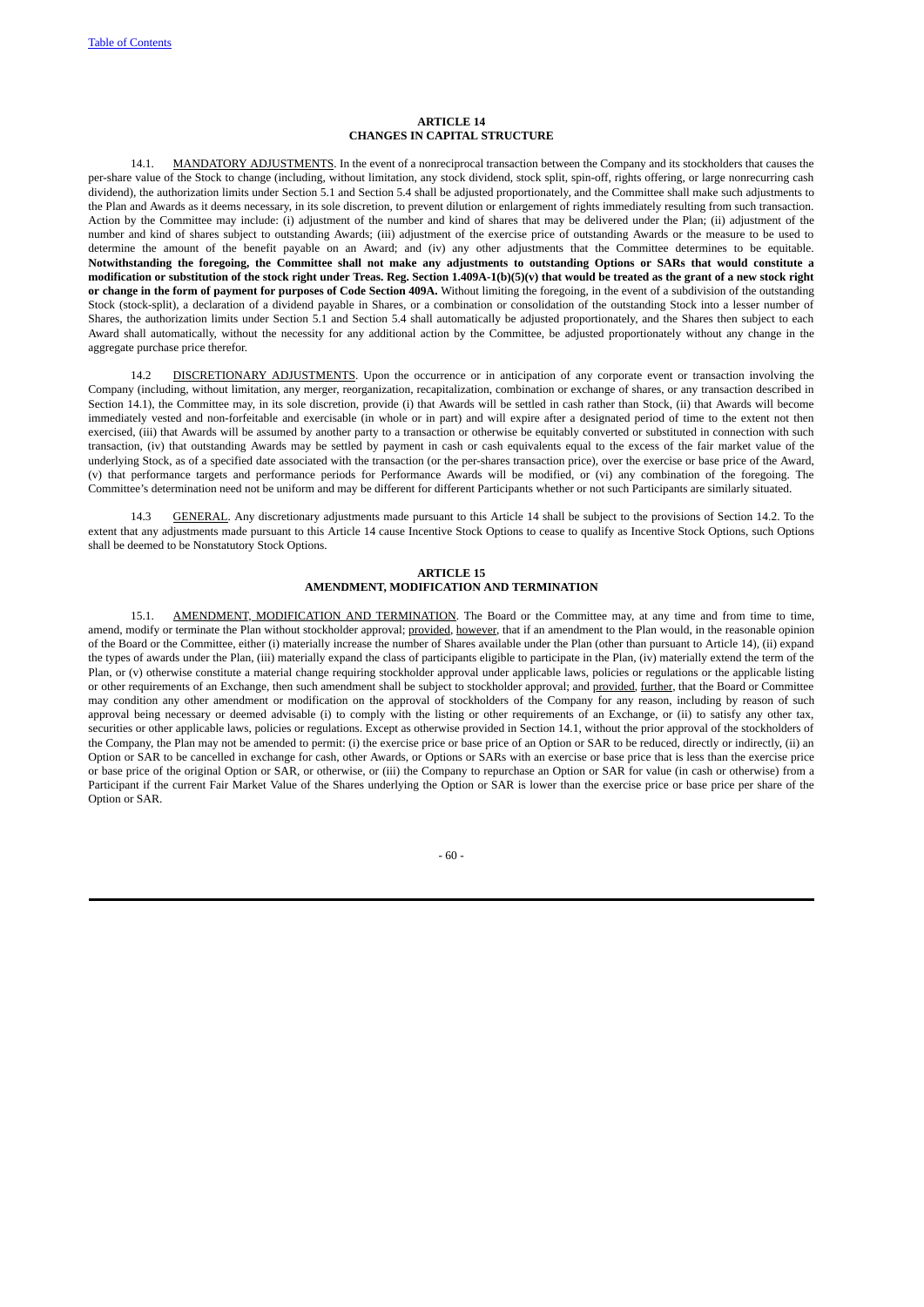## ARTICLE 14
## CHANGES IN CAPITAL STRUCTURE

14.1. <u>MANDATORY ADJUSTMENTS</u>. In the event of a nonreciprocal transaction between the Company and its stockholders that causes the per-share value of the Stock to change (including, without limitation, any stock dividend, stock split, spin-off, rights offering, or large nonrecurring cash dividend), the authorization limits under Section 5.1 and Section 5.4 shall be adjusted proportionately, and the Committee shall make such adjustments to the Plan and Awards as it deems necessary, in its sole discretion, to prevent dilution or enlargement of rights immediately resulting from such transaction. Action by the Committee may include: (i) adjustment of the number and kind of shares that may be delivered under the Plan; (ii) adjustment of the number and kind of shares subject to outstanding Awards; (iii) adjustment of the exercise price of outstanding Awards or the measure to be used to determine the amount of the benefit payable on an Award; and (iv) any other adjustments that the Committee determines to be equitable. **Notwithstanding the foregoing, the Committee shall not make any adjustments to outstanding Options or SARs that would constitute a modification or substitution of the stock right under Treas. Reg. Section 1.409A-1(b)(5)(v) that would be treated as the grant of a new stock right or change in the form of payment for purposes of Code Section 409A.** Without limiting the foregoing, in the event of a subdivision of the outstanding Stock (stock-split), a declaration of a dividend payable in Shares, or a combination or consolidation of the outstanding Stock into a lesser number of Shares, the authorization limits under Section 5.1 and Section 5.4 shall automatically be adjusted proportionately, and the Shares then subject to each Award shall automatically, without the necessity for any additional action by the Committee, be adjusted proportionately without any change in the aggregate purchase price therefor.

14.2 <u>DISCRETIONARY ADJUSTMENTS</u>. Upon the occurrence or in anticipation of any corporate event or transaction involving the Company (including, without limitation, any merger, reorganization, recapitalization, combination or exchange of shares, or any transaction described in Section 14.1), the Committee may, in its sole discretion, provide (i) that Awards will be settled in cash rather than Stock, (ii) that Awards will become immediately vested and non-forfeitable and exercisable (in whole or in part) and will expire after a designated period of time to the extent not then exercised, (iii) that Awards will be assumed by another party to a transaction or otherwise be equitably converted or substituted in connection with such transaction, (iv) that outstanding Awards may be settled by payment in cash or cash equivalents equal to the excess of the fair market value of the underlying Stock, as of a specified date associated with the transaction (or the per-shares transaction price), over the exercise or base price of the Award, (v) that performance targets and performance periods for Performance Awards will be modified, or (vi) any combination of the foregoing. The Committee's determination need not be uniform and may be different for different Participants whether or not such Participants are similarly situated.

14.3 <u>GENERAL</u>. Any discretionary adjustments made pursuant to this Article 14 shall be subject to the provisions of Section 14.2. To the extent that any adjustments made pursuant to this Article 14 cause Incentive Stock Options to cease to qualify as Incentive Stock Options, such Options shall be deemed to be Nonstatutory Stock Options.

## ARTICLE 15
## AMENDMENT, MODIFICATION AND TERMINATION

15.1. <u>AMENDMENT, MODIFICATION AND TERMINATION</u>. The Board or the Committee may, at any time and from time to time, amend, modify or terminate the Plan without stockholder approval; <u>provided</u>, <u>however</u>, that if an amendment to the Plan would, in the reasonable opinion of the Board or the Committee, either (i) materially increase the number of Shares available under the Plan (other than pursuant to Article 14), (ii) expand the types of awards under the Plan, (iii) materially expand the class of participants eligible to participate in the Plan, (iv) materially extend the term of the Plan, or (v) otherwise constitute a material change requiring stockholder approval under applicable laws, policies or regulations or the applicable listing or other requirements of an Exchange, then such amendment shall be subject to stockholder approval; and <u>provided</u>, <u>further</u>, that the Board or Committee may condition any other amendment or modification on the approval of stockholders of the Company for any reason, including by reason of such approval being necessary or deemed advisable (i) to comply with the listing or other requirements of an Exchange, or (ii) to satisfy any other tax, securities or other applicable laws, policies or regulations. Except as otherwise provided in Section 14.1, without the prior approval of the stockholders of the Company, the Plan may not be amended to permit: (i) the exercise price or base price of an Option or SAR to be reduced, directly or indirectly, (ii) an Option or SAR to be cancelled in exchange for cash, other Awards, or Options or SARs with an exercise or base price that is less than the exercise price or base price of the original Option or SAR, or otherwise, or (iii) the Company to repurchase an Option or SAR for value (in cash or otherwise) from a Participant if the current Fair Market Value of the Shares underlying the Option or SAR is lower than the exercise price or base price per share of the Option or SAR.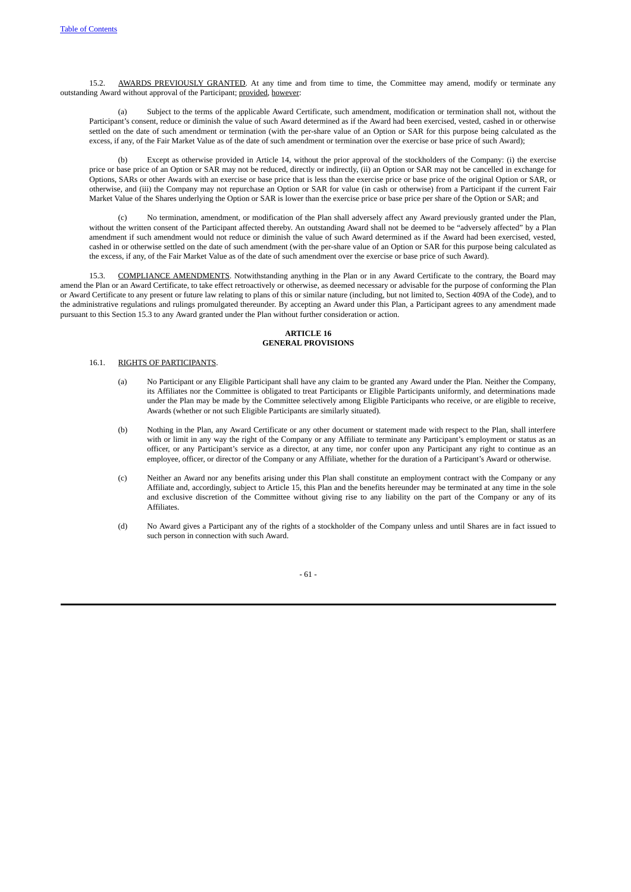15.2. <u>AWARDS PREVIOUSLY GRANTED</u>. At any time and from time to time, the Committee may amend, modify or terminate any outstanding Award without approval of the Participant; <u>provided</u>, <u>however</u>:

(a) Subject to the terms of the applicable Award Certificate, such amendment, modification or termination shall not, without the Participant's consent, reduce or diminish the value of such Award determined as if the Award had been exercised, vested, cashed in or otherwise settled on the date of such amendment or termination (with the per-share value of an Option or SAR for this purpose being calculated as the excess, if any, of the Fair Market Value as of the date of such amendment or termination over the exercise or base price of such Award);

(b) Except as otherwise provided in Article 14, without the prior approval of the stockholders of the Company: (i) the exercise price or base price of an Option or SAR may not be reduced, directly or indirectly, (ii) an Option or SAR may not be cancelled in exchange for Options, SARs or other Awards with an exercise or base price that is less than the exercise price or base price of the original Option or SAR, or otherwise, and (iii) the Company may not repurchase an Option or SAR for value (in cash or otherwise) from a Participant if the current Fair Market Value of the Shares underlying the Option or SAR is lower than the exercise price or base price per share of the Option or SAR; and

(c) No termination, amendment, or modification of the Plan shall adversely affect any Award previously granted under the Plan, without the written consent of the Participant affected thereby. An outstanding Award shall not be deemed to be "adversely affected" by a Plan amendment if such amendment would not reduce or diminish the value of such Award determined as if the Award had been exercised, vested, cashed in or otherwise settled on the date of such amendment (with the per-share value of an Option or SAR for this purpose being calculated as the excess, if any, of the Fair Market Value as of the date of such amendment over the exercise or base price of such Award).

15.3. <u>COMPLIANCE AMENDMENTS</u>. Notwithstanding anything in the Plan or in any Award Certificate to the contrary, the Board may amend the Plan or an Award Certificate, to take effect retroactively or otherwise, as deemed necessary or advisable for the purpose of conforming the Plan or Award Certificate to any present or future law relating to plans of this or similar nature (including, but not limited to, Section 409A of the Code), and to the administrative regulations and rulings promulgated thereunder. By accepting an Award under this Plan, a Participant agrees to any amendment made pursuant to this Section 15.3 to any Award granted under the Plan without further consideration or action.

## ARTICLE 16
## GENERAL PROVISIONS

16.1. <u>RIGHTS OF PARTICIPANTS</u>.

(a) No Participant or any Eligible Participant shall have any claim to be granted any Award under the Plan. Neither the Company, its Affiliates nor the Committee is obligated to treat Participants or Eligible Participants uniformly, and determinations made under the Plan may be made by the Committee selectively among Eligible Participants who receive, or are eligible to receive, Awards (whether or not such Eligible Participants are similarly situated).

(b) Nothing in the Plan, any Award Certificate or any other document or statement made with respect to the Plan, shall interfere with or limit in any way the right of the Company or any Affiliate to terminate any Participant's employment or status as an officer, or any Participant's service as a director, at any time, nor confer upon any Participant any right to continue as an employee, officer, or director of the Company or any Affiliate, whether for the duration of a Participant's Award or otherwise.

(c) Neither an Award nor any benefits arising under this Plan shall constitute an employment contract with the Company or any Affiliate and, accordingly, subject to Article 15, this Plan and the benefits hereunder may be terminated at any time in the sole and exclusive discretion of the Committee without giving rise to any liability on the part of the Company or any of its Affiliates.

(d) No Award gives a Participant any of the rights of a stockholder of the Company unless and until Shares are in fact issued to such person in connection with such Award.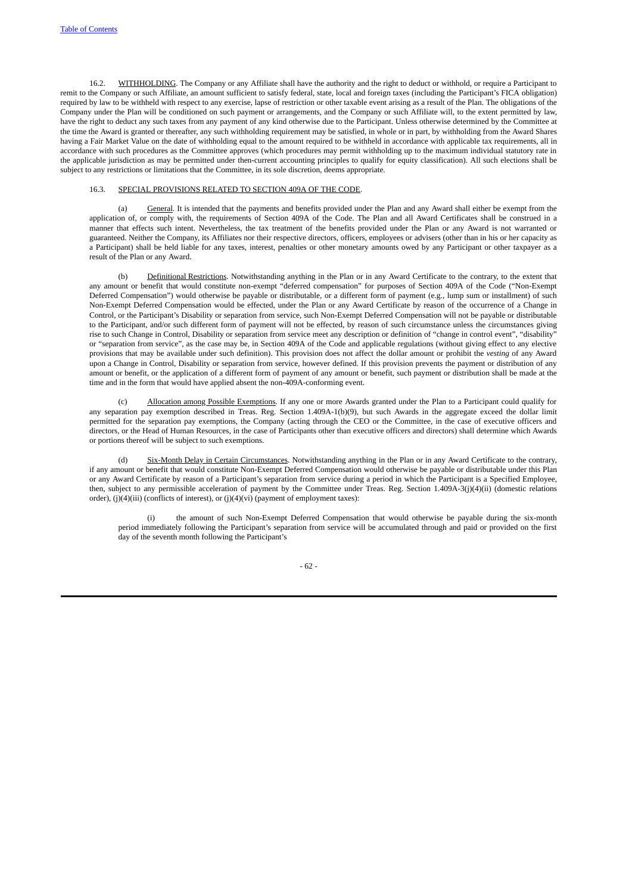16.2. WITHHOLDING. The Company or any Affiliate shall have the authority and the right to deduct or withhold, or require a Participant to remit to the Company or such Affiliate, an amount sufficient to satisfy federal, state, local and foreign taxes (including the Participant's FICA obligation) required by law to be withheld with respect to any exercise, lapse of restriction or other taxable event arising as a result of the Plan. The obligations of the Company under the Plan will be conditioned on such payment or arrangements, and the Company or such Affiliate will, to the extent permitted by law, have the right to deduct any such taxes from any payment of any kind otherwise due to the Participant. Unless otherwise determined by the Committee at the time the Award is granted or thereafter, any such withholding requirement may be satisfied, in whole or in part, by withholding from the Award Shares having a Fair Market Value on the date of withholding equal to the amount required to be withheld in accordance with applicable tax requirements, all in accordance with such procedures as the Committee approves (which procedures may permit withholding up to the maximum individual statutory rate in the applicable jurisdiction as may be permitted under then-current accounting principles to qualify for equity classification). All such elections shall be subject to any restrictions or limitations that the Committee, in its sole discretion, deems appropriate.

16.3. SPECIAL PROVISIONS RELATED TO SECTION 409A OF THE CODE.

(a) General. It is intended that the payments and benefits provided under the Plan and any Award shall either be exempt from the application of, or comply with, the requirements of Section 409A of the Code. The Plan and all Award Certificates shall be construed in a manner that effects such intent. Nevertheless, the tax treatment of the benefits provided under the Plan or any Award is not warranted or guaranteed. Neither the Company, its Affiliates nor their respective directors, officers, employees or advisers (other than in his or her capacity as a Participant) shall be held liable for any taxes, interest, penalties or other monetary amounts owed by any Participant or other taxpayer as a result of the Plan or any Award.

(b) Definitional Restrictions. Notwithstanding anything in the Plan or in any Award Certificate to the contrary, to the extent that any amount or benefit that would constitute non-exempt "deferred compensation" for purposes of Section 409A of the Code ("Non-Exempt Deferred Compensation") would otherwise be payable or distributable, or a different form of payment (e.g., lump sum or installment) of such Non-Exempt Deferred Compensation would be effected, under the Plan or any Award Certificate by reason of the occurrence of a Change in Control, or the Participant's Disability or separation from service, such Non-Exempt Deferred Compensation will not be payable or distributable to the Participant, and/or such different form of payment will not be effected, by reason of such circumstance unless the circumstances giving rise to such Change in Control, Disability or separation from service meet any description or definition of "change in control event", "disability" or "separation from service", as the case may be, in Section 409A of the Code and applicable regulations (without giving effect to any elective provisions that may be available under such definition). This provision does not affect the dollar amount or prohibit the *vesting* of any Award upon a Change in Control, Disability or separation from service, however defined. If this provision prevents the payment or distribution of any amount or benefit, or the application of a different form of payment of any amount or benefit, such payment or distribution shall be made at the time and in the form that would have applied absent the non-409A-conforming event.

(c) Allocation among Possible Exemptions. If any one or more Awards granted under the Plan to a Participant could qualify for any separation pay exemption described in Treas. Reg. Section 1.409A-1(b)(9), but such Awards in the aggregate exceed the dollar limit permitted for the separation pay exemptions, the Company (acting through the CEO or the Committee, in the case of executive officers and directors, or the Head of Human Resources, in the case of Participants other than executive officers and directors) shall determine which Awards or portions thereof will be subject to such exemptions.

(d) Six-Month Delay in Certain Circumstances. Notwithstanding anything in the Plan or in any Award Certificate to the contrary, if any amount or benefit that would constitute Non-Exempt Deferred Compensation would otherwise be payable or distributable under this Plan or any Award Certificate by reason of a Participant's separation from service during a period in which the Participant is a Specified Employee, then, subject to any permissible acceleration of payment by the Committee under Treas. Reg. Section 1.409A-3(j)(4)(ii) (domestic relations order), (j)(4)(iii) (conflicts of interest), or (j)(4)(vi) (payment of employment taxes):

(i) the amount of such Non-Exempt Deferred Compensation that would otherwise be payable during the six-month period immediately following the Participant's separation from service will be accumulated through and paid or provided on the first day of the seventh month following the Participant's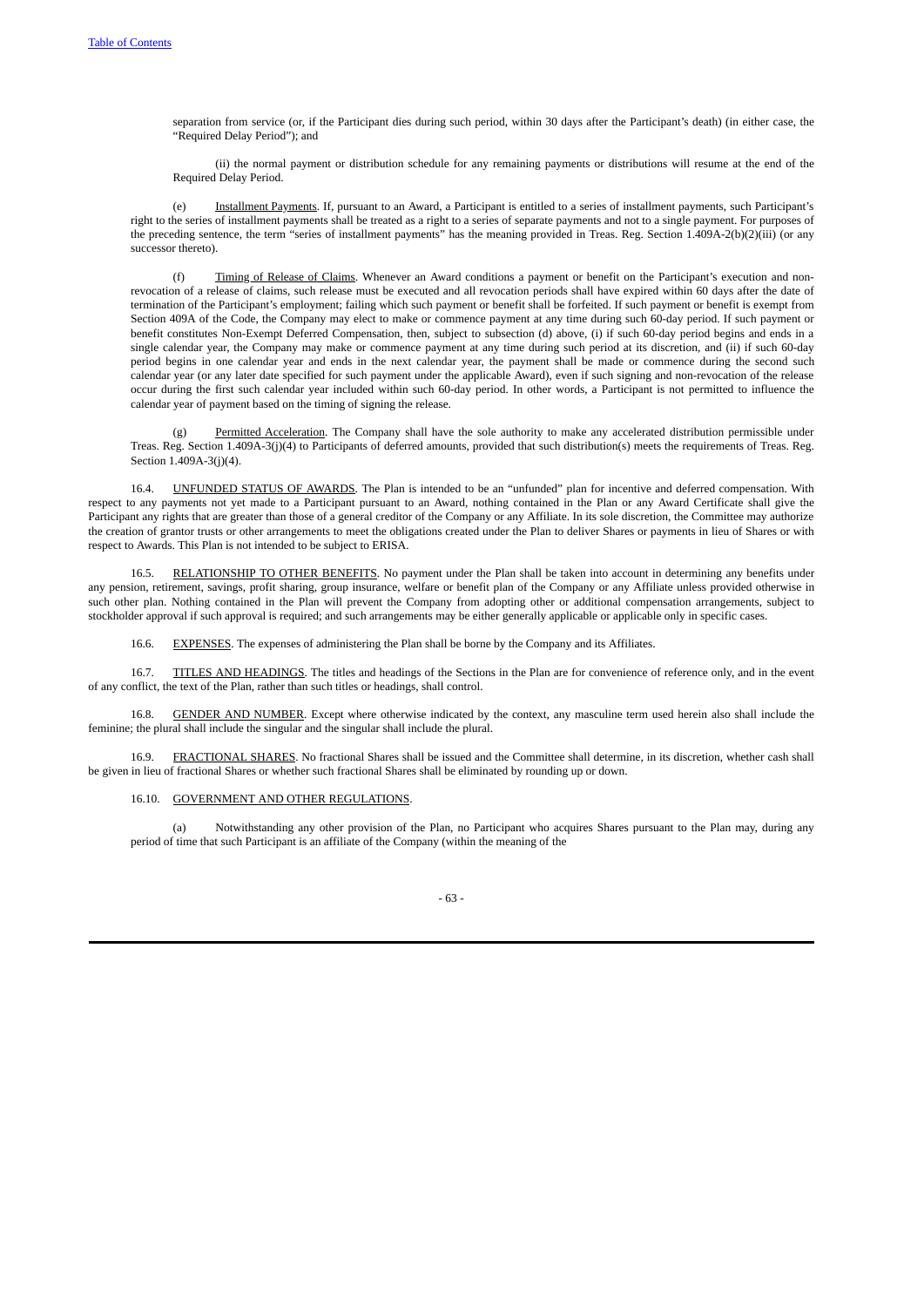separation from service (or, if the Participant dies during such period, within 30 days after the Participant's death) (in either case, the "Required Delay Period"); and

(ii) the normal payment or distribution schedule for any remaining payments or distributions will resume at the end of the Required Delay Period.

(e) Installment Payments. If, pursuant to an Award, a Participant is entitled to a series of installment payments, such Participant's right to the series of installment payments shall be treated as a right to a series of separate payments and not to a single payment. For purposes of the preceding sentence, the term "series of installment payments" has the meaning provided in Treas. Reg. Section 1.409A-2(b)(2)(iii) (or any successor thereto).

(f) Timing of Release of Claims. Whenever an Award conditions a payment or benefit on the Participant's execution and non-revocation of a release of claims, such release must be executed and all revocation periods shall have expired within 60 days after the date of termination of the Participant's employment; failing which such payment or benefit shall be forfeited. If such payment or benefit is exempt from Section 409A of the Code, the Company may elect to make or commence payment at any time during such 60-day period. If such payment or benefit constitutes Non-Exempt Deferred Compensation, then, subject to subsection (d) above, (i) if such 60-day period begins and ends in a single calendar year, the Company may make or commence payment at any time during such period at its discretion, and (ii) if such 60-day period begins in one calendar year and ends in the next calendar year, the payment shall be made or commence during the second such calendar year (or any later date specified for such payment under the applicable Award), even if such signing and non-revocation of the release occur during the first such calendar year included within such 60-day period. In other words, a Participant is not permitted to influence the calendar year of payment based on the timing of signing the release.

(g) Permitted Acceleration. The Company shall have the sole authority to make any accelerated distribution permissible under Treas. Reg. Section 1.409A-3(j)(4) to Participants of deferred amounts, provided that such distribution(s) meets the requirements of Treas. Reg. Section 1.409A-3(j)(4).

16.4. UNFUNDED STATUS OF AWARDS. The Plan is intended to be an "unfunded" plan for incentive and deferred compensation. With respect to any payments not yet made to a Participant pursuant to an Award, nothing contained in the Plan or any Award Certificate shall give the Participant any rights that are greater than those of a general creditor of the Company or any Affiliate. In its sole discretion, the Committee may authorize the creation of grantor trusts or other arrangements to meet the obligations created under the Plan to deliver Shares or payments in lieu of Shares or with respect to Awards. This Plan is not intended to be subject to ERISA.

16.5. RELATIONSHIP TO OTHER BENEFITS. No payment under the Plan shall be taken into account in determining any benefits under any pension, retirement, savings, profit sharing, group insurance, welfare or benefit plan of the Company or any Affiliate unless provided otherwise in such other plan. Nothing contained in the Plan will prevent the Company from adopting other or additional compensation arrangements, subject to stockholder approval if such approval is required; and such arrangements may be either generally applicable or applicable only in specific cases.

16.6. EXPENSES. The expenses of administering the Plan shall be borne by the Company and its Affiliates.

16.7. TITLES AND HEADINGS. The titles and headings of the Sections in the Plan are for convenience of reference only, and in the event of any conflict, the text of the Plan, rather than such titles or headings, shall control.

16.8. GENDER AND NUMBER. Except where otherwise indicated by the context, any masculine term used herein also shall include the feminine; the plural shall include the singular and the singular shall include the plural.

16.9. FRACTIONAL SHARES. No fractional Shares shall be issued and the Committee shall determine, in its discretion, whether cash shall be given in lieu of fractional Shares or whether such fractional Shares shall be eliminated by rounding up or down.

16.10. GOVERNMENT AND OTHER REGULATIONS.

(a) Notwithstanding any other provision of the Plan, no Participant who acquires Shares pursuant to the Plan may, during any period of time that such Participant is an affiliate of the Company (within the meaning of the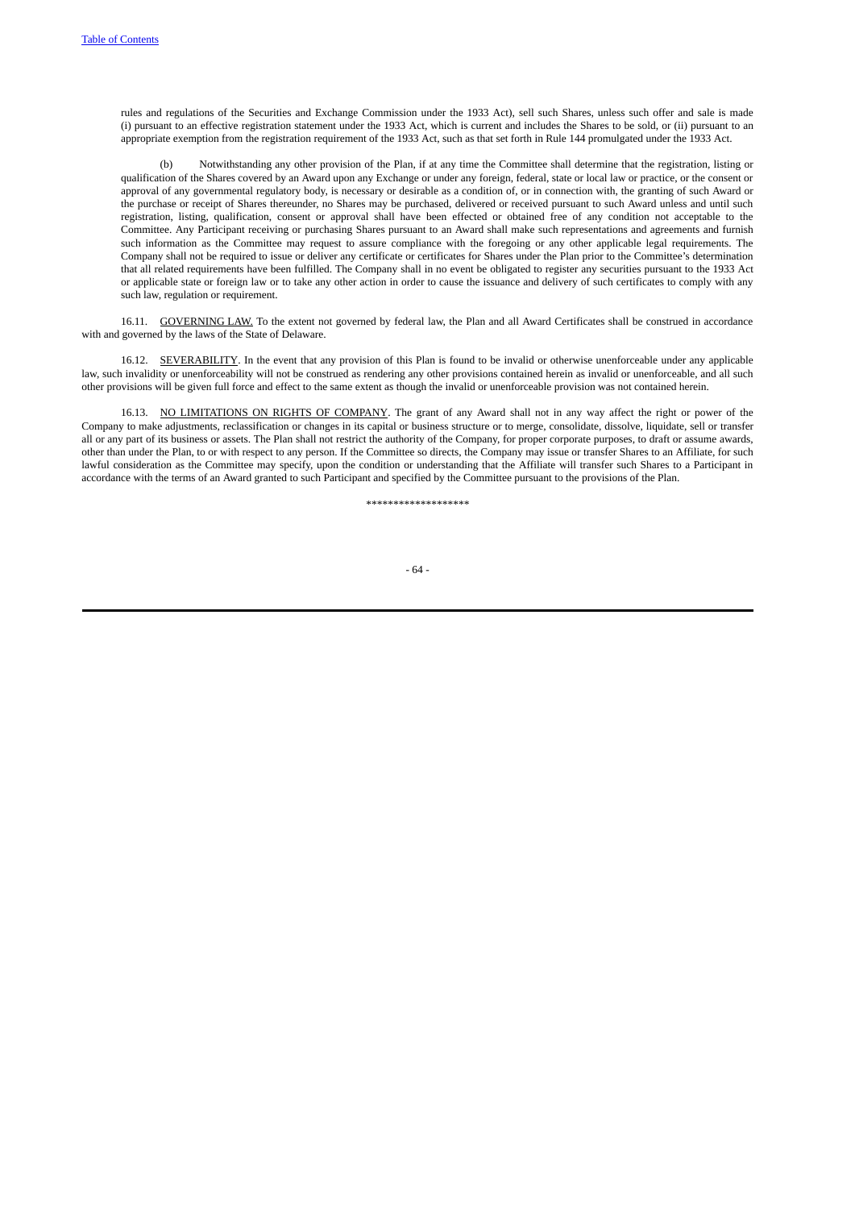rules and regulations of the Securities and Exchange Commission under the 1933 Act), sell such Shares, unless such offer and sale is made (i) pursuant to an effective registration statement under the 1933 Act, which is current and includes the Shares to be sold, or (ii) pursuant to an appropriate exemption from the registration requirement of the 1933 Act, such as that set forth in Rule 144 promulgated under the 1933 Act.

(b) Notwithstanding any other provision of the Plan, if at any time the Committee shall determine that the registration, listing or qualification of the Shares covered by an Award upon any Exchange or under any foreign, federal, state or local law or practice, or the consent or approval of any governmental regulatory body, is necessary or desirable as a condition of, or in connection with, the granting of such Award or the purchase or receipt of Shares thereunder, no Shares may be purchased, delivered or received pursuant to such Award unless and until such registration, listing, qualification, consent or approval shall have been effected or obtained free of any condition not acceptable to the Committee. Any Participant receiving or purchasing Shares pursuant to an Award shall make such representations and agreements and furnish such information as the Committee may request to assure compliance with the foregoing or any other applicable legal requirements. The Company shall not be required to issue or deliver any certificate or certificates for Shares under the Plan prior to the Committee's determination that all related requirements have been fulfilled. The Company shall in no event be obligated to register any securities pursuant to the 1933 Act or applicable state or foreign law or to take any other action in order to cause the issuance and delivery of such certificates to comply with any such law, regulation or requirement.

16.11. GOVERNING LAW. To the extent not governed by federal law, the Plan and all Award Certificates shall be construed in accordance with and governed by the laws of the State of Delaware.

16.12. SEVERABILITY. In the event that any provision of this Plan is found to be invalid or otherwise unenforceable under any applicable law, such invalidity or unenforceability will not be construed as rendering any other provisions contained herein as invalid or unenforceable, and all such other provisions will be given full force and effect to the same extent as though the invalid or unenforceable provision was not contained herein.

16.13. NO LIMITATIONS ON RIGHTS OF COMPANY. The grant of any Award shall not in any way affect the right or power of the Company to make adjustments, reclassification or changes in its capital or business structure or to merge, consolidate, dissolve, liquidate, sell or transfer all or any part of its business or assets. The Plan shall not restrict the authority of the Company, for proper corporate purposes, to draft or assume awards, other than under the Plan, to or with respect to any person. If the Committee so directs, the Company may issue or transfer Shares to an Affiliate, for such lawful consideration as the Committee may specify, upon the condition or understanding that the Affiliate will transfer such Shares to a Participant in accordance with the terms of an Award granted to such Participant and specified by the Committee pursuant to the provisions of the Plan.

*******************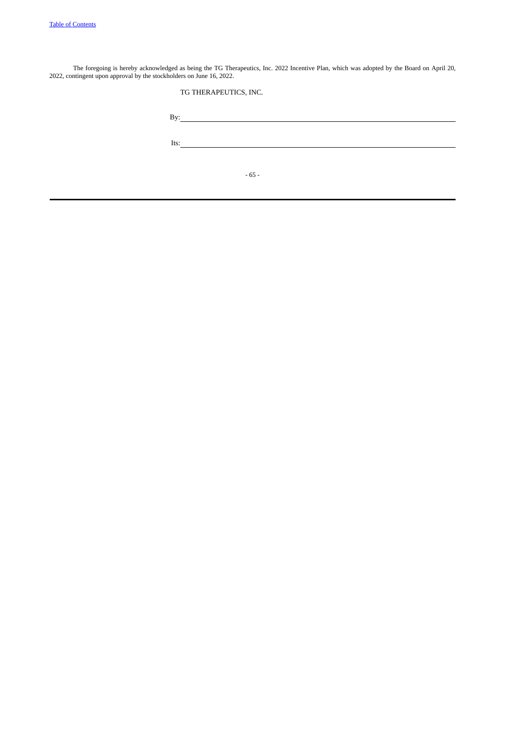The foregoing is hereby acknowledged as being the TG Therapeutics, Inc. 2022 Incentive Plan, which was adopted by the Board on April 20, 2022, contingent upon approval by the stockholders on June 16, 2022.

TG THERAPEUTICS, INC.

By: ______________________________

Its: ______________________________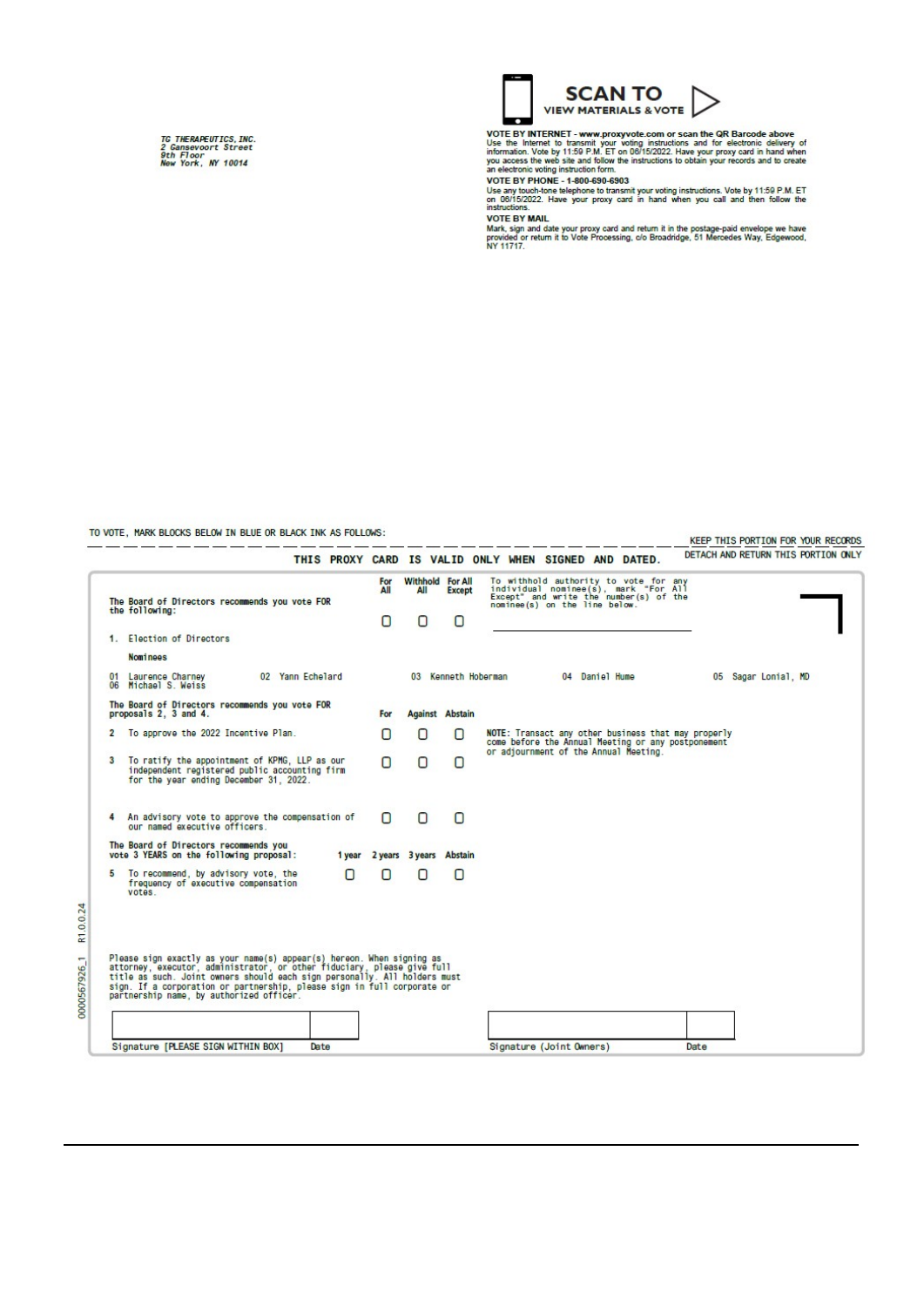TG THERAPEUTICS, INC.
2 Gansevoort Street
9th Floor
New York, NY 10014

**SCAN TO VIEW MATERIALS & VOTE**

**VOTE BY INTERNET - www.proxyvote.com or scan the QR Barcode above**
Use the Internet to transmit your voting instructions and for electronic delivery of information. Vote by 11:59 P.M. ET on 06/15/2022. Have your proxy card in hand when you access the web site and follow the instructions to obtain your records and to create an electronic voting instruction form.

**VOTE BY PHONE - 1-800-690-6903**
Use any touch-tone telephone to transmit your voting instructions. Vote by 11:59 P.M. ET on 06/15/2022. Have your proxy card in hand when you call and then follow the instructions.

**VOTE BY MAIL**
Mark, sign and date your proxy card and return it in the postage-paid envelope we have provided or return it to Vote Processing, c/o Broadridge, 51 Mercedes Way, Edgewood, NY 11717.

TO VOTE, MARK BLOCKS BELOW IN BLUE OR BLACK INK AS FOLLOWS:

KEEP THIS PORTION FOR YOUR RECORDS

DETACH AND RETURN THIS PORTION ONLY

**THIS PROXY CARD IS VALID ONLY WHEN SIGNED AND DATED.**

**The Board of Directors recommends you vote FOR the following:**

| | For All | Withhold All | For All Except |
|---|---|---|---|
| 1. Election of Directors | ☐ | ☐ | ☐ |

To withhold authority to vote for any individual nominee(s), mark "For All Except" and write the number(s) of the nominee(s) on the line below.

\_\_\_\_\_\_\_\_\_\_\_\_\_\_\_\_\_\_\_\_\_\_\_\_\_\_\_\_

**Nominees**

01 Laurence Charney 02 Yann Echelard 03 Kenneth Hoberman 04 Daniel Hume 05 Sagar Lonial, MD
06 Michael S. Weiss

**The Board of Directors recommends you vote FOR proposals 2, 3 and 4.**

| | For | Against | Abstain |
|---|---|---|---|
| 2 To approve the 2022 Incentive Plan. | ☐ | ☐ | ☐ |
| 3 To ratify the appointment of KPMG, LLP as our independent registered public accounting firm for the year ending December 31, 2022. | ☐ | ☐ | ☐ |
| 4 An advisory vote to approve the compensation of our named executive officers. | ☐ | ☐ | ☐ |

NOTE: Transact any other business that may properly come before the Annual Meeting or any postponement or adjournment of the Annual Meeting.

**The Board of Directors recommends you vote 3 YEARS on the following proposal:**

| | 1 year | 2 years | 3 years | Abstain |
|---|---|---|---|---|
| 5 To recommend, by advisory vote, the frequency of executive compensation votes. | ☐ | ☐ | ☐ | ☐ |

Please sign exactly as your name(s) appear(s) hereon. When signing as attorney, executor, administrator, or other fiduciary, please give full title as such. Joint owners should each sign personally. All holders must sign. If a corporation or partnership, please sign in full corporate or partnership name, by authorized officer.

| Signature [PLEASE SIGN WITHIN BOX] | Date | Signature (Joint Owners) | Date |
|---|---|---|---|
| | | | |

0000567926_1 R1.0.0.24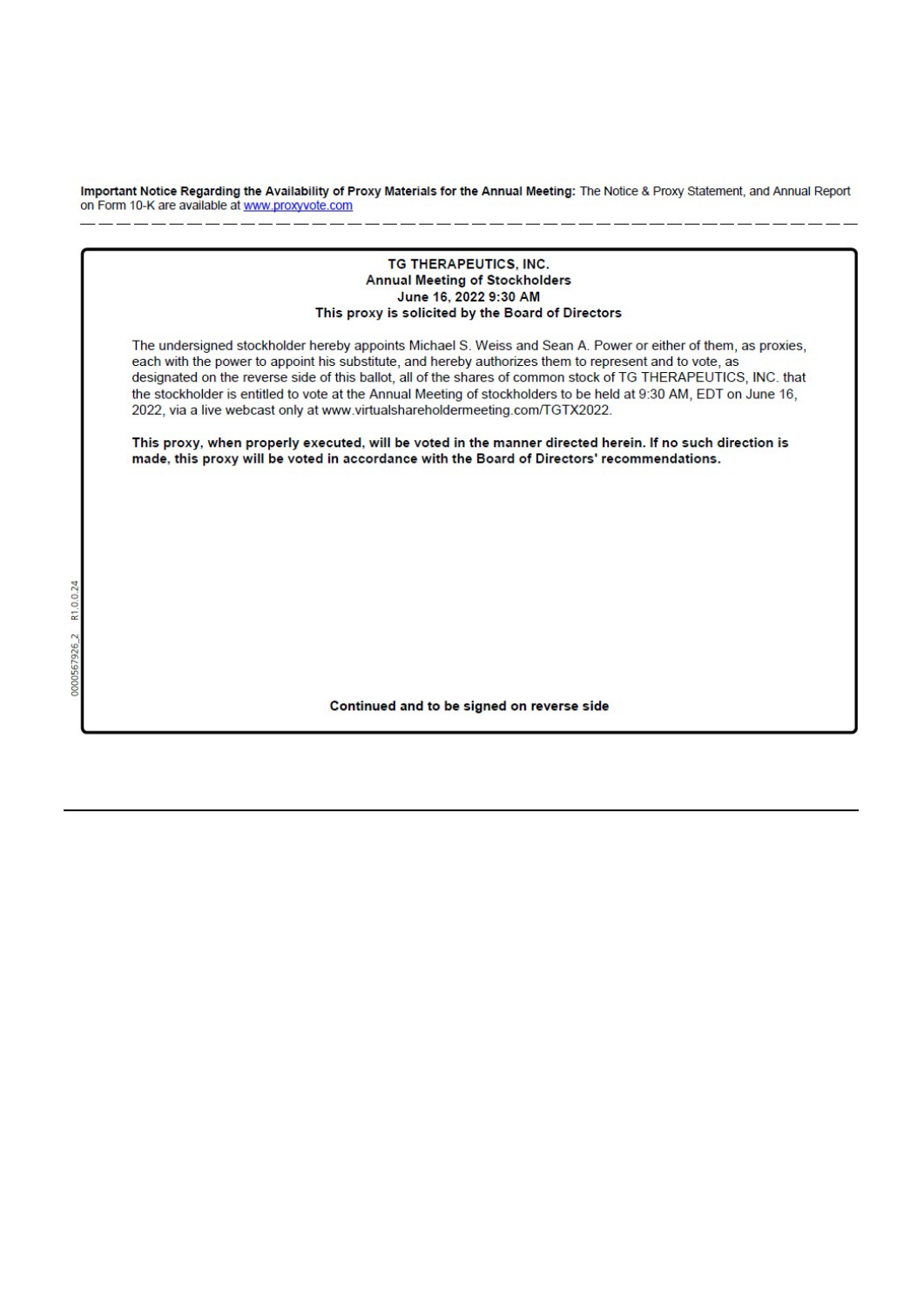**Important Notice Regarding the Availability of Proxy Materials for the Annual Meeting:** The Notice & Proxy Statement, and Annual Report on Form 10-K are available at www.proxyvote.com

---

**TG THERAPEUTICS, INC.**
**Annual Meeting of Stockholders**
**June 16, 2022 9:30 AM**
**This proxy is solicited by the Board of Directors**

The undersigned stockholder hereby appoints Michael S. Weiss and Sean A. Power or either of them, as proxies, each with the power to appoint his substitute, and hereby authorizes them to represent and to vote, as designated on the reverse side of this ballot, all of the shares of common stock of TG THERAPEUTICS, INC. that the stockholder is entitled to vote at the Annual Meeting of stockholders to be held at 9:30 AM, EDT on June 16, 2022, via a live webcast only at www.virtualshareholdermeeting.com/TGTX2022.

**This proxy, when properly executed, will be voted in the manner directed herein. If no such direction is made, this proxy will be voted in accordance with the Board of Directors' recommendations.**

**Continued and to be signed on reverse side**

0000567926_2 R1.0.0.24